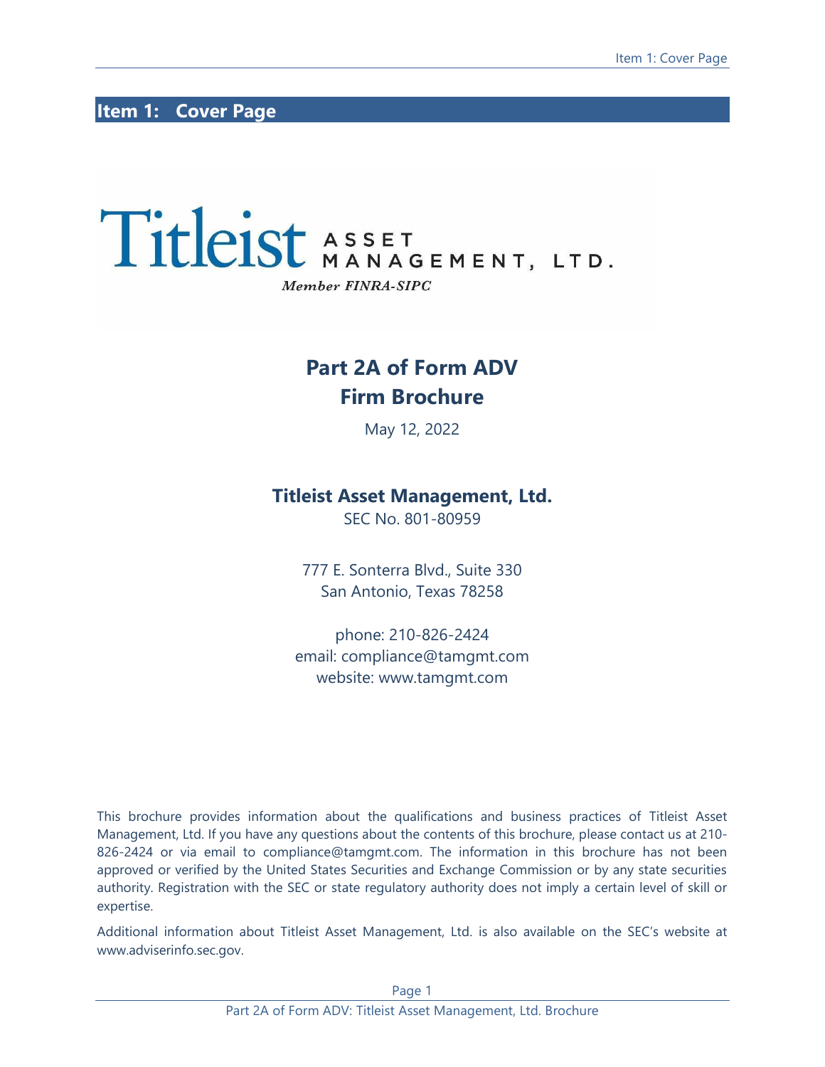# Item 1: Cover Page

Titleist ASSET MANAGEMENT, LTD.

*Member FINRA-SIPC*

## Part 2A of Form ADV
## Firm Brochure

May 12, 2022

### Titleist Asset Management, Ltd.

SEC No. 801-80959

777 E. Sonterra Blvd., Suite 330
San Antonio, Texas 78258

phone: 210-826-2424
email: compliance@tamgmt.com
website: www.tamgmt.com

This brochure provides information about the qualifications and business practices of Titleist Asset Management, Ltd. If you have any questions about the contents of this brochure, please contact us at 210-826-2424 or via email to compliance@tamgmt.com. The information in this brochure has not been approved or verified by the United States Securities and Exchange Commission or by any state securities authority. Registration with the SEC or state regulatory authority does not imply a certain level of skill or expertise.

Additional information about Titleist Asset Management, Ltd. is also available on the SEC's website at www.adviserinfo.sec.gov.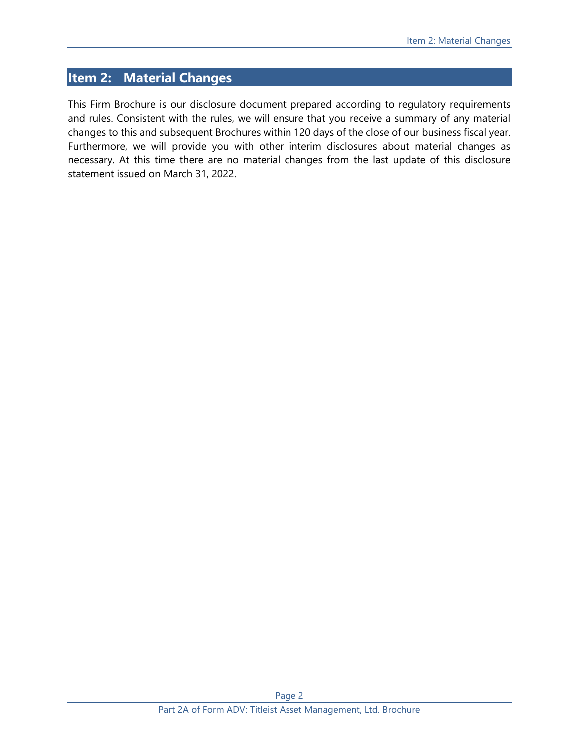# Item 2: Material Changes

This Firm Brochure is our disclosure document prepared according to regulatory requirements and rules. Consistent with the rules, we will ensure that you receive a summary of any material changes to this and subsequent Brochures within 120 days of the close of our business fiscal year. Furthermore, we will provide you with other interim disclosures about material changes as necessary. At this time there are no material changes from the last update of this disclosure statement issued on March 31, 2022.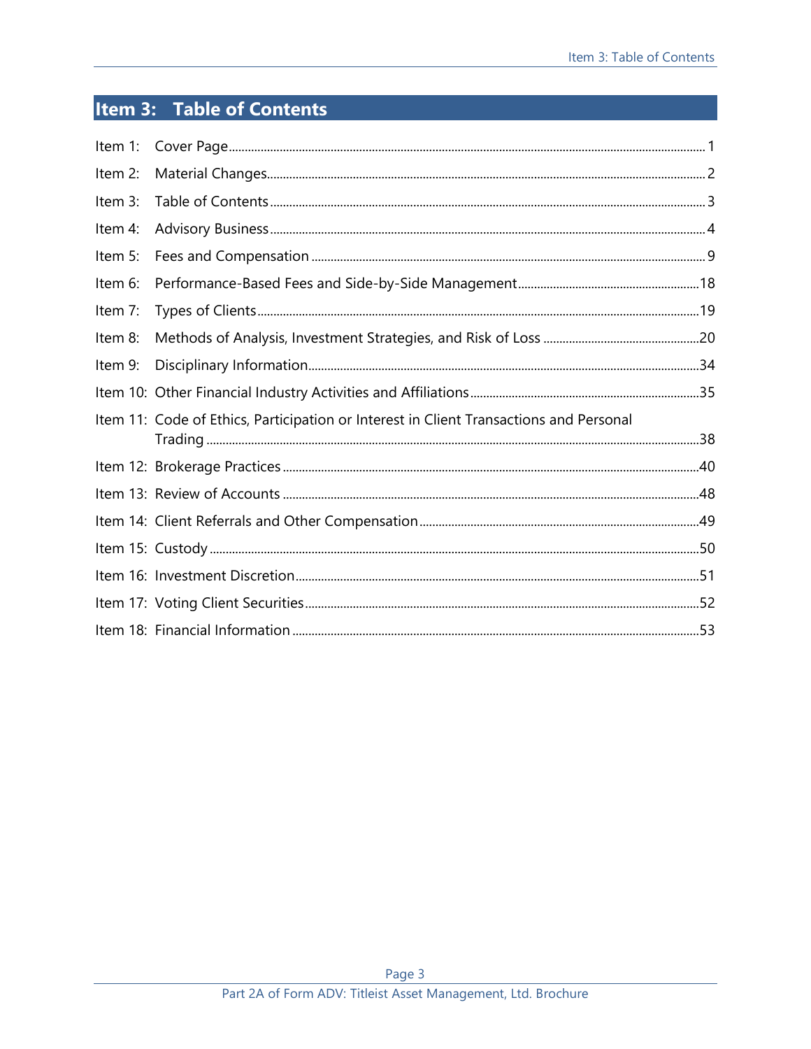# Item 3: Table of Contents

| | | |
|---|---|---|
| Item 1: | Cover Page | 1 |
| Item 2: | Material Changes | 2 |
| Item 3: | Table of Contents | 3 |
| Item 4: | Advisory Business | 4 |
| Item 5: | Fees and Compensation | 9 |
| Item 6: | Performance-Based Fees and Side-by-Side Management | 18 |
| Item 7: | Types of Clients | 19 |
| Item 8: | Methods of Analysis, Investment Strategies, and Risk of Loss | 20 |
| Item 9: | Disciplinary Information | 34 |
| Item 10: | Other Financial Industry Activities and Affiliations | 35 |
| Item 11: | Code of Ethics, Participation or Interest in Client Transactions and Personal Trading | 38 |
| Item 12: | Brokerage Practices | 40 |
| Item 13: | Review of Accounts | 48 |
| Item 14: | Client Referrals and Other Compensation | 49 |
| Item 15: | Custody | 50 |
| Item 16: | Investment Discretion | 51 |
| Item 17: | Voting Client Securities | 52 |
| Item 18: | Financial Information | 53 |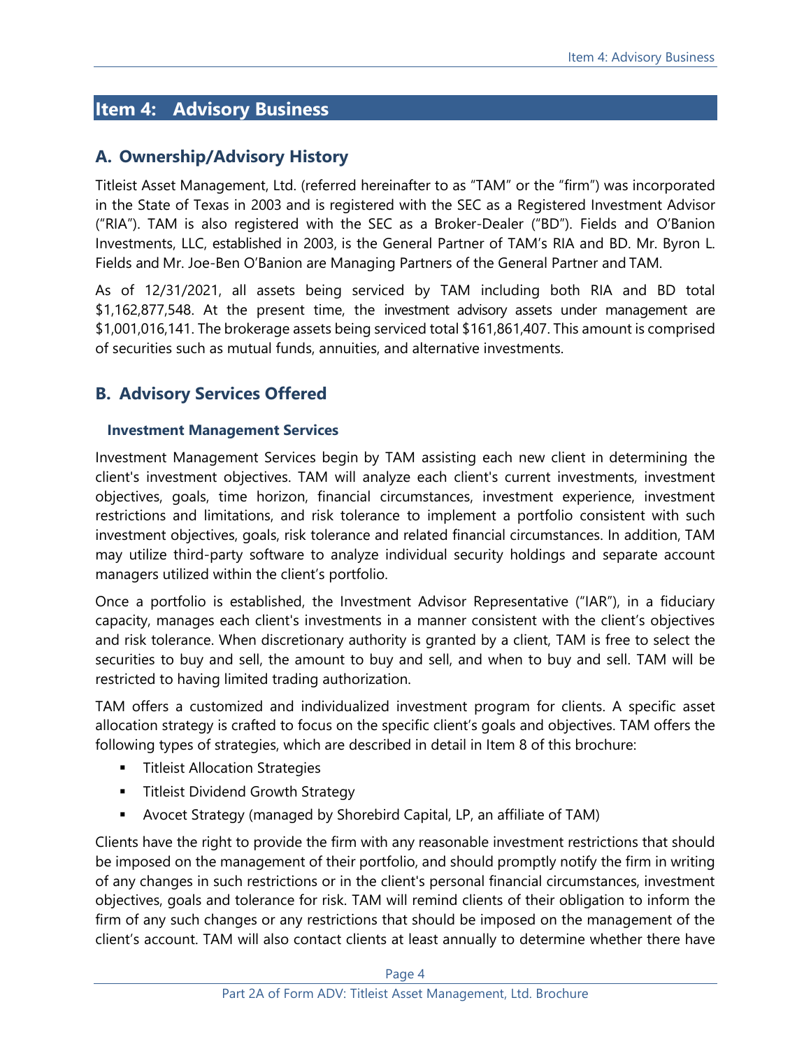# Item 4: Advisory Business

## A. Ownership/Advisory History

Titleist Asset Management, Ltd. (referred hereinafter to as "TAM" or the "firm") was incorporated in the State of Texas in 2003 and is registered with the SEC as a Registered Investment Advisor ("RIA"). TAM is also registered with the SEC as a Broker-Dealer ("BD"). Fields and O'Banion Investments, LLC, established in 2003, is the General Partner of TAM's RIA and BD. Mr. Byron L. Fields and Mr. Joe-Ben O'Banion are Managing Partners of the General Partner and TAM.

As of 12/31/2021, all assets being serviced by TAM including both RIA and BD total $1,162,877,548. At the present time, the investment advisory assets under management are $1,001,016,141. The brokerage assets being serviced total $161,861,407. This amount is comprised of securities such as mutual funds, annuities, and alternative investments.

## B. Advisory Services Offered

### Investment Management Services

Investment Management Services begin by TAM assisting each new client in determining the client's investment objectives. TAM will analyze each client's current investments, investment objectives, goals, time horizon, financial circumstances, investment experience, investment restrictions and limitations, and risk tolerance to implement a portfolio consistent with such investment objectives, goals, risk tolerance and related financial circumstances. In addition, TAM may utilize third-party software to analyze individual security holdings and separate account managers utilized within the client's portfolio.

Once a portfolio is established, the Investment Advisor Representative ("IAR"), in a fiduciary capacity, manages each client's investments in a manner consistent with the client's objectives and risk tolerance. When discretionary authority is granted by a client, TAM is free to select the securities to buy and sell, the amount to buy and sell, and when to buy and sell. TAM will be restricted to having limited trading authorization.

TAM offers a customized and individualized investment program for clients. A specific asset allocation strategy is crafted to focus on the specific client's goals and objectives. TAM offers the following types of strategies, which are described in detail in Item 8 of this brochure:

- Titleist Allocation Strategies
- Titleist Dividend Growth Strategy
- Avocet Strategy (managed by Shorebird Capital, LP, an affiliate of TAM)

Clients have the right to provide the firm with any reasonable investment restrictions that should be imposed on the management of their portfolio, and should promptly notify the firm in writing of any changes in such restrictions or in the client's personal financial circumstances, investment objectives, goals and tolerance for risk. TAM will remind clients of their obligation to inform the firm of any such changes or any restrictions that should be imposed on the management of the client's account. TAM will also contact clients at least annually to determine whether there have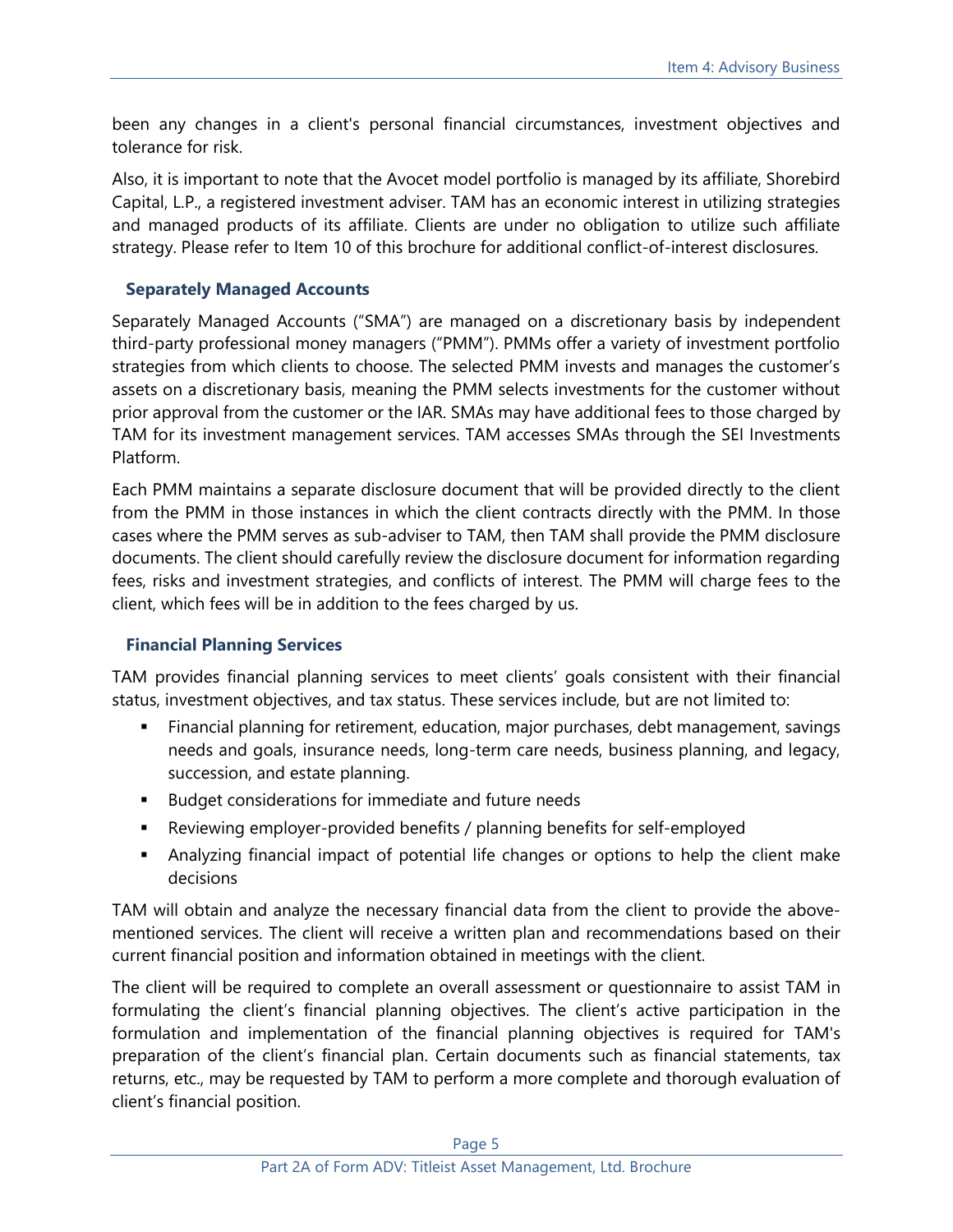been any changes in a client's personal financial circumstances, investment objectives and tolerance for risk.

Also, it is important to note that the Avocet model portfolio is managed by its affiliate, Shorebird Capital, L.P., a registered investment adviser. TAM has an economic interest in utilizing strategies and managed products of its affiliate. Clients are under no obligation to utilize such affiliate strategy. Please refer to Item 10 of this brochure for additional conflict-of-interest disclosures.

### Separately Managed Accounts

Separately Managed Accounts ("SMA") are managed on a discretionary basis by independent third-party professional money managers ("PMM"). PMMs offer a variety of investment portfolio strategies from which clients to choose. The selected PMM invests and manages the customer's assets on a discretionary basis, meaning the PMM selects investments for the customer without prior approval from the customer or the IAR. SMAs may have additional fees to those charged by TAM for its investment management services. TAM accesses SMAs through the SEI Investments Platform.

Each PMM maintains a separate disclosure document that will be provided directly to the client from the PMM in those instances in which the client contracts directly with the PMM. In those cases where the PMM serves as sub-adviser to TAM, then TAM shall provide the PMM disclosure documents. The client should carefully review the disclosure document for information regarding fees, risks and investment strategies, and conflicts of interest. The PMM will charge fees to the client, which fees will be in addition to the fees charged by us.

### Financial Planning Services

TAM provides financial planning services to meet clients' goals consistent with their financial status, investment objectives, and tax status. These services include, but are not limited to:

- Financial planning for retirement, education, major purchases, debt management, savings needs and goals, insurance needs, long-term care needs, business planning, and legacy, succession, and estate planning.
- Budget considerations for immediate and future needs
- Reviewing employer-provided benefits / planning benefits for self-employed
- Analyzing financial impact of potential life changes or options to help the client make decisions

TAM will obtain and analyze the necessary financial data from the client to provide the above-mentioned services. The client will receive a written plan and recommendations based on their current financial position and information obtained in meetings with the client.

The client will be required to complete an overall assessment or questionnaire to assist TAM in formulating the client's financial planning objectives. The client's active participation in the formulation and implementation of the financial planning objectives is required for TAM's preparation of the client's financial plan. Certain documents such as financial statements, tax returns, etc., may be requested by TAM to perform a more complete and thorough evaluation of client's financial position.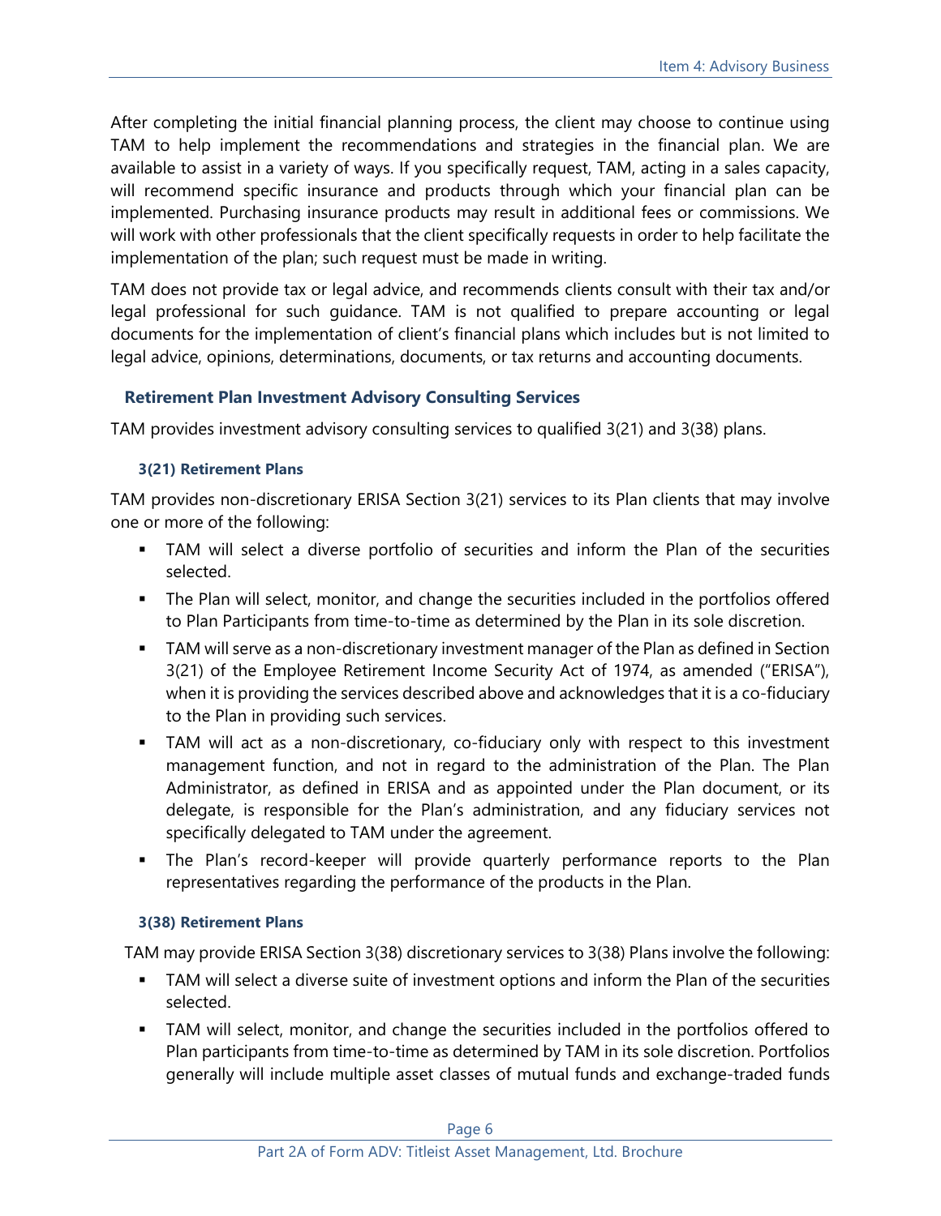After completing the initial financial planning process, the client may choose to continue using TAM to help implement the recommendations and strategies in the financial plan. We are available to assist in a variety of ways. If you specifically request, TAM, acting in a sales capacity, will recommend specific insurance and products through which your financial plan can be implemented. Purchasing insurance products may result in additional fees or commissions. We will work with other professionals that the client specifically requests in order to help facilitate the implementation of the plan; such request must be made in writing.

TAM does not provide tax or legal advice, and recommends clients consult with their tax and/or legal professional for such guidance. TAM is not qualified to prepare accounting or legal documents for the implementation of client's financial plans which includes but is not limited to legal advice, opinions, determinations, documents, or tax returns and accounting documents.

### Retirement Plan Investment Advisory Consulting Services

TAM provides investment advisory consulting services to qualified 3(21) and 3(38) plans.

#### 3(21) Retirement Plans

TAM provides non-discretionary ERISA Section 3(21) services to its Plan clients that may involve one or more of the following:

- TAM will select a diverse portfolio of securities and inform the Plan of the securities selected.
- The Plan will select, monitor, and change the securities included in the portfolios offered to Plan Participants from time-to-time as determined by the Plan in its sole discretion.
- TAM will serve as a non-discretionary investment manager of the Plan as defined in Section 3(21) of the Employee Retirement Income Security Act of 1974, as amended ("ERISA"), when it is providing the services described above and acknowledges that it is a co-fiduciary to the Plan in providing such services.
- TAM will act as a non-discretionary, co-fiduciary only with respect to this investment management function, and not in regard to the administration of the Plan. The Plan Administrator, as defined in ERISA and as appointed under the Plan document, or its delegate, is responsible for the Plan's administration, and any fiduciary services not specifically delegated to TAM under the agreement.
- The Plan's record-keeper will provide quarterly performance reports to the Plan representatives regarding the performance of the products in the Plan.

#### 3(38) Retirement Plans

TAM may provide ERISA Section 3(38) discretionary services to 3(38) Plans involve the following:

- TAM will select a diverse suite of investment options and inform the Plan of the securities selected.
- TAM will select, monitor, and change the securities included in the portfolios offered to Plan participants from time-to-time as determined by TAM in its sole discretion. Portfolios generally will include multiple asset classes of mutual funds and exchange-traded funds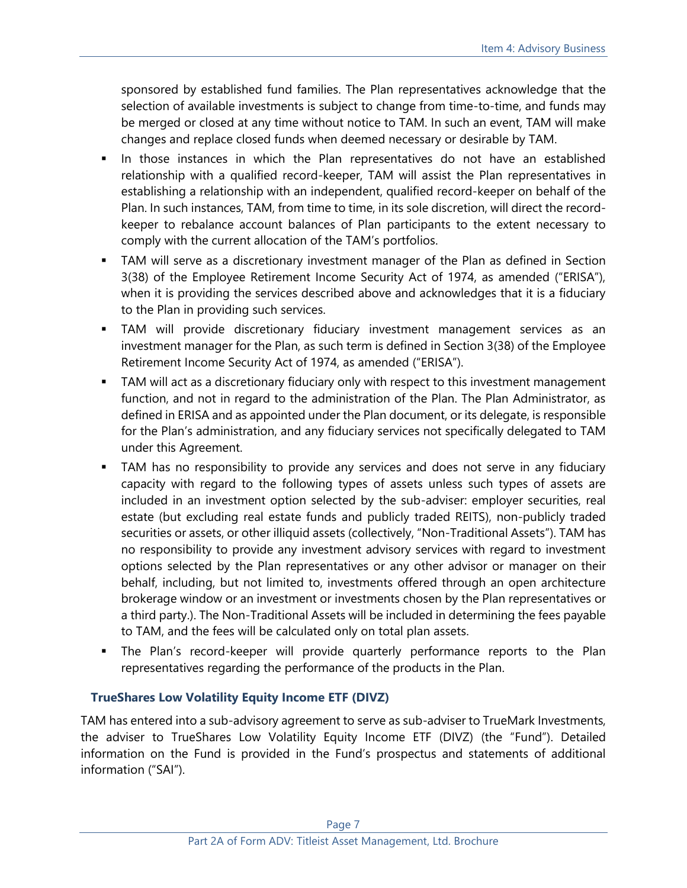sponsored by established fund families. The Plan representatives acknowledge that the selection of available investments is subject to change from time-to-time, and funds may be merged or closed at any time without notice to TAM. In such an event, TAM will make changes and replace closed funds when deemed necessary or desirable by TAM.

- In those instances in which the Plan representatives do not have an established relationship with a qualified record-keeper, TAM will assist the Plan representatives in establishing a relationship with an independent, qualified record-keeper on behalf of the Plan. In such instances, TAM, from time to time, in its sole discretion, will direct the record-keeper to rebalance account balances of Plan participants to the extent necessary to comply with the current allocation of the TAM's portfolios.
- TAM will serve as a discretionary investment manager of the Plan as defined in Section 3(38) of the Employee Retirement Income Security Act of 1974, as amended ("ERISA"), when it is providing the services described above and acknowledges that it is a fiduciary to the Plan in providing such services.
- TAM will provide discretionary fiduciary investment management services as an investment manager for the Plan, as such term is defined in Section 3(38) of the Employee Retirement Income Security Act of 1974, as amended ("ERISA").
- TAM will act as a discretionary fiduciary only with respect to this investment management function, and not in regard to the administration of the Plan. The Plan Administrator, as defined in ERISA and as appointed under the Plan document, or its delegate, is responsible for the Plan's administration, and any fiduciary services not specifically delegated to TAM under this Agreement.
- TAM has no responsibility to provide any services and does not serve in any fiduciary capacity with regard to the following types of assets unless such types of assets are included in an investment option selected by the sub-adviser: employer securities, real estate (but excluding real estate funds and publicly traded REITS), non-publicly traded securities or assets, or other illiquid assets (collectively, "Non-Traditional Assets"). TAM has no responsibility to provide any investment advisory services with regard to investment options selected by the Plan representatives or any other advisor or manager on their behalf, including, but not limited to, investments offered through an open architecture brokerage window or an investment or investments chosen by the Plan representatives or a third party.). The Non-Traditional Assets will be included in determining the fees payable to TAM, and the fees will be calculated only on total plan assets.
- The Plan's record-keeper will provide quarterly performance reports to the Plan representatives regarding the performance of the products in the Plan.

### TrueShares Low Volatility Equity Income ETF (DIVZ)

TAM has entered into a sub-advisory agreement to serve as sub-adviser to TrueMark Investments, the adviser to TrueShares Low Volatility Equity Income ETF (DIVZ) (the "Fund"). Detailed information on the Fund is provided in the Fund's prospectus and statements of additional information ("SAI").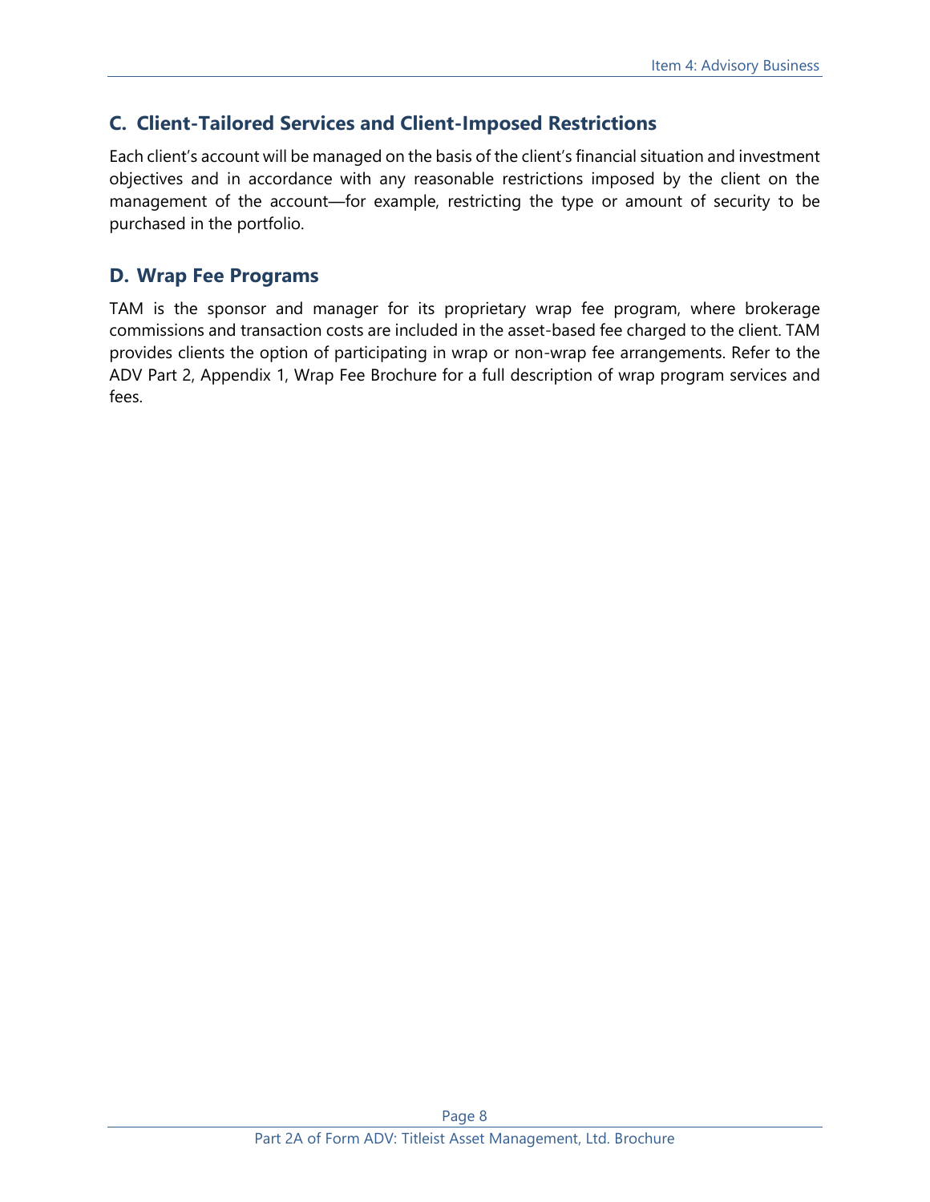## C. Client-Tailored Services and Client-Imposed Restrictions

Each client's account will be managed on the basis of the client's financial situation and investment objectives and in accordance with any reasonable restrictions imposed by the client on the management of the account—for example, restricting the type or amount of security to be purchased in the portfolio.

## D. Wrap Fee Programs

TAM is the sponsor and manager for its proprietary wrap fee program, where brokerage commissions and transaction costs are included in the asset-based fee charged to the client. TAM provides clients the option of participating in wrap or non-wrap fee arrangements. Refer to the ADV Part 2, Appendix 1, Wrap Fee Brochure for a full description of wrap program services and fees.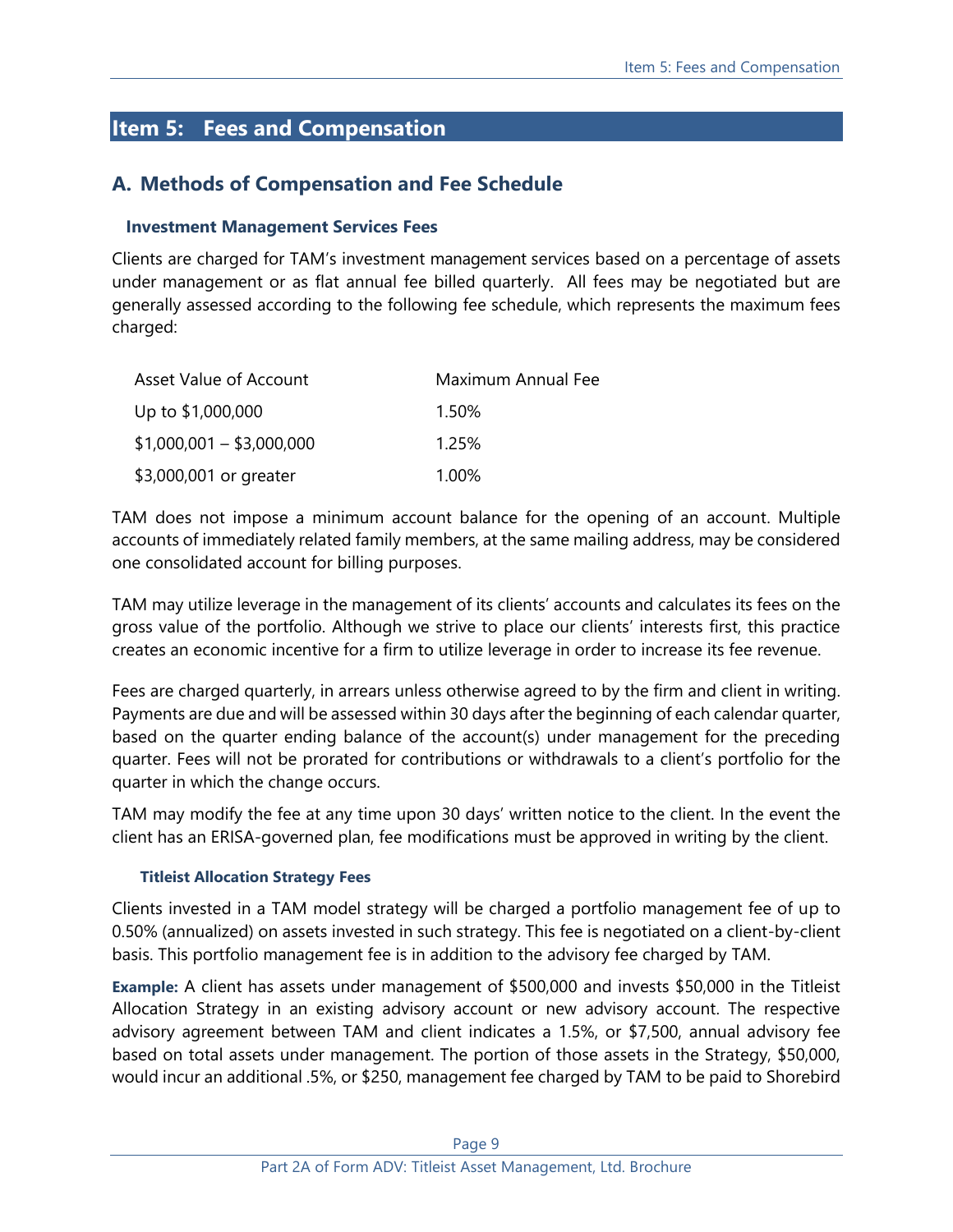## Item 5: Fees and Compensation

### A. Methods of Compensation and Fee Schedule

#### Investment Management Services Fees

Clients are charged for TAM's investment management services based on a percentage of assets under management or as flat annual fee billed quarterly. All fees may be negotiated but are generally assessed according to the following fee schedule, which represents the maximum fees charged:

| Asset Value of Account | Maximum Annual Fee |
|---|---|
| Up to $1,000,000 | 1.50% |
| $1,000,001 – $3,000,000 | 1.25% |
| $3,000,001 or greater | 1.00% |

TAM does not impose a minimum account balance for the opening of an account. Multiple accounts of immediately related family members, at the same mailing address, may be considered one consolidated account for billing purposes.

TAM may utilize leverage in the management of its clients' accounts and calculates its fees on the gross value of the portfolio. Although we strive to place our clients' interests first, this practice creates an economic incentive for a firm to utilize leverage in order to increase its fee revenue.

Fees are charged quarterly, in arrears unless otherwise agreed to by the firm and client in writing. Payments are due and will be assessed within 30 days after the beginning of each calendar quarter, based on the quarter ending balance of the account(s) under management for the preceding quarter. Fees will not be prorated for contributions or withdrawals to a client's portfolio for the quarter in which the change occurs.

TAM may modify the fee at any time upon 30 days' written notice to the client. In the event the client has an ERISA-governed plan, fee modifications must be approved in writing by the client.

#### Titleist Allocation Strategy Fees

Clients invested in a TAM model strategy will be charged a portfolio management fee of up to 0.50% (annualized) on assets invested in such strategy. This fee is negotiated on a client-by-client basis. This portfolio management fee is in addition to the advisory fee charged by TAM.

**Example:** A client has assets under management of $500,000 and invests $50,000 in the Titleist Allocation Strategy in an existing advisory account or new advisory account. The respective advisory agreement between TAM and client indicates a 1.5%, or $7,500, annual advisory fee based on total assets under management. The portion of those assets in the Strategy, $50,000, would incur an additional .5%, or $250, management fee charged by TAM to be paid to Shorebird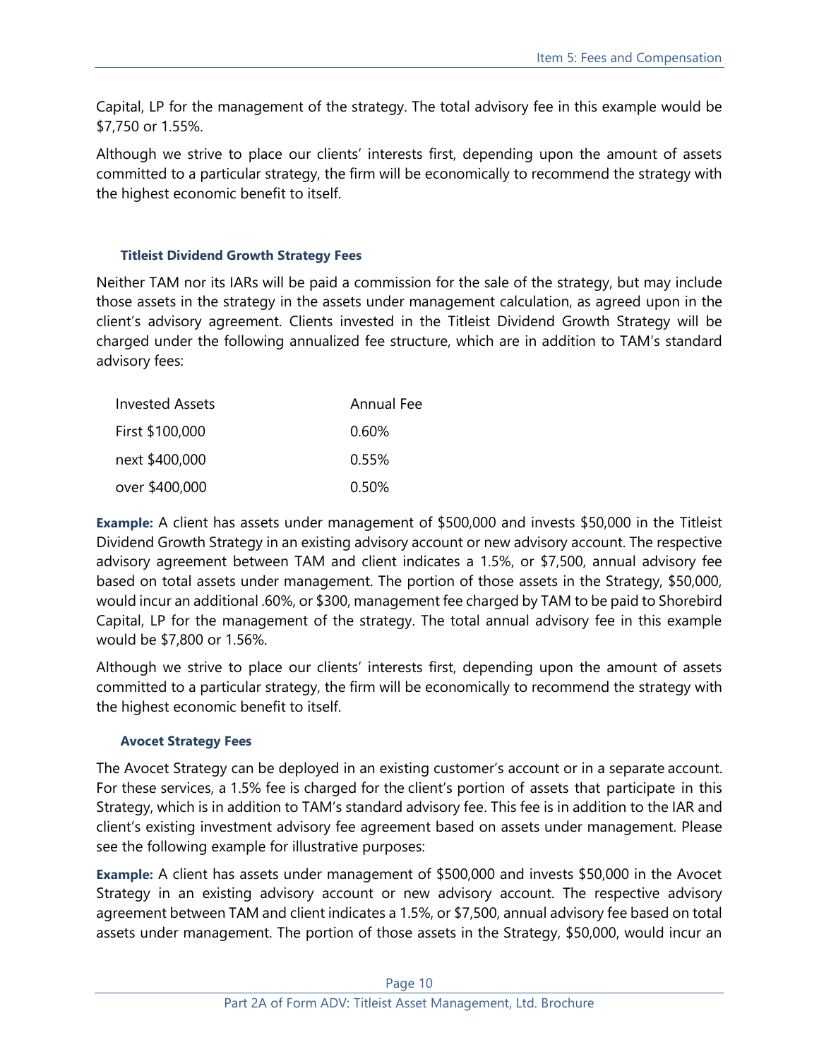Capital, LP for the management of the strategy. The total advisory fee in this example would be $7,750 or 1.55%.

Although we strive to place our clients' interests first, depending upon the amount of assets committed to a particular strategy, the firm will be economically to recommend the strategy with the highest economic benefit to itself.

### Titleist Dividend Growth Strategy Fees

Neither TAM nor its IARs will be paid a commission for the sale of the strategy, but may include those assets in the strategy in the assets under management calculation, as agreed upon in the client's advisory agreement. Clients invested in the Titleist Dividend Growth Strategy will be charged under the following annualized fee structure, which are in addition to TAM's standard advisory fees:

| Invested Assets | Annual Fee |
|---|---|
| First $100,000 | 0.60% |
| next $400,000 | 0.55% |
| over $400,000 | 0.50% |

**Example:** A client has assets under management of $500,000 and invests $50,000 in the Titleist Dividend Growth Strategy in an existing advisory account or new advisory account. The respective advisory agreement between TAM and client indicates a 1.5%, or $7,500, annual advisory fee based on total assets under management. The portion of those assets in the Strategy, $50,000, would incur an additional .60%, or $300, management fee charged by TAM to be paid to Shorebird Capital, LP for the management of the strategy. The total annual advisory fee in this example would be $7,800 or 1.56%.

Although we strive to place our clients' interests first, depending upon the amount of assets committed to a particular strategy, the firm will be economically to recommend the strategy with the highest economic benefit to itself.

### Avocet Strategy Fees

The Avocet Strategy can be deployed in an existing customer's account or in a separate account. For these services, a 1.5% fee is charged for the client's portion of assets that participate in this Strategy, which is in addition to TAM's standard advisory fee. This fee is in addition to the IAR and client's existing investment advisory fee agreement based on assets under management. Please see the following example for illustrative purposes:

**Example:** A client has assets under management of $500,000 and invests $50,000 in the Avocet Strategy in an existing advisory account or new advisory account. The respective advisory agreement between TAM and client indicates a 1.5%, or $7,500, annual advisory fee based on total assets under management. The portion of those assets in the Strategy, $50,000, would incur an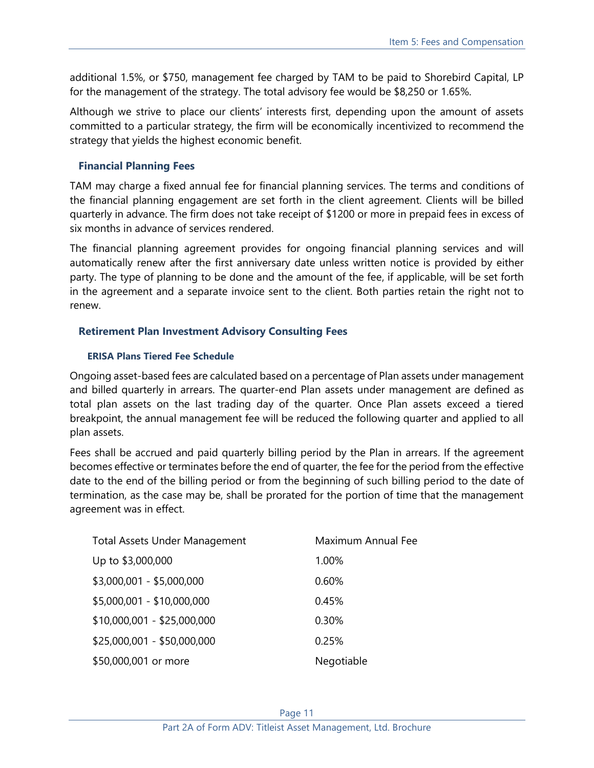additional 1.5%, or $750, management fee charged by TAM to be paid to Shorebird Capital, LP for the management of the strategy. The total advisory fee would be $8,250 or 1.65%.

Although we strive to place our clients' interests first, depending upon the amount of assets committed to a particular strategy, the firm will be economically incentivized to recommend the strategy that yields the highest economic benefit.

### Financial Planning Fees

TAM may charge a fixed annual fee for financial planning services. The terms and conditions of the financial planning engagement are set forth in the client agreement. Clients will be billed quarterly in advance. The firm does not take receipt of $1200 or more in prepaid fees in excess of six months in advance of services rendered.

The financial planning agreement provides for ongoing financial planning services and will automatically renew after the first anniversary date unless written notice is provided by either party. The type of planning to be done and the amount of the fee, if applicable, will be set forth in the agreement and a separate invoice sent to the client. Both parties retain the right not to renew.

### Retirement Plan Investment Advisory Consulting Fees

#### ERISA Plans Tiered Fee Schedule

Ongoing asset-based fees are calculated based on a percentage of Plan assets under management and billed quarterly in arrears. The quarter-end Plan assets under management are defined as total plan assets on the last trading day of the quarter. Once Plan assets exceed a tiered breakpoint, the annual management fee will be reduced the following quarter and applied to all plan assets.

Fees shall be accrued and paid quarterly billing period by the Plan in arrears. If the agreement becomes effective or terminates before the end of quarter, the fee for the period from the effective date to the end of the billing period or from the beginning of such billing period to the date of termination, as the case may be, shall be prorated for the portion of time that the management agreement was in effect.

| Total Assets Under Management | Maximum Annual Fee |
|---|---|
| Up to $3,000,000 | 1.00% |
| $3,000,001 - $5,000,000 | 0.60% |
| $5,000,001 - $10,000,000 | 0.45% |
| $10,000,001 - $25,000,000 | 0.30% |
| $25,000,001 - $50,000,000 | 0.25% |
| $50,000,001 or more | Negotiable |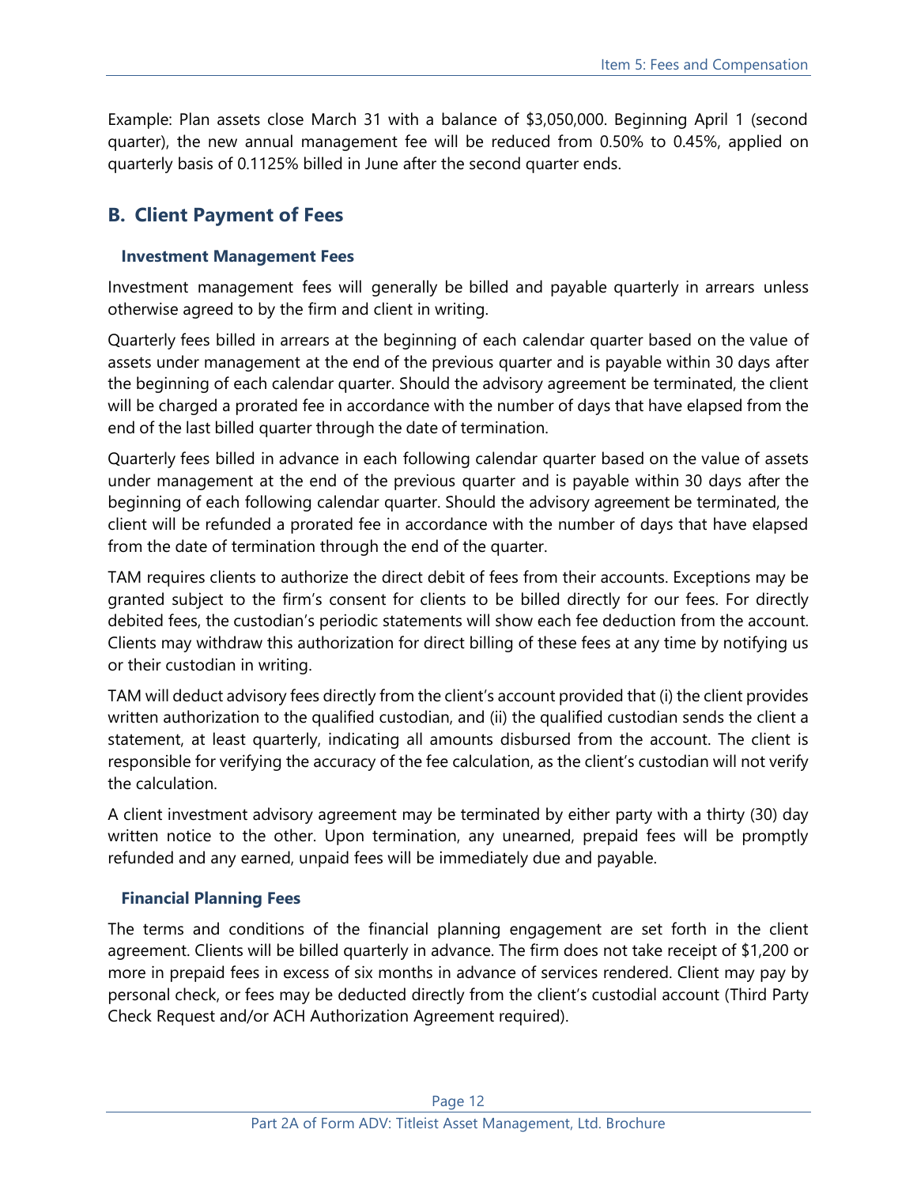Example: Plan assets close March 31 with a balance of $3,050,000. Beginning April 1 (second quarter), the new annual management fee will be reduced from 0.50% to 0.45%, applied on quarterly basis of 0.1125% billed in June after the second quarter ends.

## B. Client Payment of Fees

### Investment Management Fees

Investment management fees will generally be billed and payable quarterly in arrears unless otherwise agreed to by the firm and client in writing.

Quarterly fees billed in arrears at the beginning of each calendar quarter based on the value of assets under management at the end of the previous quarter and is payable within 30 days after the beginning of each calendar quarter. Should the advisory agreement be terminated, the client will be charged a prorated fee in accordance with the number of days that have elapsed from the end of the last billed quarter through the date of termination.

Quarterly fees billed in advance in each following calendar quarter based on the value of assets under management at the end of the previous quarter and is payable within 30 days after the beginning of each following calendar quarter. Should the advisory agreement be terminated, the client will be refunded a prorated fee in accordance with the number of days that have elapsed from the date of termination through the end of the quarter.

TAM requires clients to authorize the direct debit of fees from their accounts. Exceptions may be granted subject to the firm's consent for clients to be billed directly for our fees. For directly debited fees, the custodian's periodic statements will show each fee deduction from the account. Clients may withdraw this authorization for direct billing of these fees at any time by notifying us or their custodian in writing.

TAM will deduct advisory fees directly from the client's account provided that (i) the client provides written authorization to the qualified custodian, and (ii) the qualified custodian sends the client a statement, at least quarterly, indicating all amounts disbursed from the account. The client is responsible for verifying the accuracy of the fee calculation, as the client's custodian will not verify the calculation.

A client investment advisory agreement may be terminated by either party with a thirty (30) day written notice to the other. Upon termination, any unearned, prepaid fees will be promptly refunded and any earned, unpaid fees will be immediately due and payable.

### Financial Planning Fees

The terms and conditions of the financial planning engagement are set forth in the client agreement. Clients will be billed quarterly in advance. The firm does not take receipt of $1,200 or more in prepaid fees in excess of six months in advance of services rendered. Client may pay by personal check, or fees may be deducted directly from the client's custodial account (Third Party Check Request and/or ACH Authorization Agreement required).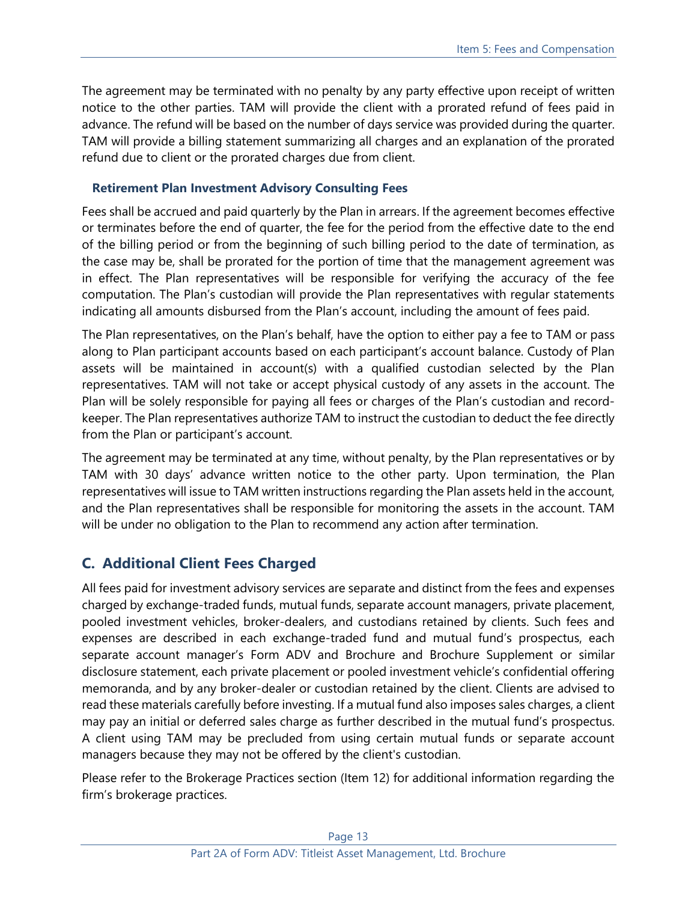The agreement may be terminated with no penalty by any party effective upon receipt of written notice to the other parties. TAM will provide the client with a prorated refund of fees paid in advance. The refund will be based on the number of days service was provided during the quarter. TAM will provide a billing statement summarizing all charges and an explanation of the prorated refund due to client or the prorated charges due from client.

### Retirement Plan Investment Advisory Consulting Fees

Fees shall be accrued and paid quarterly by the Plan in arrears. If the agreement becomes effective or terminates before the end of quarter, the fee for the period from the effective date to the end of the billing period or from the beginning of such billing period to the date of termination, as the case may be, shall be prorated for the portion of time that the management agreement was in effect. The Plan representatives will be responsible for verifying the accuracy of the fee computation. The Plan's custodian will provide the Plan representatives with regular statements indicating all amounts disbursed from the Plan's account, including the amount of fees paid.

The Plan representatives, on the Plan's behalf, have the option to either pay a fee to TAM or pass along to Plan participant accounts based on each participant's account balance. Custody of Plan assets will be maintained in account(s) with a qualified custodian selected by the Plan representatives. TAM will not take or accept physical custody of any assets in the account. The Plan will be solely responsible for paying all fees or charges of the Plan's custodian and record-keeper. The Plan representatives authorize TAM to instruct the custodian to deduct the fee directly from the Plan or participant's account.

The agreement may be terminated at any time, without penalty, by the Plan representatives or by TAM with 30 days' advance written notice to the other party. Upon termination, the Plan representatives will issue to TAM written instructions regarding the Plan assets held in the account, and the Plan representatives shall be responsible for monitoring the assets in the account. TAM will be under no obligation to the Plan to recommend any action after termination.

## C. Additional Client Fees Charged

All fees paid for investment advisory services are separate and distinct from the fees and expenses charged by exchange-traded funds, mutual funds, separate account managers, private placement, pooled investment vehicles, broker-dealers, and custodians retained by clients. Such fees and expenses are described in each exchange-traded fund and mutual fund's prospectus, each separate account manager's Form ADV and Brochure and Brochure Supplement or similar disclosure statement, each private placement or pooled investment vehicle's confidential offering memoranda, and by any broker-dealer or custodian retained by the client. Clients are advised to read these materials carefully before investing. If a mutual fund also imposes sales charges, a client may pay an initial or deferred sales charge as further described in the mutual fund's prospectus. A client using TAM may be precluded from using certain mutual funds or separate account managers because they may not be offered by the client's custodian.

Please refer to the Brokerage Practices section (Item 12) for additional information regarding the firm's brokerage practices.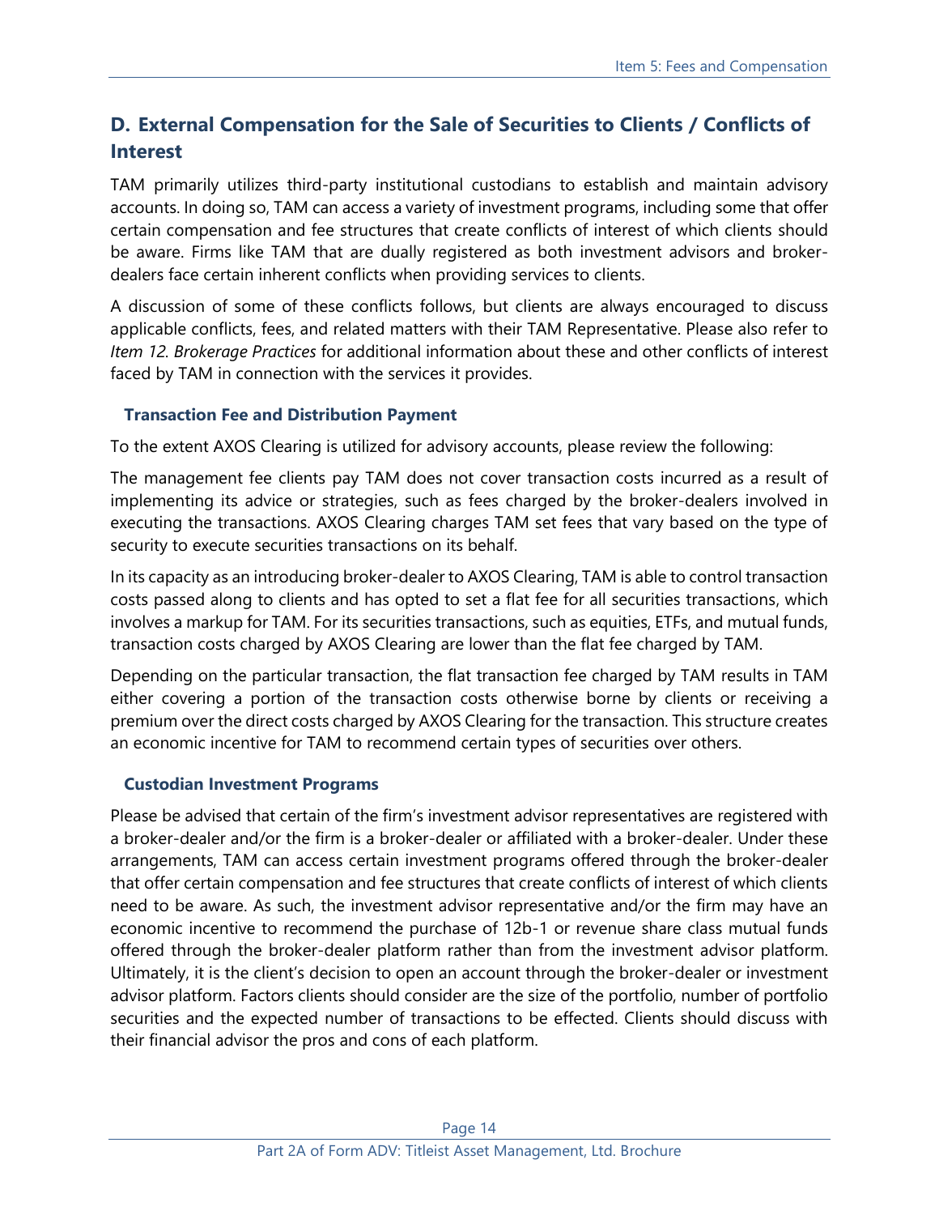## D. External Compensation for the Sale of Securities to Clients / Conflicts of Interest

TAM primarily utilizes third-party institutional custodians to establish and maintain advisory accounts. In doing so, TAM can access a variety of investment programs, including some that offer certain compensation and fee structures that create conflicts of interest of which clients should be aware. Firms like TAM that are dually registered as both investment advisors and broker-dealers face certain inherent conflicts when providing services to clients.

A discussion of some of these conflicts follows, but clients are always encouraged to discuss applicable conflicts, fees, and related matters with their TAM Representative. Please also refer to *Item 12. Brokerage Practices* for additional information about these and other conflicts of interest faced by TAM in connection with the services it provides.

### Transaction Fee and Distribution Payment

To the extent AXOS Clearing is utilized for advisory accounts, please review the following:

The management fee clients pay TAM does not cover transaction costs incurred as a result of implementing its advice or strategies, such as fees charged by the broker-dealers involved in executing the transactions. AXOS Clearing charges TAM set fees that vary based on the type of security to execute securities transactions on its behalf.

In its capacity as an introducing broker-dealer to AXOS Clearing, TAM is able to control transaction costs passed along to clients and has opted to set a flat fee for all securities transactions, which involves a markup for TAM. For its securities transactions, such as equities, ETFs, and mutual funds, transaction costs charged by AXOS Clearing are lower than the flat fee charged by TAM.

Depending on the particular transaction, the flat transaction fee charged by TAM results in TAM either covering a portion of the transaction costs otherwise borne by clients or receiving a premium over the direct costs charged by AXOS Clearing for the transaction. This structure creates an economic incentive for TAM to recommend certain types of securities over others.

### Custodian Investment Programs

Please be advised that certain of the firm's investment advisor representatives are registered with a broker-dealer and/or the firm is a broker-dealer or affiliated with a broker-dealer. Under these arrangements, TAM can access certain investment programs offered through the broker-dealer that offer certain compensation and fee structures that create conflicts of interest of which clients need to be aware. As such, the investment advisor representative and/or the firm may have an economic incentive to recommend the purchase of 12b-1 or revenue share class mutual funds offered through the broker-dealer platform rather than from the investment advisor platform. Ultimately, it is the client's decision to open an account through the broker-dealer or investment advisor platform. Factors clients should consider are the size of the portfolio, number of portfolio securities and the expected number of transactions to be effected. Clients should discuss with their financial advisor the pros and cons of each platform.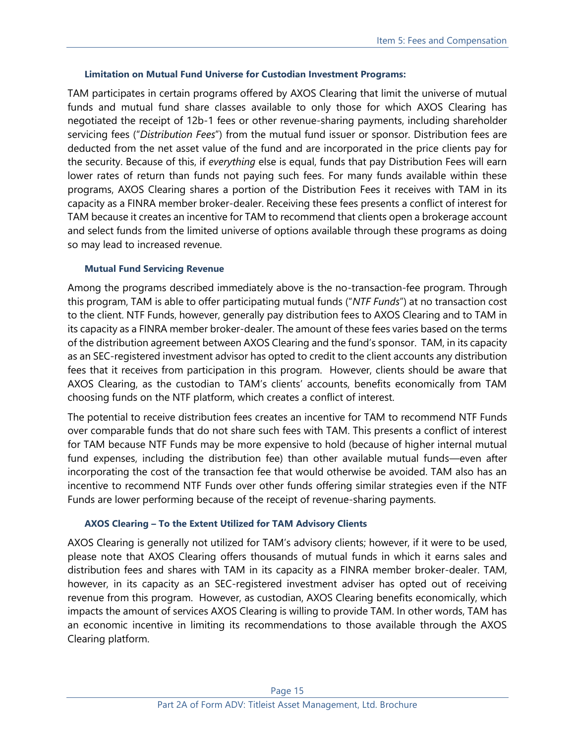### Limitation on Mutual Fund Universe for Custodian Investment Programs:

TAM participates in certain programs offered by AXOS Clearing that limit the universe of mutual funds and mutual fund share classes available to only those for which AXOS Clearing has negotiated the receipt of 12b-1 fees or other revenue-sharing payments, including shareholder servicing fees ("*Distribution Fees*") from the mutual fund issuer or sponsor. Distribution fees are deducted from the net asset value of the fund and are incorporated in the price clients pay for the security. Because of this, if *everything* else is equal, funds that pay Distribution Fees will earn lower rates of return than funds not paying such fees. For many funds available within these programs, AXOS Clearing shares a portion of the Distribution Fees it receives with TAM in its capacity as a FINRA member broker-dealer. Receiving these fees presents a conflict of interest for TAM because it creates an incentive for TAM to recommend that clients open a brokerage account and select funds from the limited universe of options available through these programs as doing so may lead to increased revenue.

### Mutual Fund Servicing Revenue

Among the programs described immediately above is the no-transaction-fee program. Through this program, TAM is able to offer participating mutual funds ("*NTF Funds*") at no transaction cost to the client. NTF Funds, however, generally pay distribution fees to AXOS Clearing and to TAM in its capacity as a FINRA member broker-dealer. The amount of these fees varies based on the terms of the distribution agreement between AXOS Clearing and the fund's sponsor. TAM, in its capacity as an SEC-registered investment advisor has opted to credit to the client accounts any distribution fees that it receives from participation in this program. However, clients should be aware that AXOS Clearing, as the custodian to TAM's clients' accounts, benefits economically from TAM choosing funds on the NTF platform, which creates a conflict of interest.

The potential to receive distribution fees creates an incentive for TAM to recommend NTF Funds over comparable funds that do not share such fees with TAM. This presents a conflict of interest for TAM because NTF Funds may be more expensive to hold (because of higher internal mutual fund expenses, including the distribution fee) than other available mutual funds—even after incorporating the cost of the transaction fee that would otherwise be avoided. TAM also has an incentive to recommend NTF Funds over other funds offering similar strategies even if the NTF Funds are lower performing because of the receipt of revenue-sharing payments.

### AXOS Clearing – To the Extent Utilized for TAM Advisory Clients

AXOS Clearing is generally not utilized for TAM's advisory clients; however, if it were to be used, please note that AXOS Clearing offers thousands of mutual funds in which it earns sales and distribution fees and shares with TAM in its capacity as a FINRA member broker-dealer. TAM, however, in its capacity as an SEC-registered investment adviser has opted out of receiving revenue from this program. However, as custodian, AXOS Clearing benefits economically, which impacts the amount of services AXOS Clearing is willing to provide TAM. In other words, TAM has an economic incentive in limiting its recommendations to those available through the AXOS Clearing platform.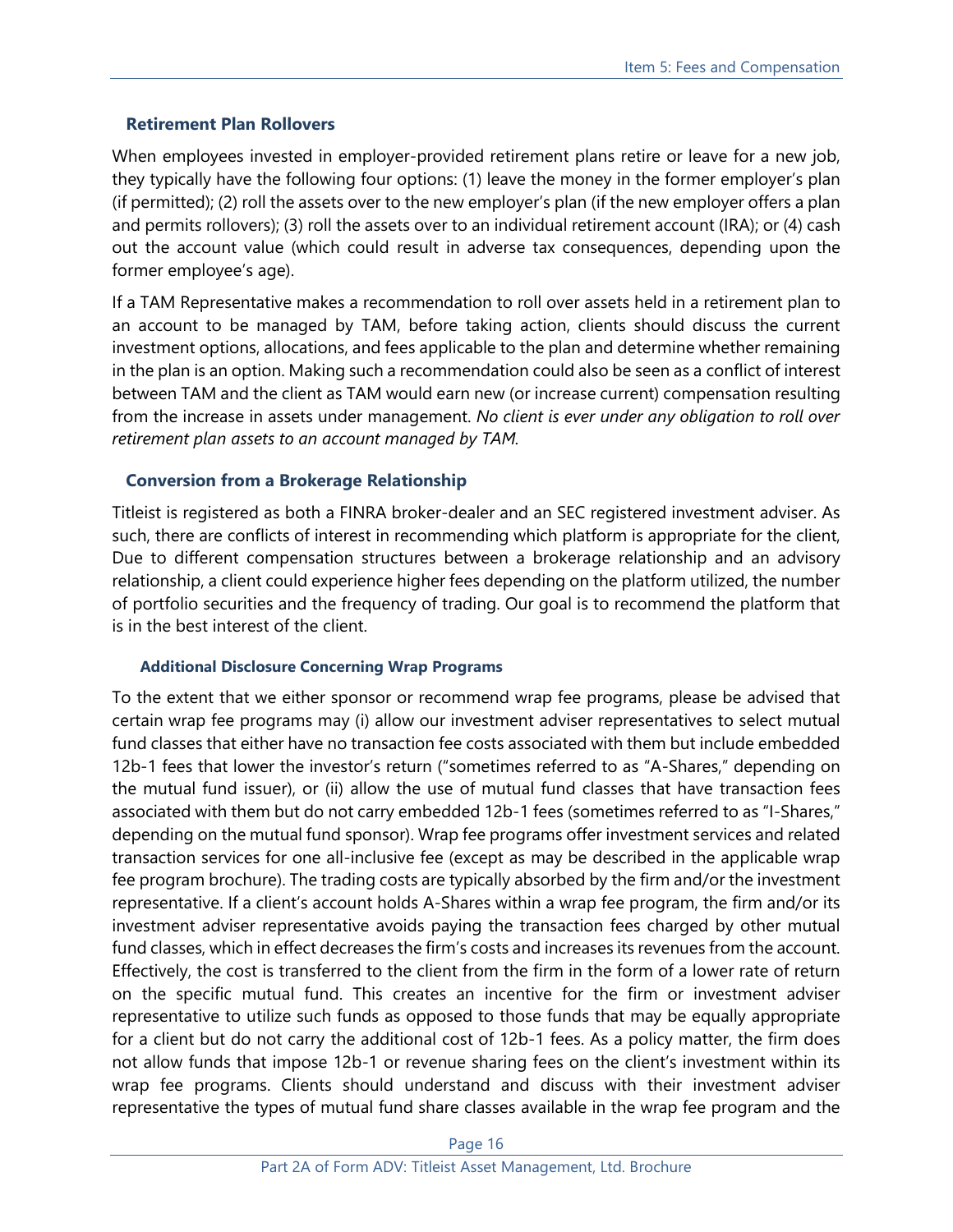### Retirement Plan Rollovers

When employees invested in employer-provided retirement plans retire or leave for a new job, they typically have the following four options: (1) leave the money in the former employer's plan (if permitted); (2) roll the assets over to the new employer's plan (if the new employer offers a plan and permits rollovers); (3) roll the assets over to an individual retirement account (IRA); or (4) cash out the account value (which could result in adverse tax consequences, depending upon the former employee's age).

If a TAM Representative makes a recommendation to roll over assets held in a retirement plan to an account to be managed by TAM, before taking action, clients should discuss the current investment options, allocations, and fees applicable to the plan and determine whether remaining in the plan is an option. Making such a recommendation could also be seen as a conflict of interest between TAM and the client as TAM would earn new (or increase current) compensation resulting from the increase in assets under management. *No client is ever under any obligation to roll over retirement plan assets to an account managed by TAM.*

### Conversion from a Brokerage Relationship

Titleist is registered as both a FINRA broker-dealer and an SEC registered investment adviser. As such, there are conflicts of interest in recommending which platform is appropriate for the client, Due to different compensation structures between a brokerage relationship and an advisory relationship, a client could experience higher fees depending on the platform utilized, the number of portfolio securities and the frequency of trading. Our goal is to recommend the platform that is in the best interest of the client.

#### Additional Disclosure Concerning Wrap Programs

To the extent that we either sponsor or recommend wrap fee programs, please be advised that certain wrap fee programs may (i) allow our investment adviser representatives to select mutual fund classes that either have no transaction fee costs associated with them but include embedded 12b-1 fees that lower the investor's return ("sometimes referred to as "A-Shares," depending on the mutual fund issuer), or (ii) allow the use of mutual fund classes that have transaction fees associated with them but do not carry embedded 12b-1 fees (sometimes referred to as "I-Shares," depending on the mutual fund sponsor). Wrap fee programs offer investment services and related transaction services for one all-inclusive fee (except as may be described in the applicable wrap fee program brochure). The trading costs are typically absorbed by the firm and/or the investment representative. If a client's account holds A-Shares within a wrap fee program, the firm and/or its investment adviser representative avoids paying the transaction fees charged by other mutual fund classes, which in effect decreases the firm's costs and increases its revenues from the account. Effectively, the cost is transferred to the client from the firm in the form of a lower rate of return on the specific mutual fund. This creates an incentive for the firm or investment adviser representative to utilize such funds as opposed to those funds that may be equally appropriate for a client but do not carry the additional cost of 12b-1 fees. As a policy matter, the firm does not allow funds that impose 12b-1 or revenue sharing fees on the client's investment within its wrap fee programs. Clients should understand and discuss with their investment adviser representative the types of mutual fund share classes available in the wrap fee program and the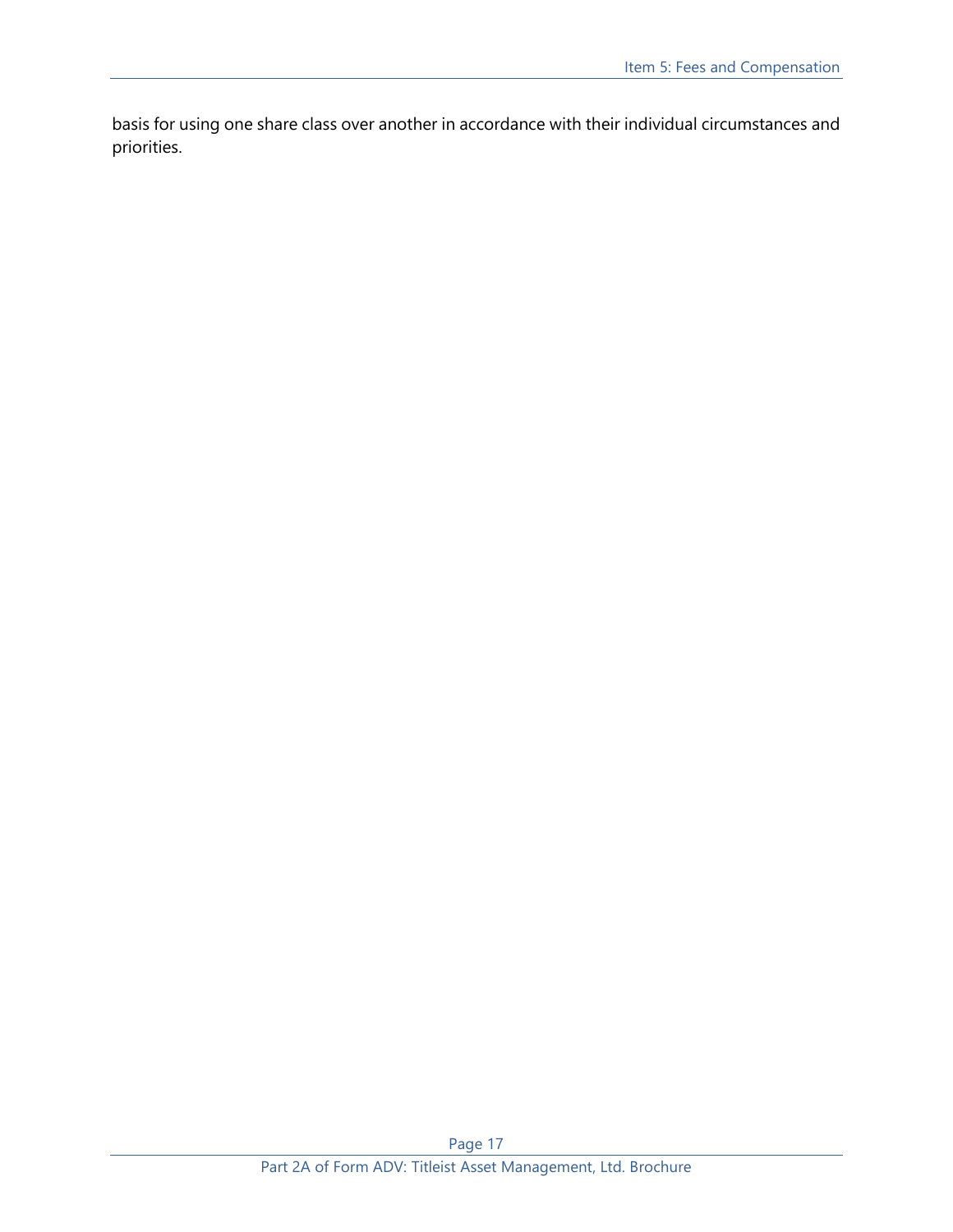basis for using one share class over another in accordance with their individual circumstances and priorities.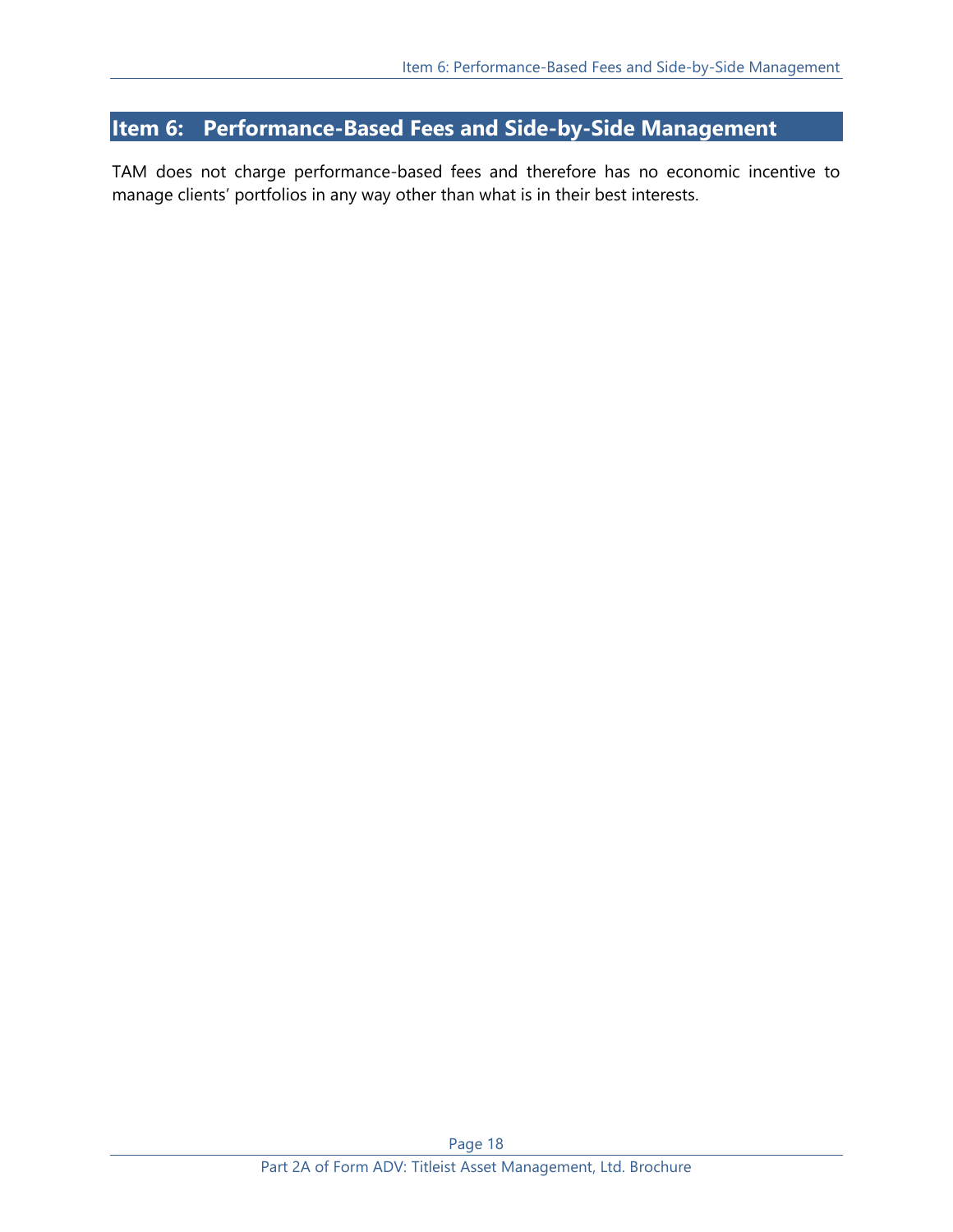## Item 6: Performance-Based Fees and Side-by-Side Management

TAM does not charge performance-based fees and therefore has no economic incentive to manage clients' portfolios in any way other than what is in their best interests.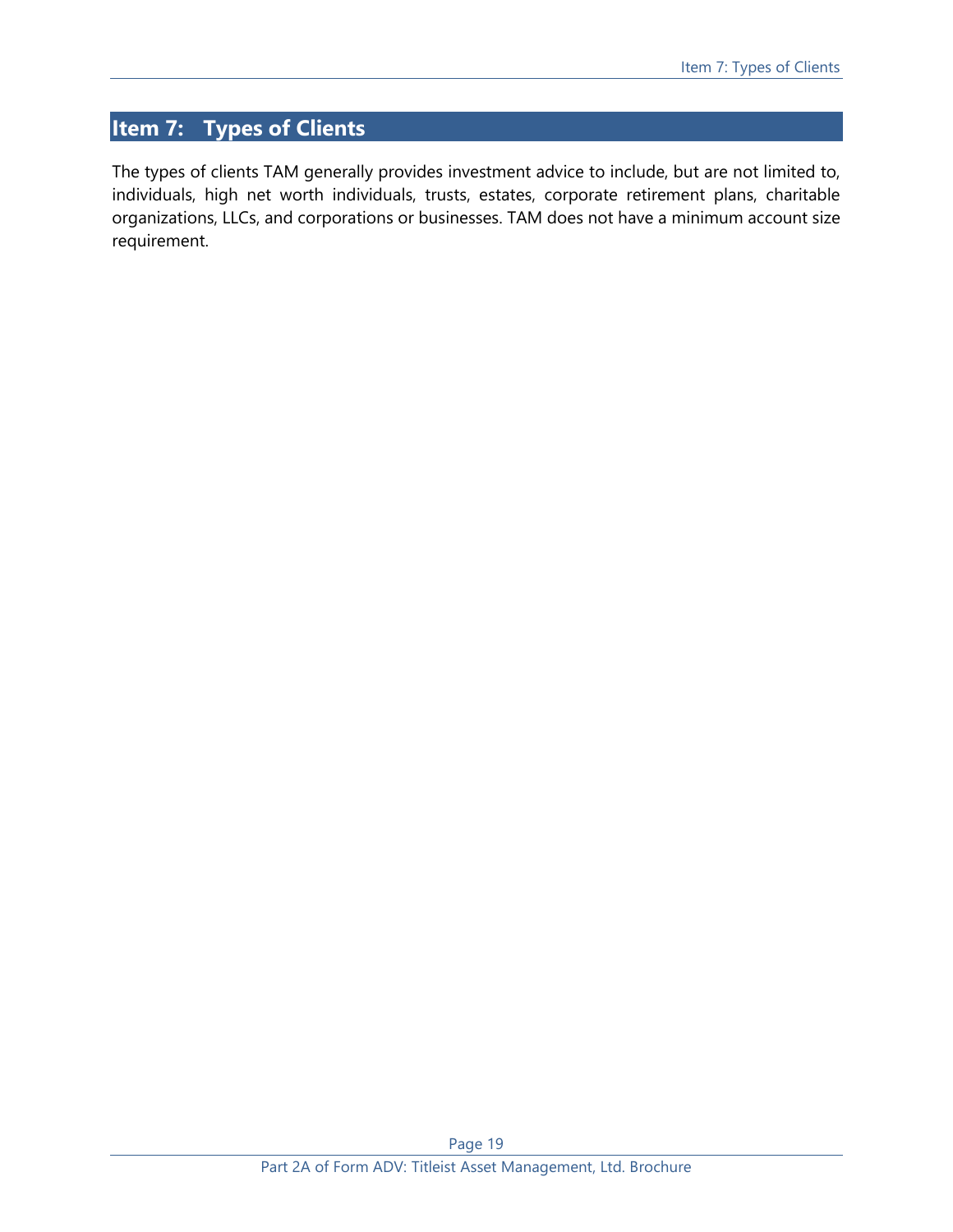# Item 7: Types of Clients

The types of clients TAM generally provides investment advice to include, but are not limited to, individuals, high net worth individuals, trusts, estates, corporate retirement plans, charitable organizations, LLCs, and corporations or businesses. TAM does not have a minimum account size requirement.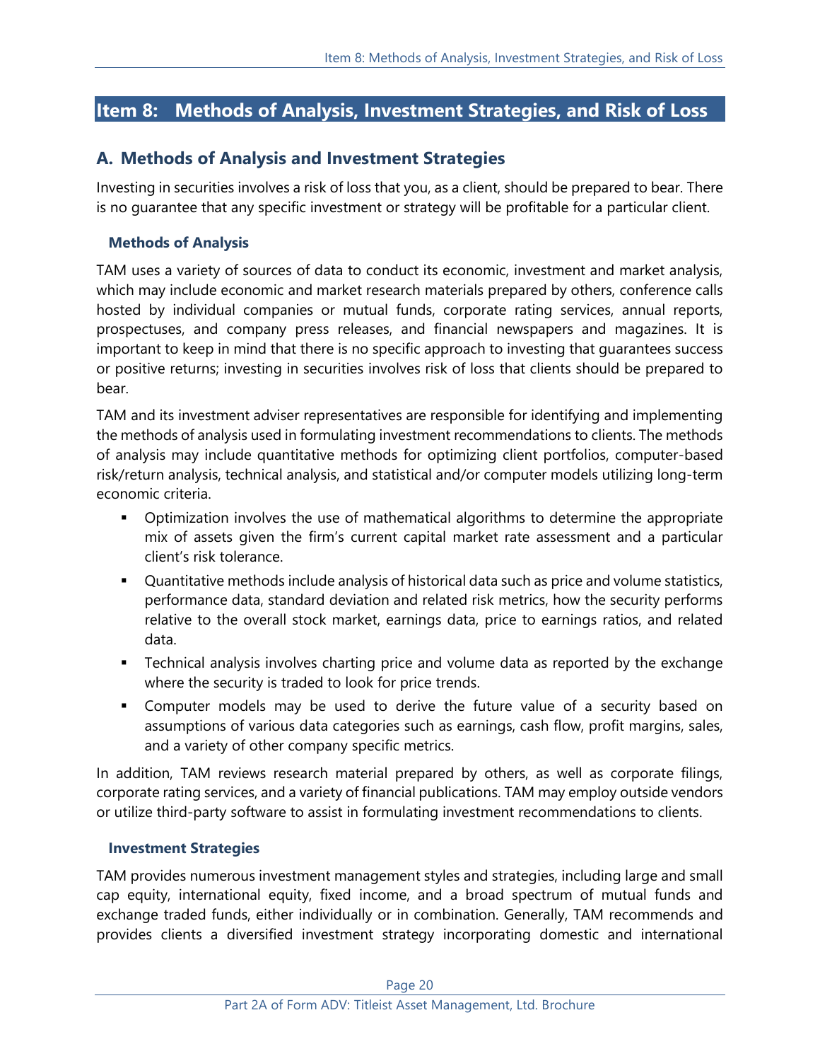## Item 8: Methods of Analysis, Investment Strategies, and Risk of Loss

### A. Methods of Analysis and Investment Strategies

Investing in securities involves a risk of loss that you, as a client, should be prepared to bear. There is no guarantee that any specific investment or strategy will be profitable for a particular client.

#### Methods of Analysis

TAM uses a variety of sources of data to conduct its economic, investment and market analysis, which may include economic and market research materials prepared by others, conference calls hosted by individual companies or mutual funds, corporate rating services, annual reports, prospectuses, and company press releases, and financial newspapers and magazines. It is important to keep in mind that there is no specific approach to investing that guarantees success or positive returns; investing in securities involves risk of loss that clients should be prepared to bear.

TAM and its investment adviser representatives are responsible for identifying and implementing the methods of analysis used in formulating investment recommendations to clients. The methods of analysis may include quantitative methods for optimizing client portfolios, computer-based risk/return analysis, technical analysis, and statistical and/or computer models utilizing long-term economic criteria.

- Optimization involves the use of mathematical algorithms to determine the appropriate mix of assets given the firm's current capital market rate assessment and a particular client's risk tolerance.
- Quantitative methods include analysis of historical data such as price and volume statistics, performance data, standard deviation and related risk metrics, how the security performs relative to the overall stock market, earnings data, price to earnings ratios, and related data.
- Technical analysis involves charting price and volume data as reported by the exchange where the security is traded to look for price trends.
- Computer models may be used to derive the future value of a security based on assumptions of various data categories such as earnings, cash flow, profit margins, sales, and a variety of other company specific metrics.

In addition, TAM reviews research material prepared by others, as well as corporate filings, corporate rating services, and a variety of financial publications. TAM may employ outside vendors or utilize third-party software to assist in formulating investment recommendations to clients.

#### Investment Strategies

TAM provides numerous investment management styles and strategies, including large and small cap equity, international equity, fixed income, and a broad spectrum of mutual funds and exchange traded funds, either individually or in combination. Generally, TAM recommends and provides clients a diversified investment strategy incorporating domestic and international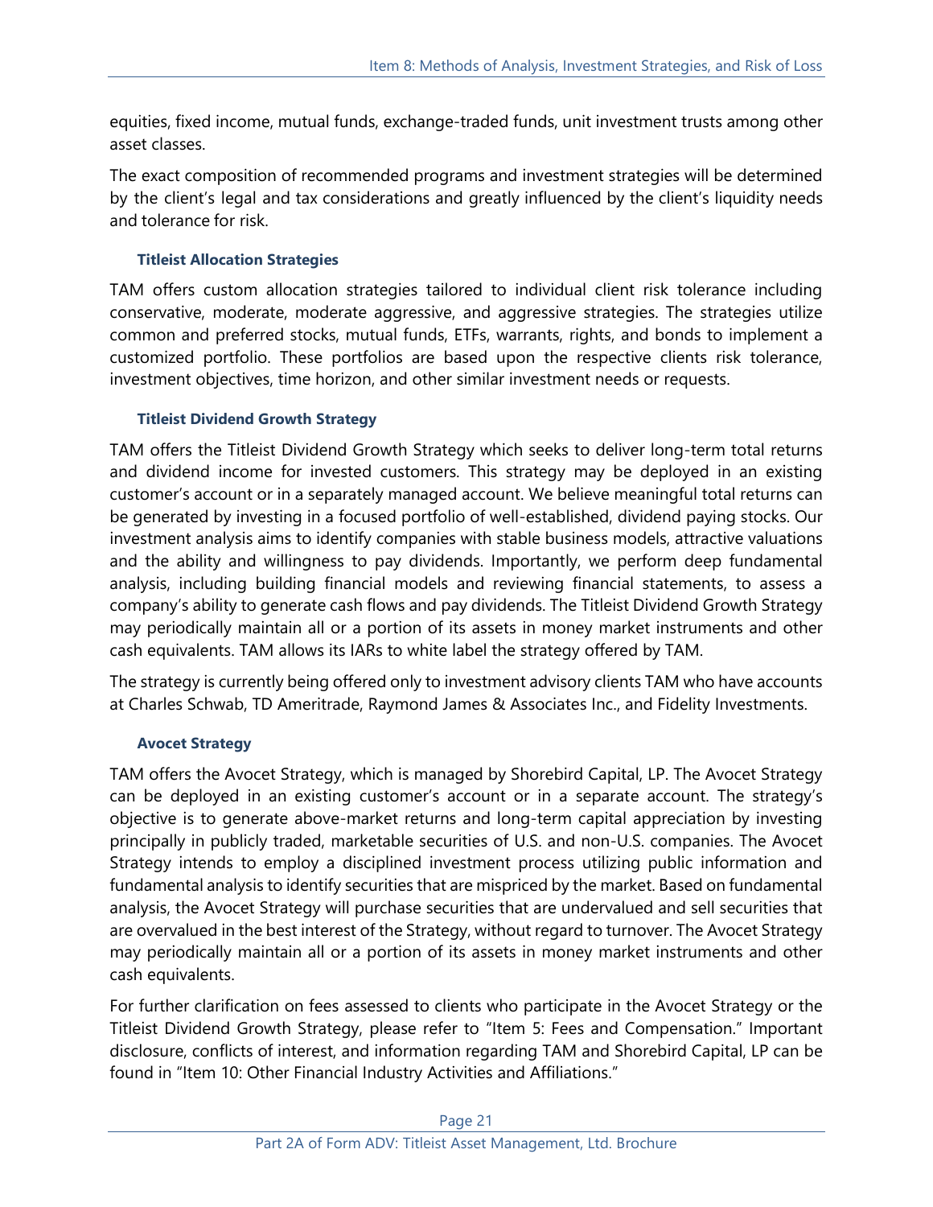equities, fixed income, mutual funds, exchange-traded funds, unit investment trusts among other asset classes.

The exact composition of recommended programs and investment strategies will be determined by the client's legal and tax considerations and greatly influenced by the client's liquidity needs and tolerance for risk.

### Titleist Allocation Strategies

TAM offers custom allocation strategies tailored to individual client risk tolerance including conservative, moderate, moderate aggressive, and aggressive strategies. The strategies utilize common and preferred stocks, mutual funds, ETFs, warrants, rights, and bonds to implement a customized portfolio. These portfolios are based upon the respective clients risk tolerance, investment objectives, time horizon, and other similar investment needs or requests.

### Titleist Dividend Growth Strategy

TAM offers the Titleist Dividend Growth Strategy which seeks to deliver long-term total returns and dividend income for invested customers. This strategy may be deployed in an existing customer's account or in a separately managed account. We believe meaningful total returns can be generated by investing in a focused portfolio of well-established, dividend paying stocks. Our investment analysis aims to identify companies with stable business models, attractive valuations and the ability and willingness to pay dividends. Importantly, we perform deep fundamental analysis, including building financial models and reviewing financial statements, to assess a company's ability to generate cash flows and pay dividends. The Titleist Dividend Growth Strategy may periodically maintain all or a portion of its assets in money market instruments and other cash equivalents. TAM allows its IARs to white label the strategy offered by TAM.

The strategy is currently being offered only to investment advisory clients TAM who have accounts at Charles Schwab, TD Ameritrade, Raymond James & Associates Inc., and Fidelity Investments.

### Avocet Strategy

TAM offers the Avocet Strategy, which is managed by Shorebird Capital, LP. The Avocet Strategy can be deployed in an existing customer's account or in a separate account. The strategy's objective is to generate above-market returns and long-term capital appreciation by investing principally in publicly traded, marketable securities of U.S. and non-U.S. companies. The Avocet Strategy intends to employ a disciplined investment process utilizing public information and fundamental analysis to identify securities that are mispriced by the market. Based on fundamental analysis, the Avocet Strategy will purchase securities that are undervalued and sell securities that are overvalued in the best interest of the Strategy, without regard to turnover. The Avocet Strategy may periodically maintain all or a portion of its assets in money market instruments and other cash equivalents.

For further clarification on fees assessed to clients who participate in the Avocet Strategy or the Titleist Dividend Growth Strategy, please refer to "Item 5: Fees and Compensation." Important disclosure, conflicts of interest, and information regarding TAM and Shorebird Capital, LP can be found in "Item 10: Other Financial Industry Activities and Affiliations."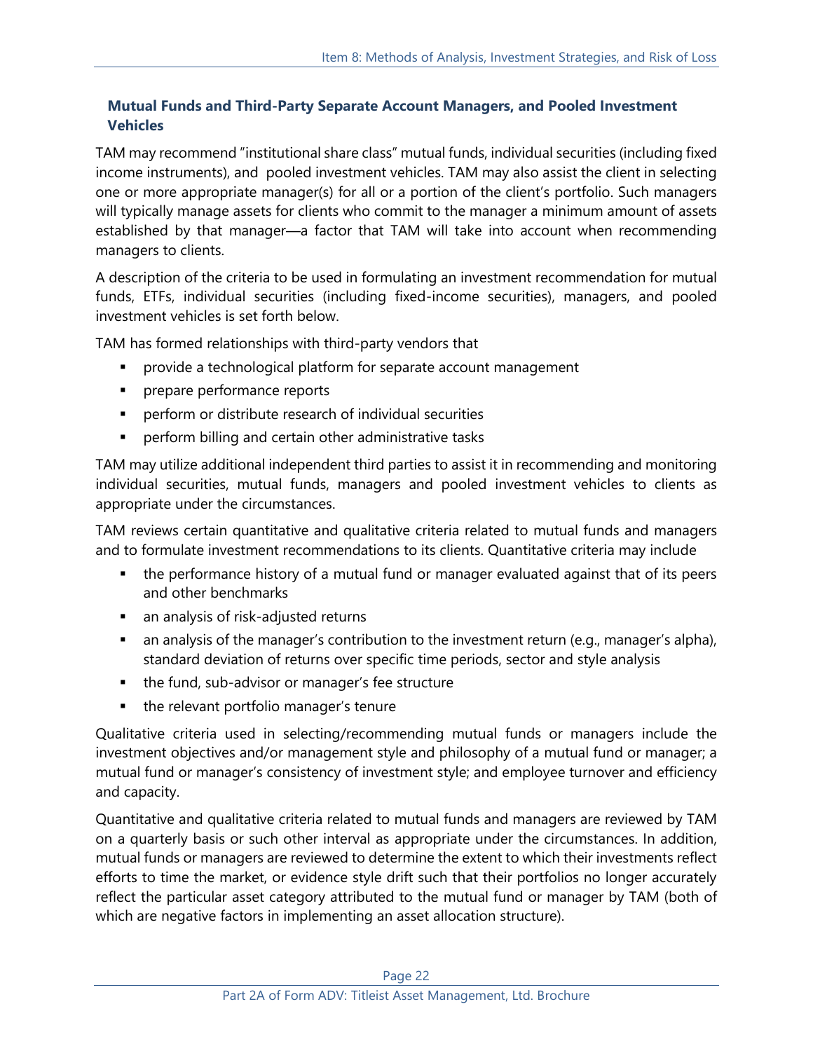### Mutual Funds and Third-Party Separate Account Managers, and Pooled Investment Vehicles

TAM may recommend "institutional share class" mutual funds, individual securities (including fixed income instruments), and pooled investment vehicles. TAM may also assist the client in selecting one or more appropriate manager(s) for all or a portion of the client's portfolio. Such managers will typically manage assets for clients who commit to the manager a minimum amount of assets established by that manager—a factor that TAM will take into account when recommending managers to clients.

A description of the criteria to be used in formulating an investment recommendation for mutual funds, ETFs, individual securities (including fixed-income securities), managers, and pooled investment vehicles is set forth below.

TAM has formed relationships with third-party vendors that

- provide a technological platform for separate account management
- prepare performance reports
- perform or distribute research of individual securities
- perform billing and certain other administrative tasks

TAM may utilize additional independent third parties to assist it in recommending and monitoring individual securities, mutual funds, managers and pooled investment vehicles to clients as appropriate under the circumstances.

TAM reviews certain quantitative and qualitative criteria related to mutual funds and managers and to formulate investment recommendations to its clients. Quantitative criteria may include

- the performance history of a mutual fund or manager evaluated against that of its peers and other benchmarks
- an analysis of risk-adjusted returns
- an analysis of the manager's contribution to the investment return (e.g., manager's alpha), standard deviation of returns over specific time periods, sector and style analysis
- the fund, sub-advisor or manager's fee structure
- the relevant portfolio manager's tenure

Qualitative criteria used in selecting/recommending mutual funds or managers include the investment objectives and/or management style and philosophy of a mutual fund or manager; a mutual fund or manager's consistency of investment style; and employee turnover and efficiency and capacity.

Quantitative and qualitative criteria related to mutual funds and managers are reviewed by TAM on a quarterly basis or such other interval as appropriate under the circumstances. In addition, mutual funds or managers are reviewed to determine the extent to which their investments reflect efforts to time the market, or evidence style drift such that their portfolios no longer accurately reflect the particular asset category attributed to the mutual fund or manager by TAM (both of which are negative factors in implementing an asset allocation structure).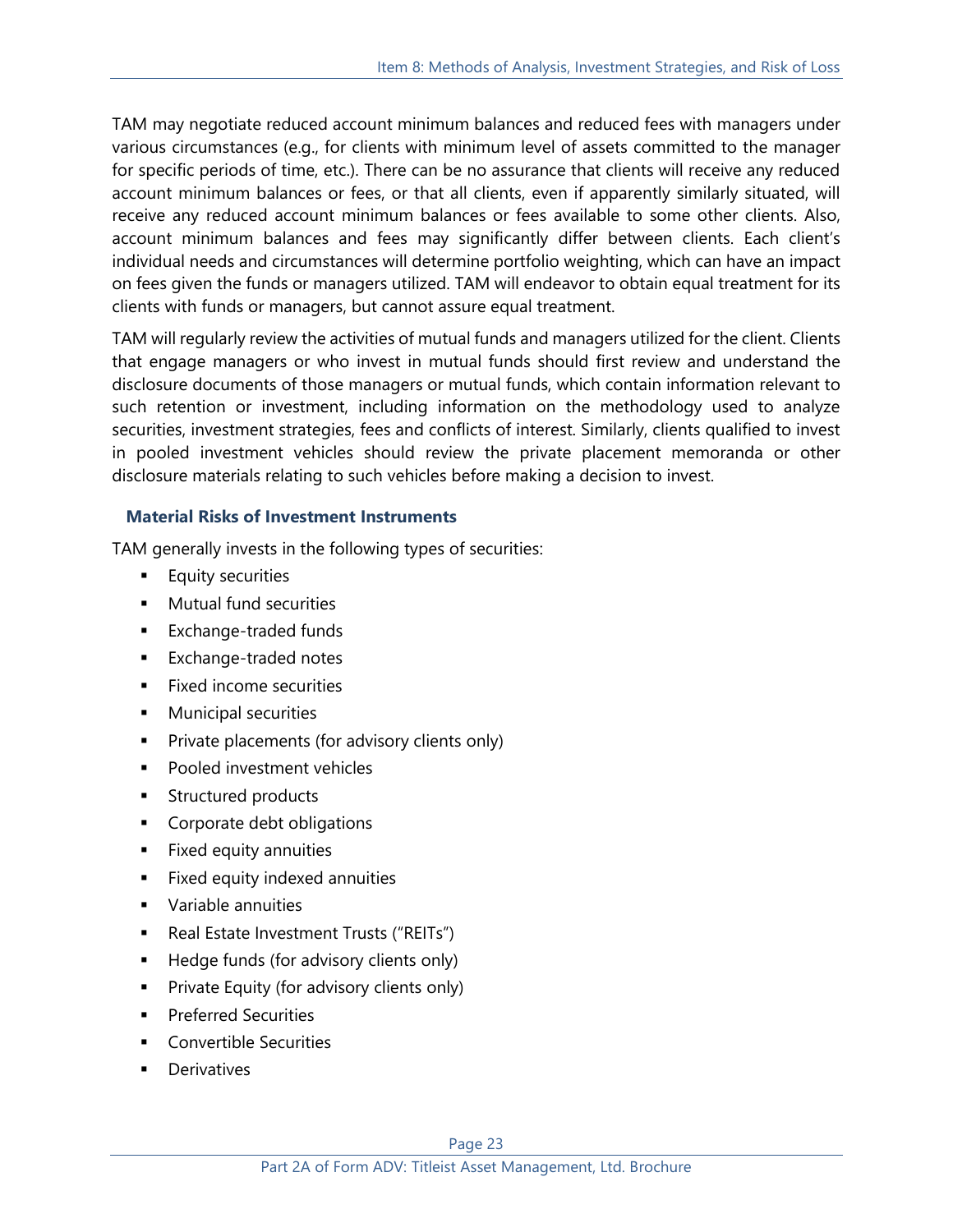TAM may negotiate reduced account minimum balances and reduced fees with managers under various circumstances (e.g., for clients with minimum level of assets committed to the manager for specific periods of time, etc.). There can be no assurance that clients will receive any reduced account minimum balances or fees, or that all clients, even if apparently similarly situated, will receive any reduced account minimum balances or fees available to some other clients. Also, account minimum balances and fees may significantly differ between clients. Each client's individual needs and circumstances will determine portfolio weighting, which can have an impact on fees given the funds or managers utilized. TAM will endeavor to obtain equal treatment for its clients with funds or managers, but cannot assure equal treatment.

TAM will regularly review the activities of mutual funds and managers utilized for the client. Clients that engage managers or who invest in mutual funds should first review and understand the disclosure documents of those managers or mutual funds, which contain information relevant to such retention or investment, including information on the methodology used to analyze securities, investment strategies, fees and conflicts of interest. Similarly, clients qualified to invest in pooled investment vehicles should review the private placement memoranda or other disclosure materials relating to such vehicles before making a decision to invest.

### Material Risks of Investment Instruments

TAM generally invests in the following types of securities:

- Equity securities
- Mutual fund securities
- Exchange-traded funds
- Exchange-traded notes
- Fixed income securities
- Municipal securities
- Private placements (for advisory clients only)
- Pooled investment vehicles
- Structured products
- Corporate debt obligations
- Fixed equity annuities
- Fixed equity indexed annuities
- Variable annuities
- Real Estate Investment Trusts ("REITs")
- Hedge funds (for advisory clients only)
- Private Equity (for advisory clients only)
- Preferred Securities
- Convertible Securities
- Derivatives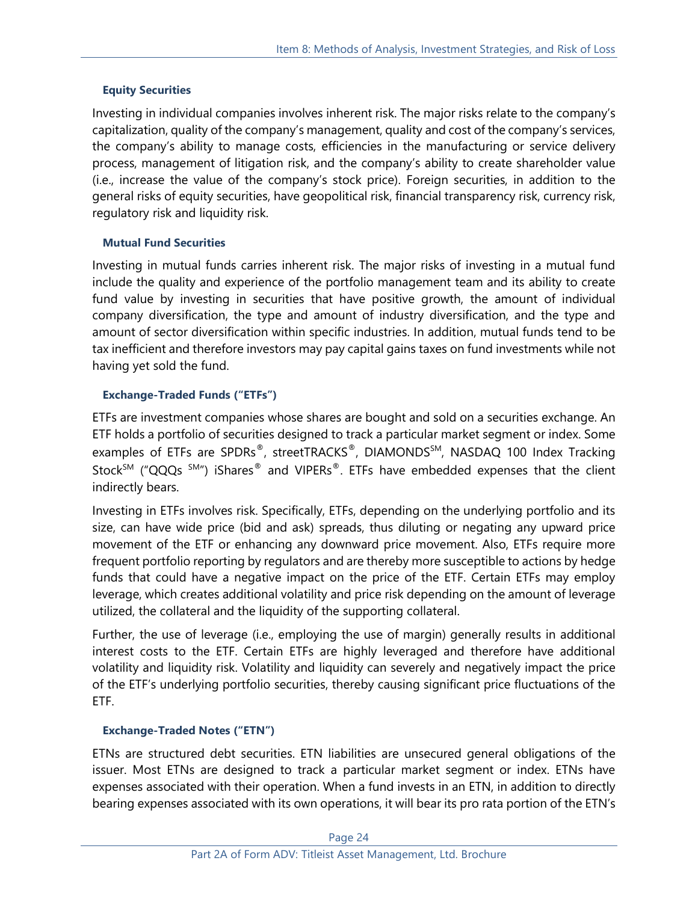### Equity Securities

Investing in individual companies involves inherent risk. The major risks relate to the company's capitalization, quality of the company's management, quality and cost of the company's services, the company's ability to manage costs, efficiencies in the manufacturing or service delivery process, management of litigation risk, and the company's ability to create shareholder value (i.e., increase the value of the company's stock price). Foreign securities, in addition to the general risks of equity securities, have geopolitical risk, financial transparency risk, currency risk, regulatory risk and liquidity risk.

### Mutual Fund Securities

Investing in mutual funds carries inherent risk. The major risks of investing in a mutual fund include the quality and experience of the portfolio management team and its ability to create fund value by investing in securities that have positive growth, the amount of individual company diversification, the type and amount of industry diversification, and the type and amount of sector diversification within specific industries. In addition, mutual funds tend to be tax inefficient and therefore investors may pay capital gains taxes on fund investments while not having yet sold the fund.

### Exchange-Traded Funds ("ETFs")

ETFs are investment companies whose shares are bought and sold on a securities exchange. An ETF holds a portfolio of securities designed to track a particular market segment or index. Some examples of ETFs are SPDRs®, streetTRACKS®, DIAMONDS℠, NASDAQ 100 Index Tracking Stock℠ ("QQQs ℠") iShares® and VIPERs®. ETFs have embedded expenses that the client indirectly bears.

Investing in ETFs involves risk. Specifically, ETFs, depending on the underlying portfolio and its size, can have wide price (bid and ask) spreads, thus diluting or negating any upward price movement of the ETF or enhancing any downward price movement. Also, ETFs require more frequent portfolio reporting by regulators and are thereby more susceptible to actions by hedge funds that could have a negative impact on the price of the ETF. Certain ETFs may employ leverage, which creates additional volatility and price risk depending on the amount of leverage utilized, the collateral and the liquidity of the supporting collateral.

Further, the use of leverage (i.e., employing the use of margin) generally results in additional interest costs to the ETF. Certain ETFs are highly leveraged and therefore have additional volatility and liquidity risk. Volatility and liquidity can severely and negatively impact the price of the ETF's underlying portfolio securities, thereby causing significant price fluctuations of the ETF.

### Exchange-Traded Notes ("ETN")

ETNs are structured debt securities. ETN liabilities are unsecured general obligations of the issuer. Most ETNs are designed to track a particular market segment or index. ETNs have expenses associated with their operation. When a fund invests in an ETN, in addition to directly bearing expenses associated with its own operations, it will bear its pro rata portion of the ETN's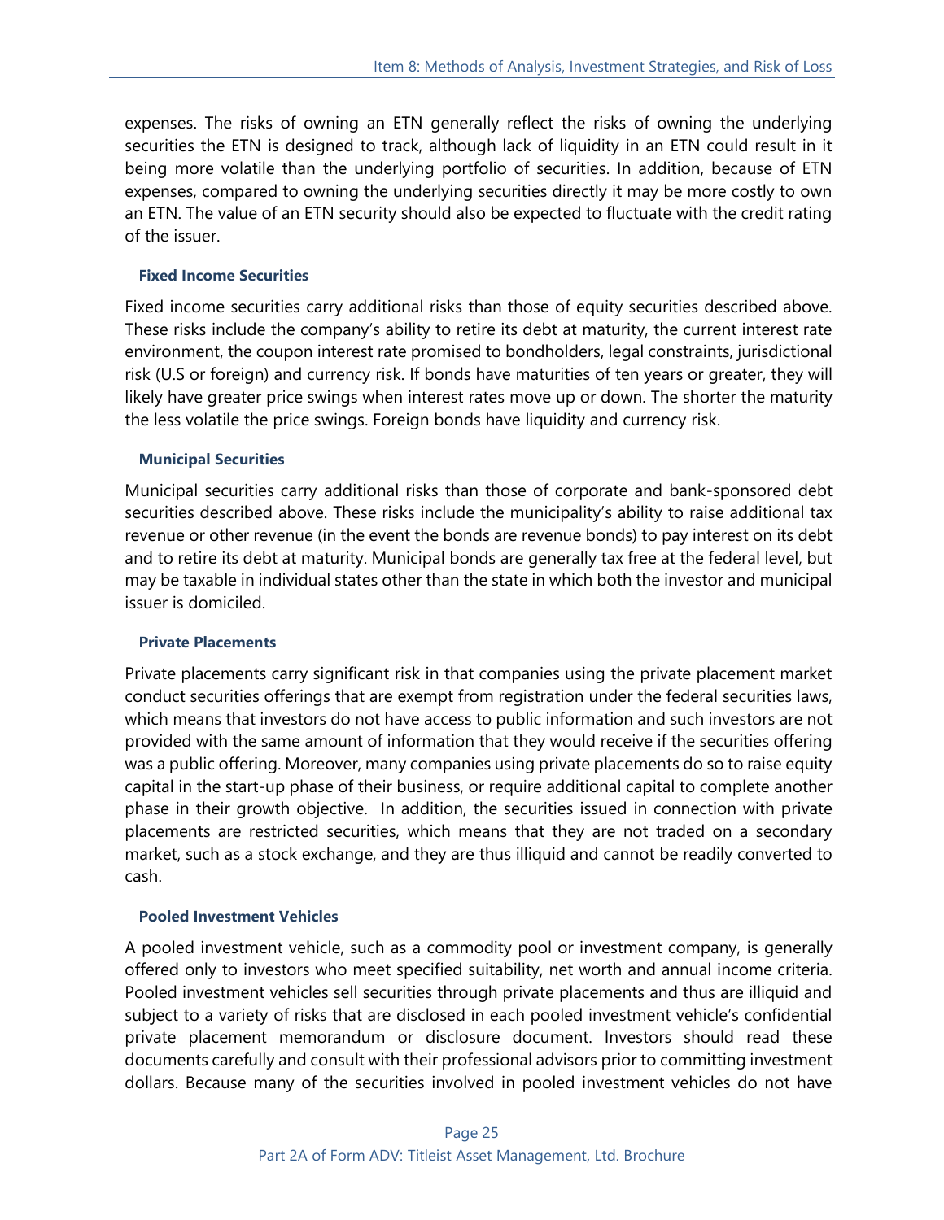expenses. The risks of owning an ETN generally reflect the risks of owning the underlying securities the ETN is designed to track, although lack of liquidity in an ETN could result in it being more volatile than the underlying portfolio of securities. In addition, because of ETN expenses, compared to owning the underlying securities directly it may be more costly to own an ETN. The value of an ETN security should also be expected to fluctuate with the credit rating of the issuer.

### Fixed Income Securities

Fixed income securities carry additional risks than those of equity securities described above. These risks include the company's ability to retire its debt at maturity, the current interest rate environment, the coupon interest rate promised to bondholders, legal constraints, jurisdictional risk (U.S or foreign) and currency risk. If bonds have maturities of ten years or greater, they will likely have greater price swings when interest rates move up or down. The shorter the maturity the less volatile the price swings. Foreign bonds have liquidity and currency risk.

### Municipal Securities

Municipal securities carry additional risks than those of corporate and bank-sponsored debt securities described above. These risks include the municipality's ability to raise additional tax revenue or other revenue (in the event the bonds are revenue bonds) to pay interest on its debt and to retire its debt at maturity. Municipal bonds are generally tax free at the federal level, but may be taxable in individual states other than the state in which both the investor and municipal issuer is domiciled.

### Private Placements

Private placements carry significant risk in that companies using the private placement market conduct securities offerings that are exempt from registration under the federal securities laws, which means that investors do not have access to public information and such investors are not provided with the same amount of information that they would receive if the securities offering was a public offering. Moreover, many companies using private placements do so to raise equity capital in the start-up phase of their business, or require additional capital to complete another phase in their growth objective. In addition, the securities issued in connection with private placements are restricted securities, which means that they are not traded on a secondary market, such as a stock exchange, and they are thus illiquid and cannot be readily converted to cash.

### Pooled Investment Vehicles

A pooled investment vehicle, such as a commodity pool or investment company, is generally offered only to investors who meet specified suitability, net worth and annual income criteria. Pooled investment vehicles sell securities through private placements and thus are illiquid and subject to a variety of risks that are disclosed in each pooled investment vehicle's confidential private placement memorandum or disclosure document. Investors should read these documents carefully and consult with their professional advisors prior to committing investment dollars. Because many of the securities involved in pooled investment vehicles do not have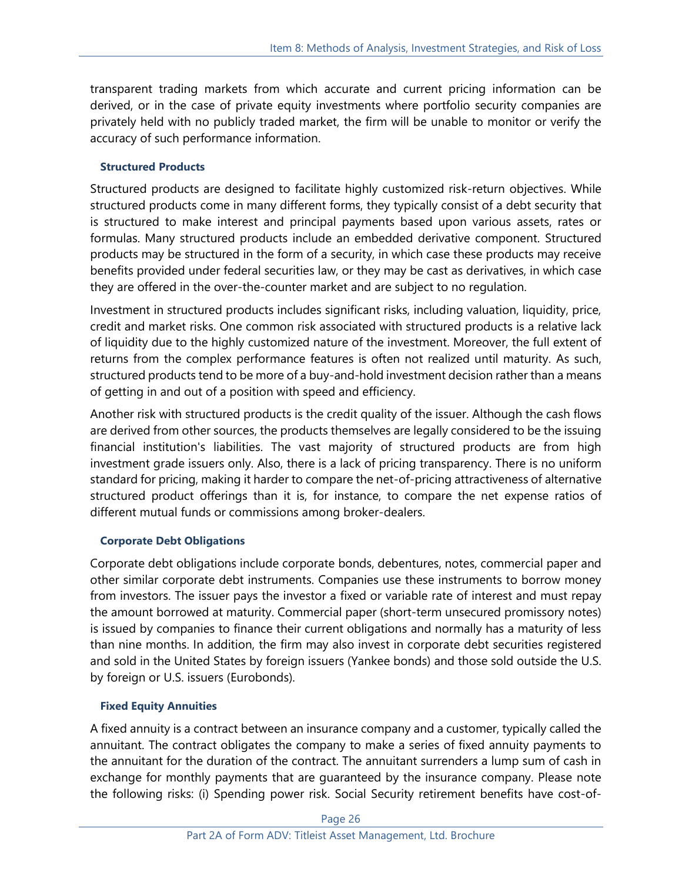transparent trading markets from which accurate and current pricing information can be derived, or in the case of private equity investments where portfolio security companies are privately held with no publicly traded market, the firm will be unable to monitor or verify the accuracy of such performance information.

### Structured Products

Structured products are designed to facilitate highly customized risk-return objectives. While structured products come in many different forms, they typically consist of a debt security that is structured to make interest and principal payments based upon various assets, rates or formulas. Many structured products include an embedded derivative component. Structured products may be structured in the form of a security, in which case these products may receive benefits provided under federal securities law, or they may be cast as derivatives, in which case they are offered in the over-the-counter market and are subject to no regulation.

Investment in structured products includes significant risks, including valuation, liquidity, price, credit and market risks. One common risk associated with structured products is a relative lack of liquidity due to the highly customized nature of the investment. Moreover, the full extent of returns from the complex performance features is often not realized until maturity. As such, structured products tend to be more of a buy-and-hold investment decision rather than a means of getting in and out of a position with speed and efficiency.

Another risk with structured products is the credit quality of the issuer. Although the cash flows are derived from other sources, the products themselves are legally considered to be the issuing financial institution's liabilities. The vast majority of structured products are from high investment grade issuers only. Also, there is a lack of pricing transparency. There is no uniform standard for pricing, making it harder to compare the net-of-pricing attractiveness of alternative structured product offerings than it is, for instance, to compare the net expense ratios of different mutual funds or commissions among broker-dealers.

### Corporate Debt Obligations

Corporate debt obligations include corporate bonds, debentures, notes, commercial paper and other similar corporate debt instruments. Companies use these instruments to borrow money from investors. The issuer pays the investor a fixed or variable rate of interest and must repay the amount borrowed at maturity. Commercial paper (short-term unsecured promissory notes) is issued by companies to finance their current obligations and normally has a maturity of less than nine months. In addition, the firm may also invest in corporate debt securities registered and sold in the United States by foreign issuers (Yankee bonds) and those sold outside the U.S. by foreign or U.S. issuers (Eurobonds).

### Fixed Equity Annuities

A fixed annuity is a contract between an insurance company and a customer, typically called the annuitant. The contract obligates the company to make a series of fixed annuity payments to the annuitant for the duration of the contract. The annuitant surrenders a lump sum of cash in exchange for monthly payments that are guaranteed by the insurance company. Please note the following risks: (i) Spending power risk. Social Security retirement benefits have cost-of-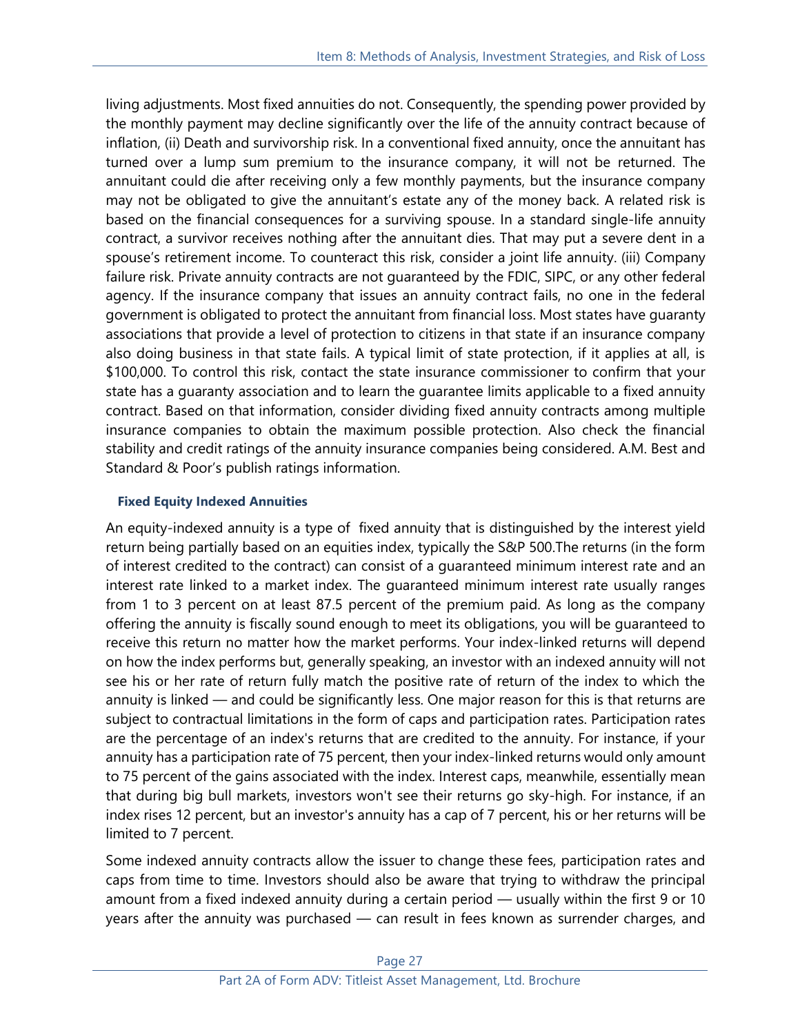living adjustments. Most fixed annuities do not. Consequently, the spending power provided by the monthly payment may decline significantly over the life of the annuity contract because of inflation, (ii) Death and survivorship risk. In a conventional fixed annuity, once the annuitant has turned over a lump sum premium to the insurance company, it will not be returned. The annuitant could die after receiving only a few monthly payments, but the insurance company may not be obligated to give the annuitant's estate any of the money back. A related risk is based on the financial consequences for a surviving spouse. In a standard single-life annuity contract, a survivor receives nothing after the annuitant dies. That may put a severe dent in a spouse's retirement income. To counteract this risk, consider a joint life annuity. (iii) Company failure risk. Private annuity contracts are not guaranteed by the FDIC, SIPC, or any other federal agency. If the insurance company that issues an annuity contract fails, no one in the federal government is obligated to protect the annuitant from financial loss. Most states have guaranty associations that provide a level of protection to citizens in that state if an insurance company also doing business in that state fails. A typical limit of state protection, if it applies at all, is $100,000. To control this risk, contact the state insurance commissioner to confirm that your state has a guaranty association and to learn the guarantee limits applicable to a fixed annuity contract. Based on that information, consider dividing fixed annuity contracts among multiple insurance companies to obtain the maximum possible protection. Also check the financial stability and credit ratings of the annuity insurance companies being considered. A.M. Best and Standard & Poor's publish ratings information.

### Fixed Equity Indexed Annuities

An equity-indexed annuity is a type of fixed annuity that is distinguished by the interest yield return being partially based on an equities index, typically the S&P 500.The returns (in the form of interest credited to the contract) can consist of a guaranteed minimum interest rate and an interest rate linked to a market index. The guaranteed minimum interest rate usually ranges from 1 to 3 percent on at least 87.5 percent of the premium paid. As long as the company offering the annuity is fiscally sound enough to meet its obligations, you will be guaranteed to receive this return no matter how the market performs. Your index-linked returns will depend on how the index performs but, generally speaking, an investor with an indexed annuity will not see his or her rate of return fully match the positive rate of return of the index to which the annuity is linked — and could be significantly less. One major reason for this is that returns are subject to contractual limitations in the form of caps and participation rates. Participation rates are the percentage of an index's returns that are credited to the annuity. For instance, if your annuity has a participation rate of 75 percent, then your index-linked returns would only amount to 75 percent of the gains associated with the index. Interest caps, meanwhile, essentially mean that during big bull markets, investors won't see their returns go sky-high. For instance, if an index rises 12 percent, but an investor's annuity has a cap of 7 percent, his or her returns will be limited to 7 percent.

Some indexed annuity contracts allow the issuer to change these fees, participation rates and caps from time to time. Investors should also be aware that trying to withdraw the principal amount from a fixed indexed annuity during a certain period — usually within the first 9 or 10 years after the annuity was purchased — can result in fees known as surrender charges, and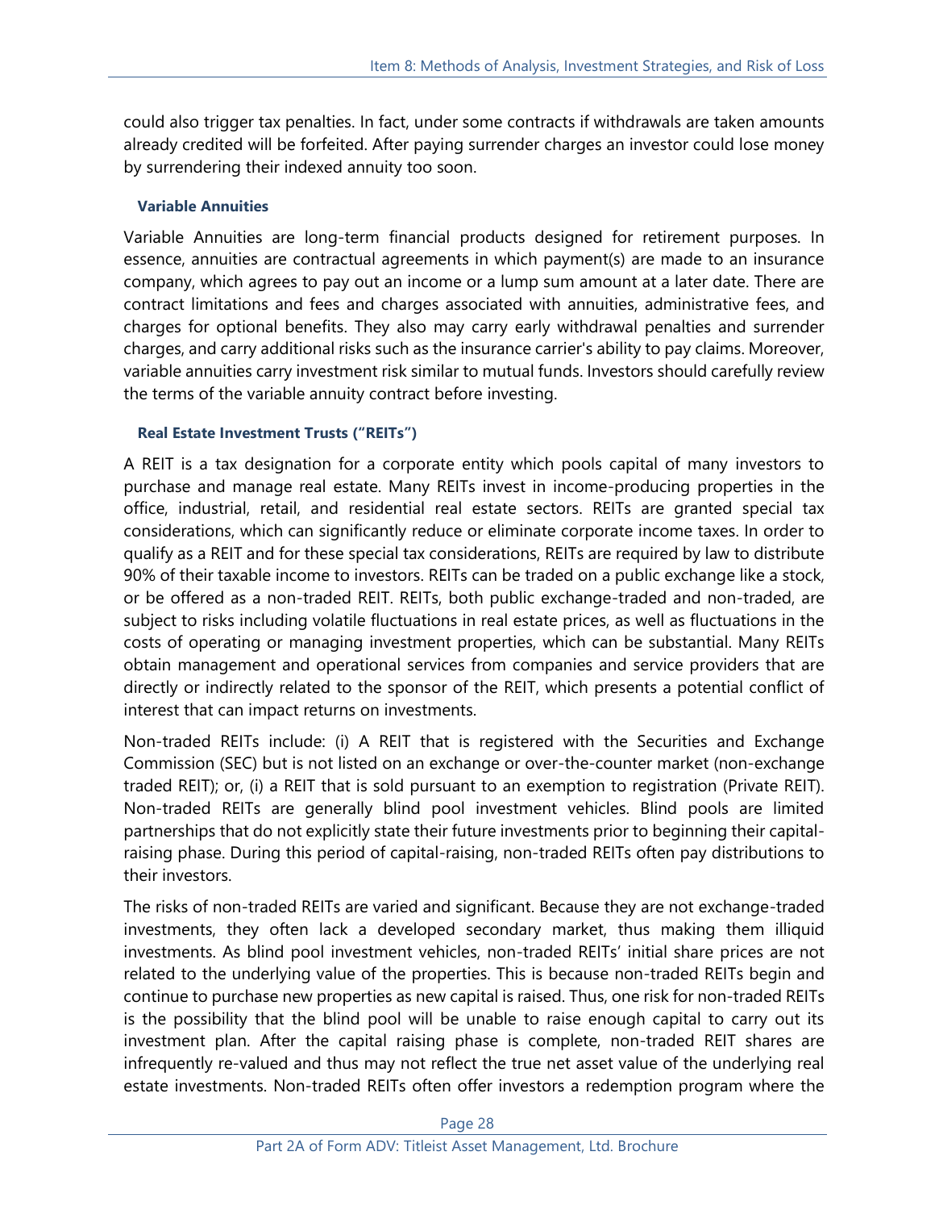could also trigger tax penalties. In fact, under some contracts if withdrawals are taken amounts already credited will be forfeited. After paying surrender charges an investor could lose money by surrendering their indexed annuity too soon.

### Variable Annuities

Variable Annuities are long-term financial products designed for retirement purposes. In essence, annuities are contractual agreements in which payment(s) are made to an insurance company, which agrees to pay out an income or a lump sum amount at a later date. There are contract limitations and fees and charges associated with annuities, administrative fees, and charges for optional benefits. They also may carry early withdrawal penalties and surrender charges, and carry additional risks such as the insurance carrier's ability to pay claims. Moreover, variable annuities carry investment risk similar to mutual funds. Investors should carefully review the terms of the variable annuity contract before investing.

### Real Estate Investment Trusts ("REITs")

A REIT is a tax designation for a corporate entity which pools capital of many investors to purchase and manage real estate. Many REITs invest in income-producing properties in the office, industrial, retail, and residential real estate sectors. REITs are granted special tax considerations, which can significantly reduce or eliminate corporate income taxes. In order to qualify as a REIT and for these special tax considerations, REITs are required by law to distribute 90% of their taxable income to investors. REITs can be traded on a public exchange like a stock, or be offered as a non-traded REIT. REITs, both public exchange-traded and non-traded, are subject to risks including volatile fluctuations in real estate prices, as well as fluctuations in the costs of operating or managing investment properties, which can be substantial. Many REITs obtain management and operational services from companies and service providers that are directly or indirectly related to the sponsor of the REIT, which presents a potential conflict of interest that can impact returns on investments.

Non-traded REITs include: (i) A REIT that is registered with the Securities and Exchange Commission (SEC) but is not listed on an exchange or over-the-counter market (non-exchange traded REIT); or, (i) a REIT that is sold pursuant to an exemption to registration (Private REIT). Non-traded REITs are generally blind pool investment vehicles. Blind pools are limited partnerships that do not explicitly state their future investments prior to beginning their capital-raising phase. During this period of capital-raising, non-traded REITs often pay distributions to their investors.

The risks of non-traded REITs are varied and significant. Because they are not exchange-traded investments, they often lack a developed secondary market, thus making them illiquid investments. As blind pool investment vehicles, non-traded REITs' initial share prices are not related to the underlying value of the properties. This is because non-traded REITs begin and continue to purchase new properties as new capital is raised. Thus, one risk for non-traded REITs is the possibility that the blind pool will be unable to raise enough capital to carry out its investment plan. After the capital raising phase is complete, non-traded REIT shares are infrequently re-valued and thus may not reflect the true net asset value of the underlying real estate investments. Non-traded REITs often offer investors a redemption program where the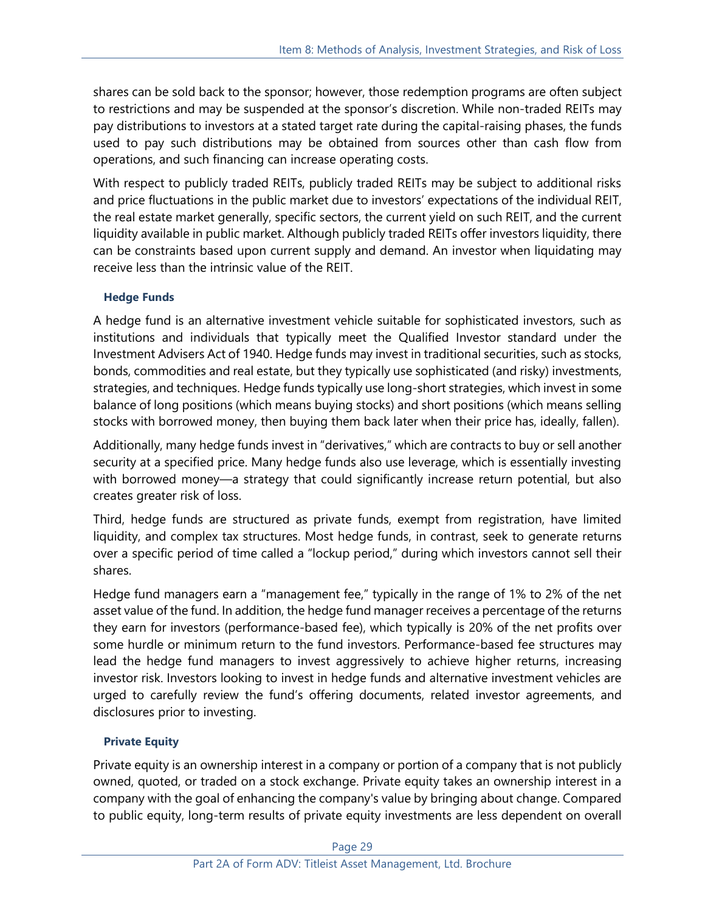shares can be sold back to the sponsor; however, those redemption programs are often subject to restrictions and may be suspended at the sponsor's discretion. While non-traded REITs may pay distributions to investors at a stated target rate during the capital-raising phases, the funds used to pay such distributions may be obtained from sources other than cash flow from operations, and such financing can increase operating costs.

With respect to publicly traded REITs, publicly traded REITs may be subject to additional risks and price fluctuations in the public market due to investors' expectations of the individual REIT, the real estate market generally, specific sectors, the current yield on such REIT, and the current liquidity available in public market. Although publicly traded REITs offer investors liquidity, there can be constraints based upon current supply and demand. An investor when liquidating may receive less than the intrinsic value of the REIT.

#### Hedge Funds

A hedge fund is an alternative investment vehicle suitable for sophisticated investors, such as institutions and individuals that typically meet the Qualified Investor standard under the Investment Advisers Act of 1940. Hedge funds may invest in traditional securities, such as stocks, bonds, commodities and real estate, but they typically use sophisticated (and risky) investments, strategies, and techniques. Hedge funds typically use long-short strategies, which invest in some balance of long positions (which means buying stocks) and short positions (which means selling stocks with borrowed money, then buying them back later when their price has, ideally, fallen).

Additionally, many hedge funds invest in "derivatives," which are contracts to buy or sell another security at a specified price. Many hedge funds also use leverage, which is essentially investing with borrowed money—a strategy that could significantly increase return potential, but also creates greater risk of loss.

Third, hedge funds are structured as private funds, exempt from registration, have limited liquidity, and complex tax structures. Most hedge funds, in contrast, seek to generate returns over a specific period of time called a "lockup period," during which investors cannot sell their shares.

Hedge fund managers earn a "management fee," typically in the range of 1% to 2% of the net asset value of the fund. In addition, the hedge fund manager receives a percentage of the returns they earn for investors (performance-based fee), which typically is 20% of the net profits over some hurdle or minimum return to the fund investors. Performance-based fee structures may lead the hedge fund managers to invest aggressively to achieve higher returns, increasing investor risk. Investors looking to invest in hedge funds and alternative investment vehicles are urged to carefully review the fund's offering documents, related investor agreements, and disclosures prior to investing.

#### Private Equity

Private equity is an ownership interest in a company or portion of a company that is not publicly owned, quoted, or traded on a stock exchange. Private equity takes an ownership interest in a company with the goal of enhancing the company's value by bringing about change. Compared to public equity, long-term results of private equity investments are less dependent on overall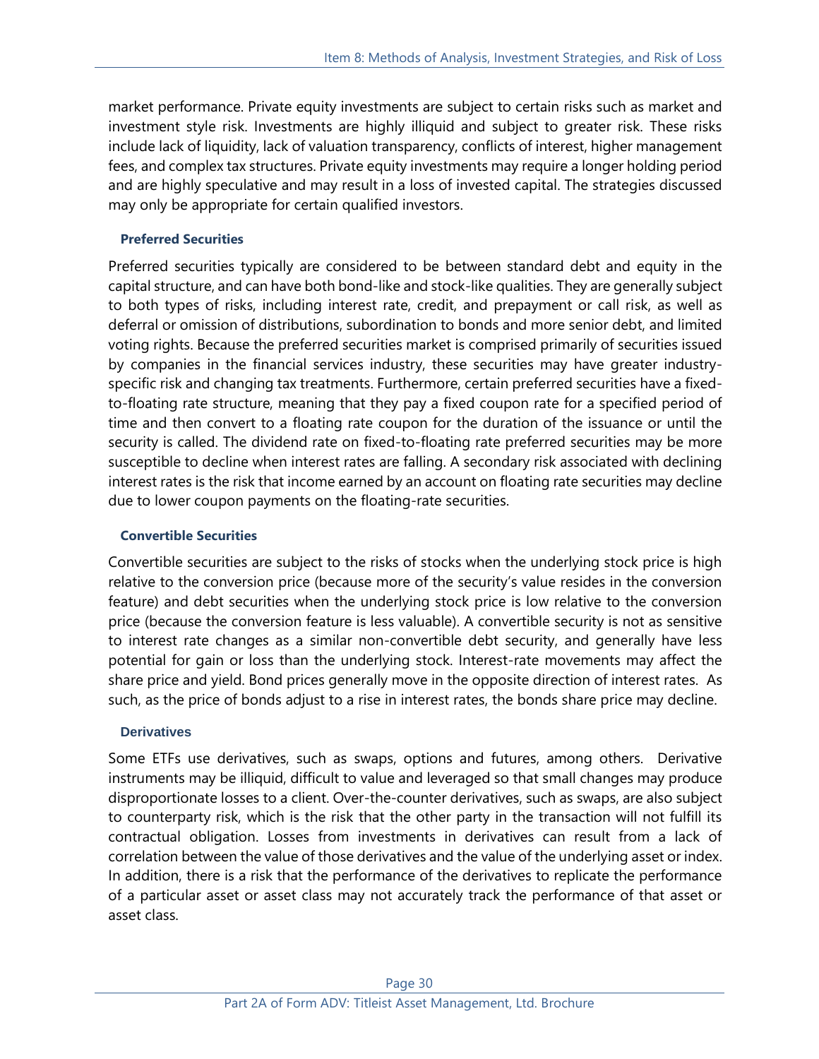market performance. Private equity investments are subject to certain risks such as market and investment style risk. Investments are highly illiquid and subject to greater risk. These risks include lack of liquidity, lack of valuation transparency, conflicts of interest, higher management fees, and complex tax structures. Private equity investments may require a longer holding period and are highly speculative and may result in a loss of invested capital. The strategies discussed may only be appropriate for certain qualified investors.

#### Preferred Securities

Preferred securities typically are considered to be between standard debt and equity in the capital structure, and can have both bond-like and stock-like qualities. They are generally subject to both types of risks, including interest rate, credit, and prepayment or call risk, as well as deferral or omission of distributions, subordination to bonds and more senior debt, and limited voting rights. Because the preferred securities market is comprised primarily of securities issued by companies in the financial services industry, these securities may have greater industry-specific risk and changing tax treatments. Furthermore, certain preferred securities have a fixed-to-floating rate structure, meaning that they pay a fixed coupon rate for a specified period of time and then convert to a floating rate coupon for the duration of the issuance or until the security is called. The dividend rate on fixed-to-floating rate preferred securities may be more susceptible to decline when interest rates are falling. A secondary risk associated with declining interest rates is the risk that income earned by an account on floating rate securities may decline due to lower coupon payments on the floating-rate securities.

#### Convertible Securities

Convertible securities are subject to the risks of stocks when the underlying stock price is high relative to the conversion price (because more of the security's value resides in the conversion feature) and debt securities when the underlying stock price is low relative to the conversion price (because the conversion feature is less valuable). A convertible security is not as sensitive to interest rate changes as a similar non-convertible debt security, and generally have less potential for gain or loss than the underlying stock. Interest-rate movements may affect the share price and yield. Bond prices generally move in the opposite direction of interest rates. As such, as the price of bonds adjust to a rise in interest rates, the bonds share price may decline.

#### Derivatives

Some ETFs use derivatives, such as swaps, options and futures, among others. Derivative instruments may be illiquid, difficult to value and leveraged so that small changes may produce disproportionate losses to a client. Over-the-counter derivatives, such as swaps, are also subject to counterparty risk, which is the risk that the other party in the transaction will not fulfill its contractual obligation. Losses from investments in derivatives can result from a lack of correlation between the value of those derivatives and the value of the underlying asset or index. In addition, there is a risk that the performance of the derivatives to replicate the performance of a particular asset or asset class may not accurately track the performance of that asset or asset class.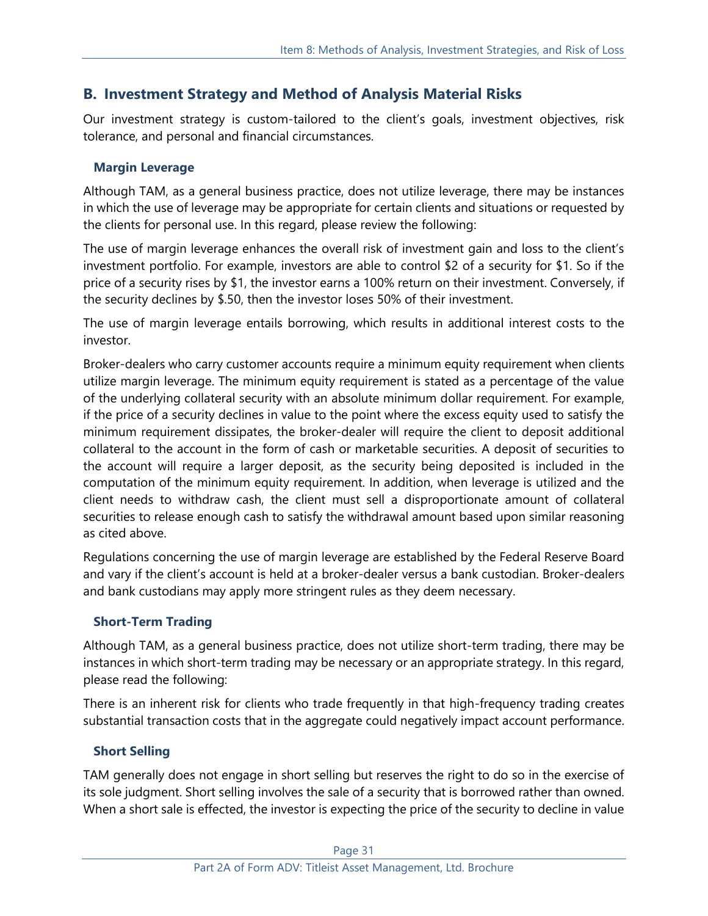## B. Investment Strategy and Method of Analysis Material Risks

Our investment strategy is custom-tailored to the client's goals, investment objectives, risk tolerance, and personal and financial circumstances.

### Margin Leverage

Although TAM, as a general business practice, does not utilize leverage, there may be instances in which the use of leverage may be appropriate for certain clients and situations or requested by the clients for personal use. In this regard, please review the following:

The use of margin leverage enhances the overall risk of investment gain and loss to the client's investment portfolio. For example, investors are able to control $2 of a security for $1. So if the price of a security rises by $1, the investor earns a 100% return on their investment. Conversely, if the security declines by $.50, then the investor loses 50% of their investment.

The use of margin leverage entails borrowing, which results in additional interest costs to the investor.

Broker-dealers who carry customer accounts require a minimum equity requirement when clients utilize margin leverage. The minimum equity requirement is stated as a percentage of the value of the underlying collateral security with an absolute minimum dollar requirement. For example, if the price of a security declines in value to the point where the excess equity used to satisfy the minimum requirement dissipates, the broker-dealer will require the client to deposit additional collateral to the account in the form of cash or marketable securities. A deposit of securities to the account will require a larger deposit, as the security being deposited is included in the computation of the minimum equity requirement. In addition, when leverage is utilized and the client needs to withdraw cash, the client must sell a disproportionate amount of collateral securities to release enough cash to satisfy the withdrawal amount based upon similar reasoning as cited above.

Regulations concerning the use of margin leverage are established by the Federal Reserve Board and vary if the client's account is held at a broker-dealer versus a bank custodian. Broker-dealers and bank custodians may apply more stringent rules as they deem necessary.

### Short-Term Trading

Although TAM, as a general business practice, does not utilize short-term trading, there may be instances in which short-term trading may be necessary or an appropriate strategy. In this regard, please read the following:

There is an inherent risk for clients who trade frequently in that high-frequency trading creates substantial transaction costs that in the aggregate could negatively impact account performance.

### Short Selling

TAM generally does not engage in short selling but reserves the right to do so in the exercise of its sole judgment. Short selling involves the sale of a security that is borrowed rather than owned. When a short sale is effected, the investor is expecting the price of the security to decline in value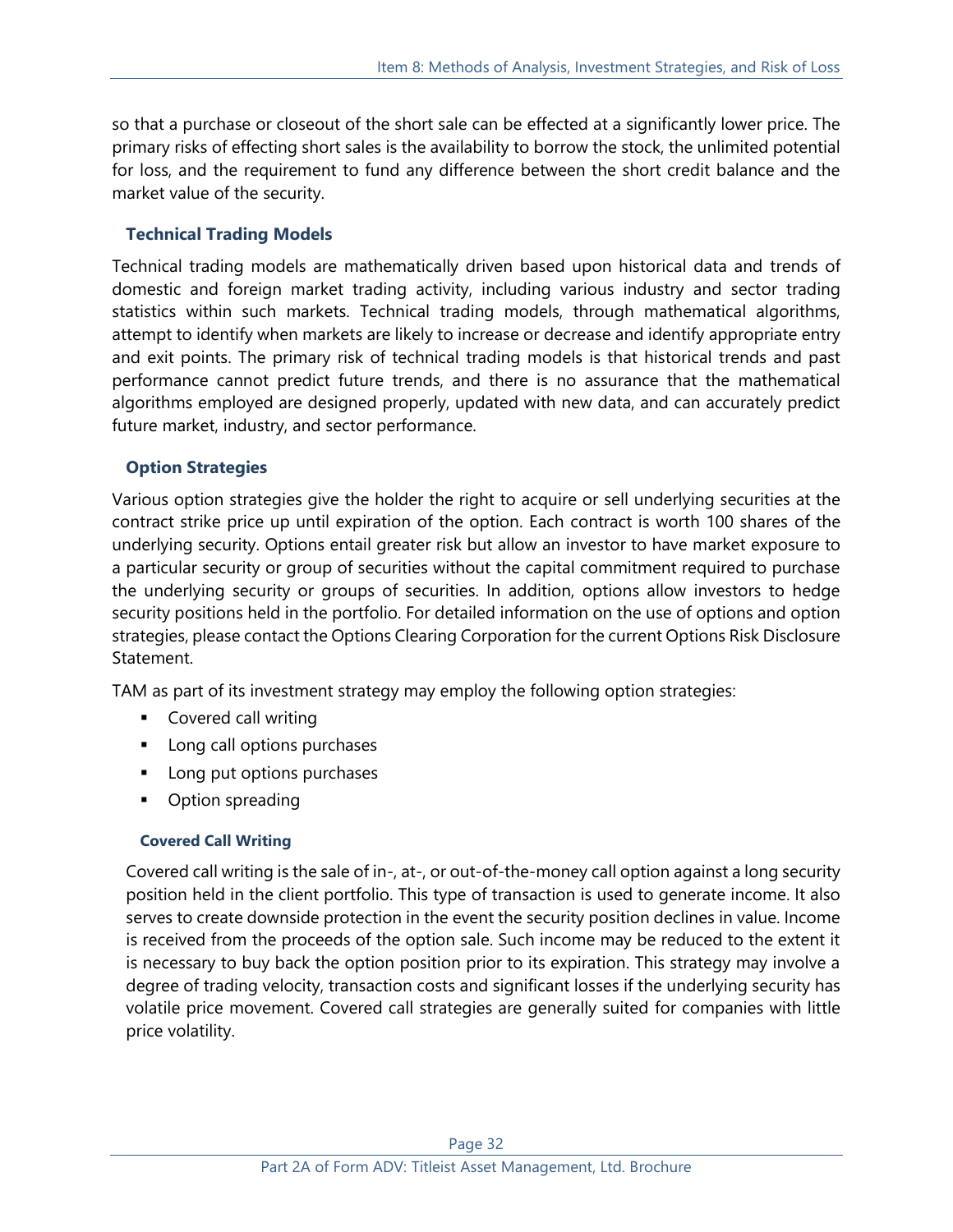so that a purchase or closeout of the short sale can be effected at a significantly lower price. The primary risks of effecting short sales is the availability to borrow the stock, the unlimited potential for loss, and the requirement to fund any difference between the short credit balance and the market value of the security.

### Technical Trading Models

Technical trading models are mathematically driven based upon historical data and trends of domestic and foreign market trading activity, including various industry and sector trading statistics within such markets. Technical trading models, through mathematical algorithms, attempt to identify when markets are likely to increase or decrease and identify appropriate entry and exit points. The primary risk of technical trading models is that historical trends and past performance cannot predict future trends, and there is no assurance that the mathematical algorithms employed are designed properly, updated with new data, and can accurately predict future market, industry, and sector performance.

### Option Strategies

Various option strategies give the holder the right to acquire or sell underlying securities at the contract strike price up until expiration of the option. Each contract is worth 100 shares of the underlying security. Options entail greater risk but allow an investor to have market exposure to a particular security or group of securities without the capital commitment required to purchase the underlying security or groups of securities. In addition, options allow investors to hedge security positions held in the portfolio. For detailed information on the use of options and option strategies, please contact the Options Clearing Corporation for the current Options Risk Disclosure Statement.

TAM as part of its investment strategy may employ the following option strategies:

- Covered call writing
- Long call options purchases
- Long put options purchases
- Option spreading

#### Covered Call Writing

Covered call writing is the sale of in-, at-, or out-of-the-money call option against a long security position held in the client portfolio. This type of transaction is used to generate income. It also serves to create downside protection in the event the security position declines in value. Income is received from the proceeds of the option sale. Such income may be reduced to the extent it is necessary to buy back the option position prior to its expiration. This strategy may involve a degree of trading velocity, transaction costs and significant losses if the underlying security has volatile price movement. Covered call strategies are generally suited for companies with little price volatility.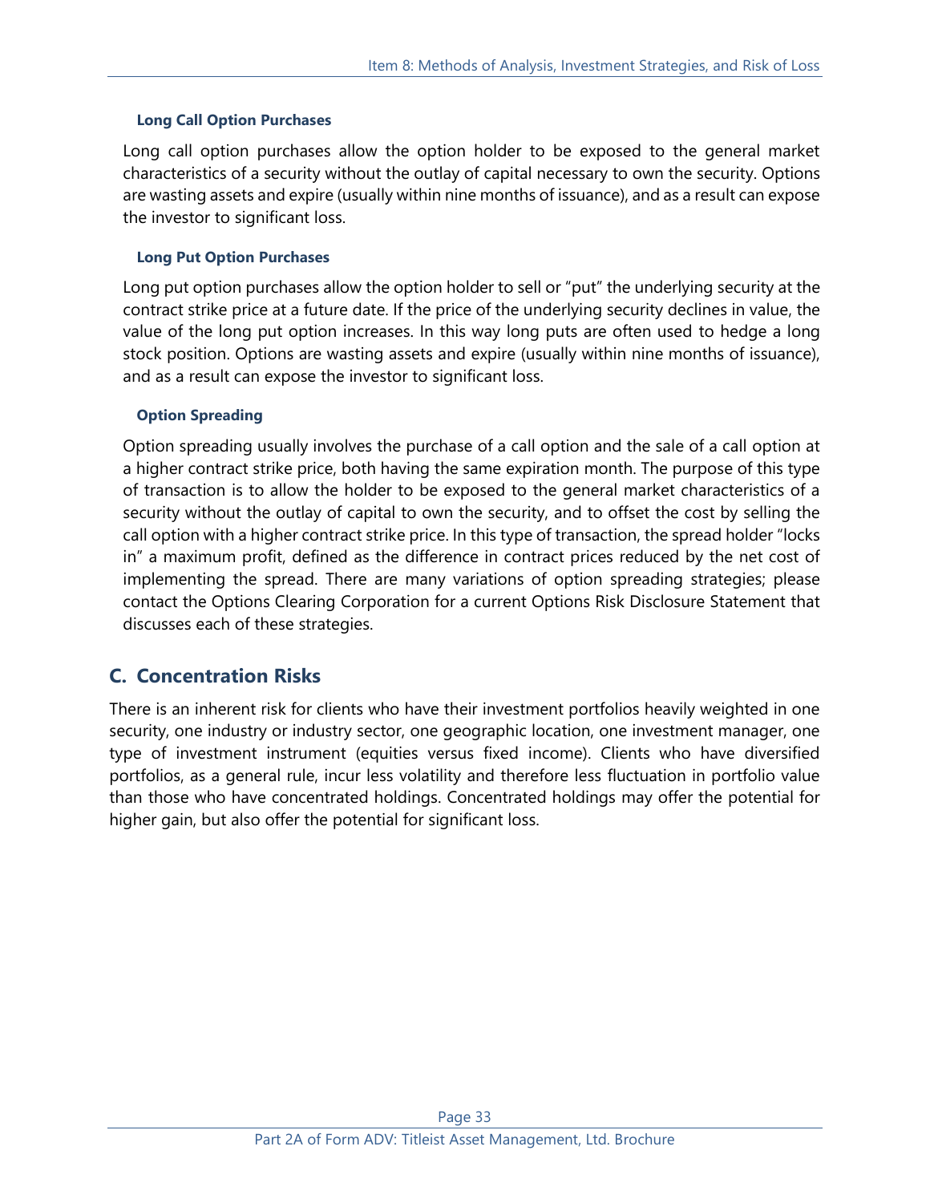#### Long Call Option Purchases

Long call option purchases allow the option holder to be exposed to the general market characteristics of a security without the outlay of capital necessary to own the security. Options are wasting assets and expire (usually within nine months of issuance), and as a result can expose the investor to significant loss.

#### Long Put Option Purchases

Long put option purchases allow the option holder to sell or "put" the underlying security at the contract strike price at a future date. If the price of the underlying security declines in value, the value of the long put option increases. In this way long puts are often used to hedge a long stock position. Options are wasting assets and expire (usually within nine months of issuance), and as a result can expose the investor to significant loss.

#### Option Spreading

Option spreading usually involves the purchase of a call option and the sale of a call option at a higher contract strike price, both having the same expiration month. The purpose of this type of transaction is to allow the holder to be exposed to the general market characteristics of a security without the outlay of capital to own the security, and to offset the cost by selling the call option with a higher contract strike price. In this type of transaction, the spread holder "locks in" a maximum profit, defined as the difference in contract prices reduced by the net cost of implementing the spread. There are many variations of option spreading strategies; please contact the Options Clearing Corporation for a current Options Risk Disclosure Statement that discusses each of these strategies.

## C. Concentration Risks

There is an inherent risk for clients who have their investment portfolios heavily weighted in one security, one industry or industry sector, one geographic location, one investment manager, one type of investment instrument (equities versus fixed income). Clients who have diversified portfolios, as a general rule, incur less volatility and therefore less fluctuation in portfolio value than those who have concentrated holdings. Concentrated holdings may offer the potential for higher gain, but also offer the potential for significant loss.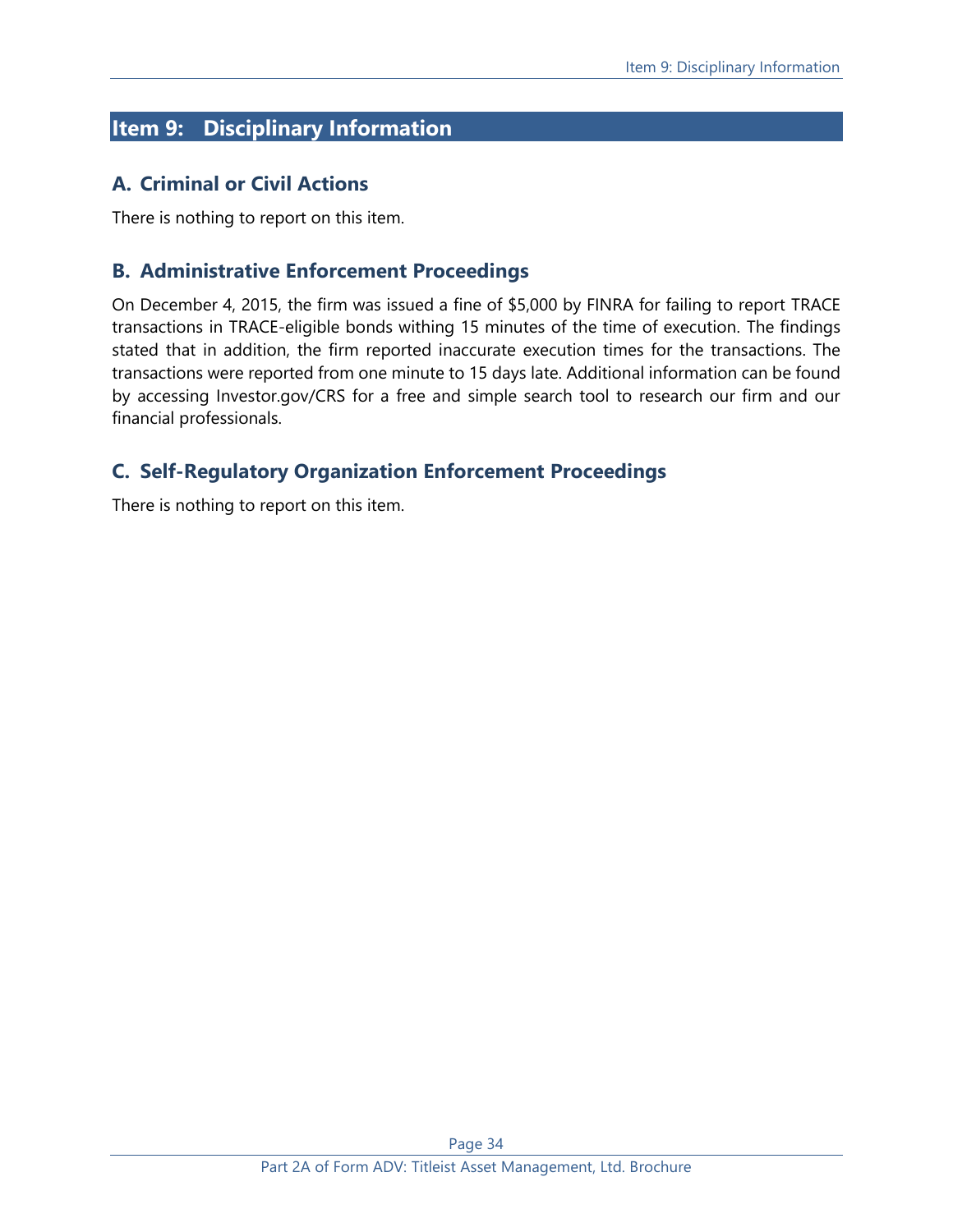## Item 9: Disciplinary Information

### A. Criminal or Civil Actions

There is nothing to report on this item.

### B. Administrative Enforcement Proceedings

On December 4, 2015, the firm was issued a fine of $5,000 by FINRA for failing to report TRACE transactions in TRACE-eligible bonds withing 15 minutes of the time of execution. The findings stated that in addition, the firm reported inaccurate execution times for the transactions. The transactions were reported from one minute to 15 days late. Additional information can be found by accessing Investor.gov/CRS for a free and simple search tool to research our firm and our financial professionals.

### C. Self-Regulatory Organization Enforcement Proceedings

There is nothing to report on this item.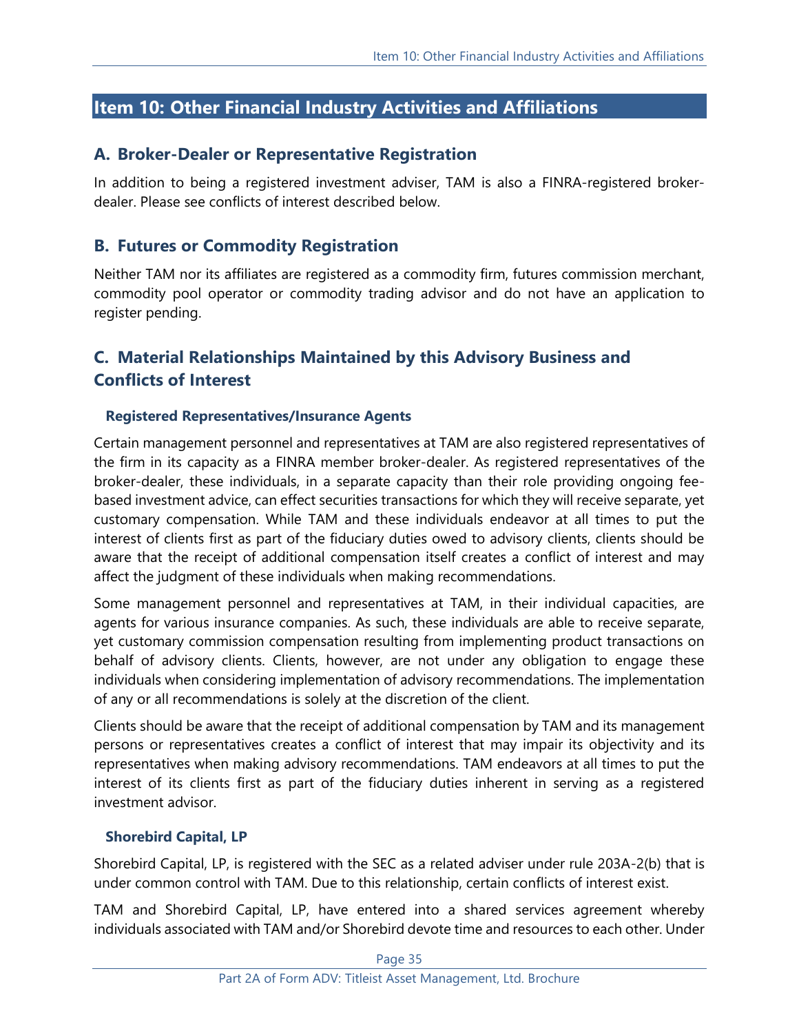## Item 10: Other Financial Industry Activities and Affiliations

### A. Broker-Dealer or Representative Registration

In addition to being a registered investment adviser, TAM is also a FINRA-registered broker-dealer. Please see conflicts of interest described below.

### B. Futures or Commodity Registration

Neither TAM nor its affiliates are registered as a commodity firm, futures commission merchant, commodity pool operator or commodity trading advisor and do not have an application to register pending.

### C. Material Relationships Maintained by this Advisory Business and Conflicts of Interest

#### Registered Representatives/Insurance Agents

Certain management personnel and representatives at TAM are also registered representatives of the firm in its capacity as a FINRA member broker-dealer. As registered representatives of the broker-dealer, these individuals, in a separate capacity than their role providing ongoing fee-based investment advice, can effect securities transactions for which they will receive separate, yet customary compensation. While TAM and these individuals endeavor at all times to put the interest of clients first as part of the fiduciary duties owed to advisory clients, clients should be aware that the receipt of additional compensation itself creates a conflict of interest and may affect the judgment of these individuals when making recommendations.

Some management personnel and representatives at TAM, in their individual capacities, are agents for various insurance companies. As such, these individuals are able to receive separate, yet customary commission compensation resulting from implementing product transactions on behalf of advisory clients. Clients, however, are not under any obligation to engage these individuals when considering implementation of advisory recommendations. The implementation of any or all recommendations is solely at the discretion of the client.

Clients should be aware that the receipt of additional compensation by TAM and its management persons or representatives creates a conflict of interest that may impair its objectivity and its representatives when making advisory recommendations. TAM endeavors at all times to put the interest of its clients first as part of the fiduciary duties inherent in serving as a registered investment advisor.

#### Shorebird Capital, LP

Shorebird Capital, LP, is registered with the SEC as a related adviser under rule 203A-2(b) that is under common control with TAM. Due to this relationship, certain conflicts of interest exist.

TAM and Shorebird Capital, LP, have entered into a shared services agreement whereby individuals associated with TAM and/or Shorebird devote time and resources to each other. Under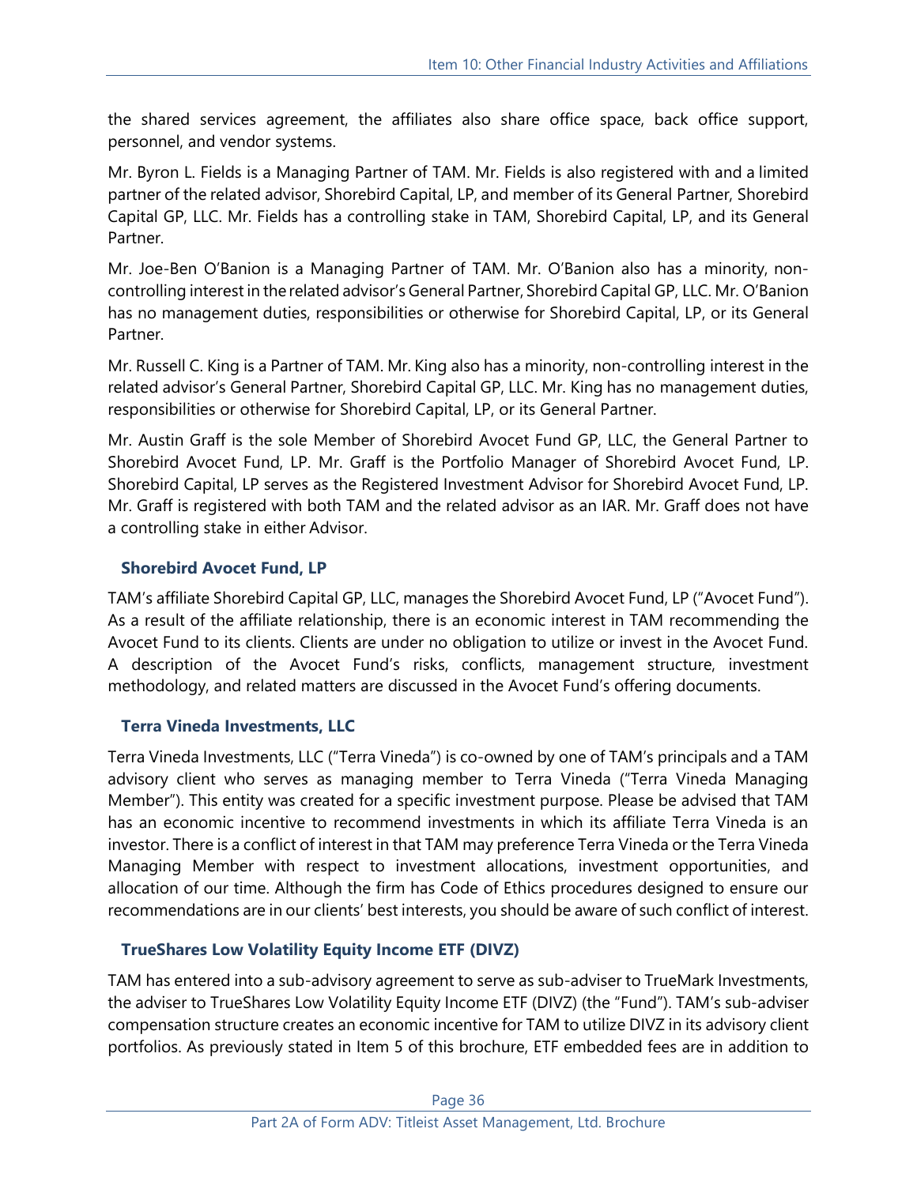the shared services agreement, the affiliates also share office space, back office support, personnel, and vendor systems.

Mr. Byron L. Fields is a Managing Partner of TAM. Mr. Fields is also registered with and a limited partner of the related advisor, Shorebird Capital, LP, and member of its General Partner, Shorebird Capital GP, LLC. Mr. Fields has a controlling stake in TAM, Shorebird Capital, LP, and its General Partner.

Mr. Joe-Ben O'Banion is a Managing Partner of TAM. Mr. O'Banion also has a minority, non-controlling interest in the related advisor's General Partner, Shorebird Capital GP, LLC. Mr. O'Banion has no management duties, responsibilities or otherwise for Shorebird Capital, LP, or its General Partner.

Mr. Russell C. King is a Partner of TAM. Mr. King also has a minority, non-controlling interest in the related advisor's General Partner, Shorebird Capital GP, LLC. Mr. King has no management duties, responsibilities or otherwise for Shorebird Capital, LP, or its General Partner.

Mr. Austin Graff is the sole Member of Shorebird Avocet Fund GP, LLC, the General Partner to Shorebird Avocet Fund, LP. Mr. Graff is the Portfolio Manager of Shorebird Avocet Fund, LP. Shorebird Capital, LP serves as the Registered Investment Advisor for Shorebird Avocet Fund, LP. Mr. Graff is registered with both TAM and the related advisor as an IAR. Mr. Graff does not have a controlling stake in either Advisor.

### Shorebird Avocet Fund, LP

TAM's affiliate Shorebird Capital GP, LLC, manages the Shorebird Avocet Fund, LP ("Avocet Fund"). As a result of the affiliate relationship, there is an economic interest in TAM recommending the Avocet Fund to its clients. Clients are under no obligation to utilize or invest in the Avocet Fund. A description of the Avocet Fund's risks, conflicts, management structure, investment methodology, and related matters are discussed in the Avocet Fund's offering documents.

### Terra Vineda Investments, LLC

Terra Vineda Investments, LLC ("Terra Vineda") is co-owned by one of TAM's principals and a TAM advisory client who serves as managing member to Terra Vineda ("Terra Vineda Managing Member"). This entity was created for a specific investment purpose. Please be advised that TAM has an economic incentive to recommend investments in which its affiliate Terra Vineda is an investor. There is a conflict of interest in that TAM may preference Terra Vineda or the Terra Vineda Managing Member with respect to investment allocations, investment opportunities, and allocation of our time. Although the firm has Code of Ethics procedures designed to ensure our recommendations are in our clients' best interests, you should be aware of such conflict of interest.

### TrueShares Low Volatility Equity Income ETF (DIVZ)

TAM has entered into a sub-advisory agreement to serve as sub-adviser to TrueMark Investments, the adviser to TrueShares Low Volatility Equity Income ETF (DIVZ) (the "Fund"). TAM's sub-adviser compensation structure creates an economic incentive for TAM to utilize DIVZ in its advisory client portfolios. As previously stated in Item 5 of this brochure, ETF embedded fees are in addition to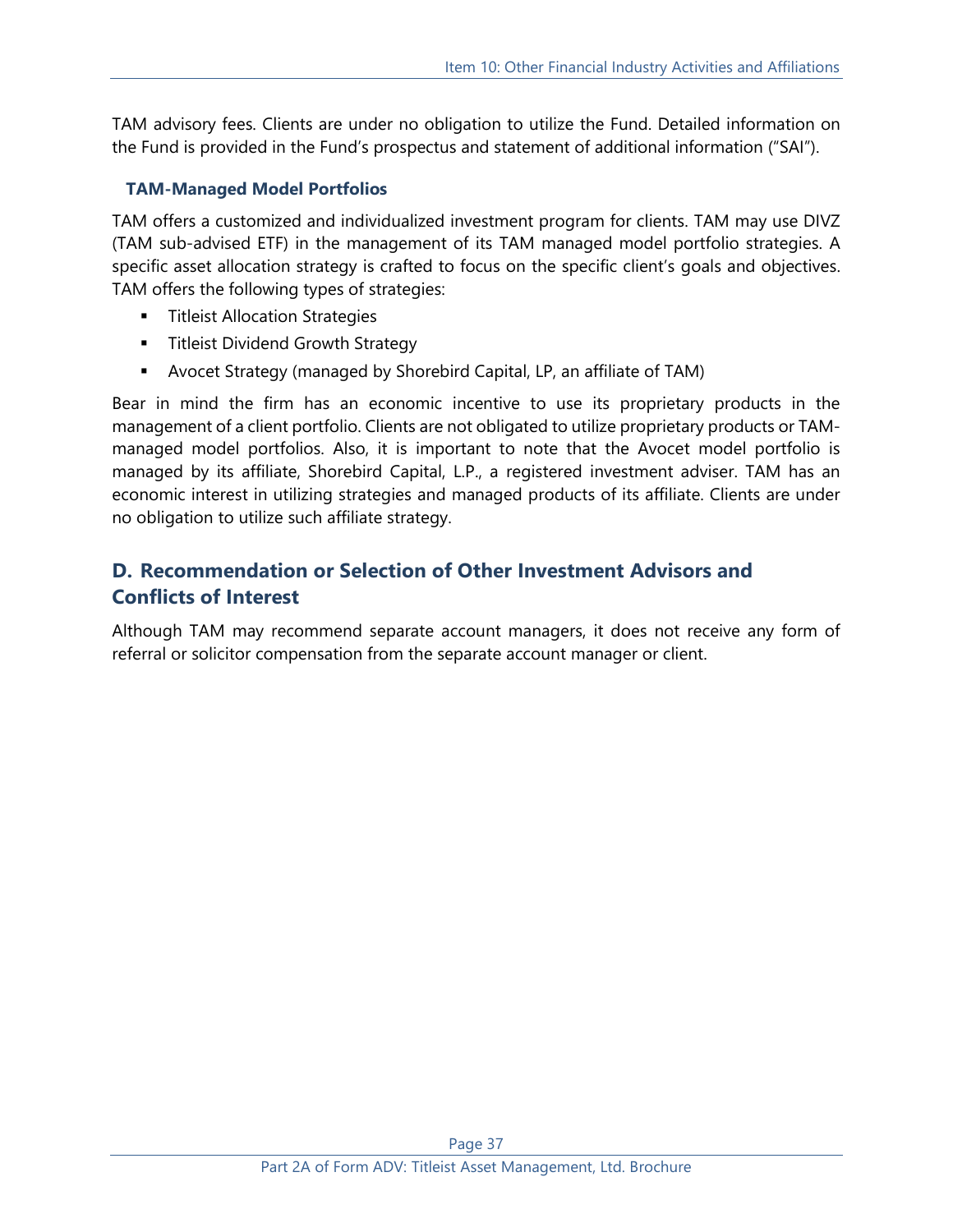TAM advisory fees. Clients are under no obligation to utilize the Fund. Detailed information on the Fund is provided in the Fund's prospectus and statement of additional information ("SAI").

### TAM-Managed Model Portfolios

TAM offers a customized and individualized investment program for clients. TAM may use DIVZ (TAM sub-advised ETF) in the management of its TAM managed model portfolio strategies. A specific asset allocation strategy is crafted to focus on the specific client's goals and objectives. TAM offers the following types of strategies:

- Titleist Allocation Strategies
- Titleist Dividend Growth Strategy
- Avocet Strategy (managed by Shorebird Capital, LP, an affiliate of TAM)

Bear in mind the firm has an economic incentive to use its proprietary products in the management of a client portfolio. Clients are not obligated to utilize proprietary products or TAM-managed model portfolios. Also, it is important to note that the Avocet model portfolio is managed by its affiliate, Shorebird Capital, L.P., a registered investment adviser. TAM has an economic interest in utilizing strategies and managed products of its affiliate. Clients are under no obligation to utilize such affiliate strategy.

## D. Recommendation or Selection of Other Investment Advisors and Conflicts of Interest

Although TAM may recommend separate account managers, it does not receive any form of referral or solicitor compensation from the separate account manager or client.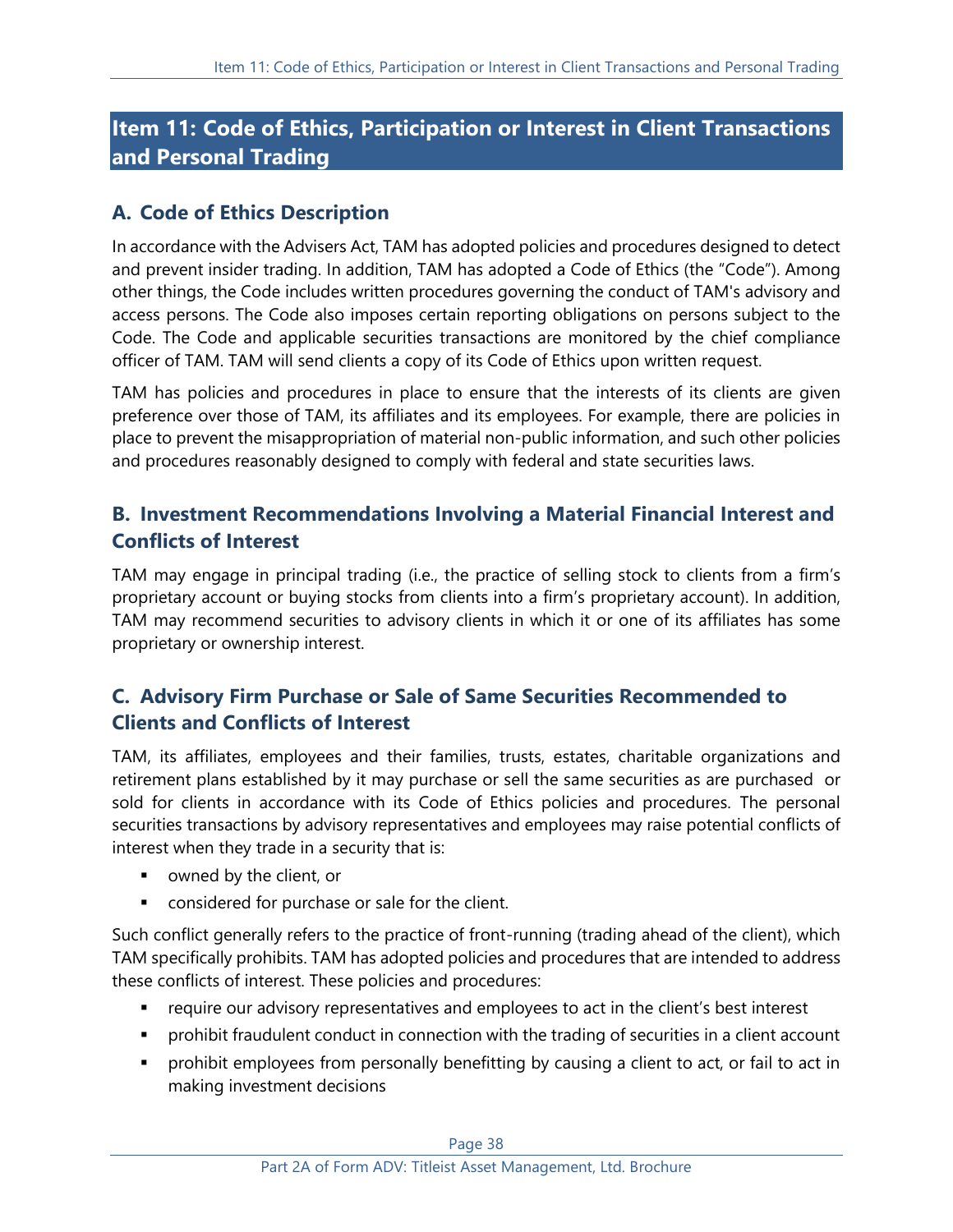## Item 11: Code of Ethics, Participation or Interest in Client Transactions and Personal Trading

### A. Code of Ethics Description

In accordance with the Advisers Act, TAM has adopted policies and procedures designed to detect and prevent insider trading. In addition, TAM has adopted a Code of Ethics (the "Code"). Among other things, the Code includes written procedures governing the conduct of TAM's advisory and access persons. The Code also imposes certain reporting obligations on persons subject to the Code. The Code and applicable securities transactions are monitored by the chief compliance officer of TAM. TAM will send clients a copy of its Code of Ethics upon written request.

TAM has policies and procedures in place to ensure that the interests of its clients are given preference over those of TAM, its affiliates and its employees. For example, there are policies in place to prevent the misappropriation of material non-public information, and such other policies and procedures reasonably designed to comply with federal and state securities laws.

### B. Investment Recommendations Involving a Material Financial Interest and Conflicts of Interest

TAM may engage in principal trading (i.e., the practice of selling stock to clients from a firm's proprietary account or buying stocks from clients into a firm's proprietary account). In addition, TAM may recommend securities to advisory clients in which it or one of its affiliates has some proprietary or ownership interest.

### C. Advisory Firm Purchase or Sale of Same Securities Recommended to Clients and Conflicts of Interest

TAM, its affiliates, employees and their families, trusts, estates, charitable organizations and retirement plans established by it may purchase or sell the same securities as are purchased or sold for clients in accordance with its Code of Ethics policies and procedures. The personal securities transactions by advisory representatives and employees may raise potential conflicts of interest when they trade in a security that is:

- owned by the client, or
- considered for purchase or sale for the client.

Such conflict generally refers to the practice of front-running (trading ahead of the client), which TAM specifically prohibits. TAM has adopted policies and procedures that are intended to address these conflicts of interest. These policies and procedures:

- require our advisory representatives and employees to act in the client's best interest
- prohibit fraudulent conduct in connection with the trading of securities in a client account
- prohibit employees from personally benefitting by causing a client to act, or fail to act in making investment decisions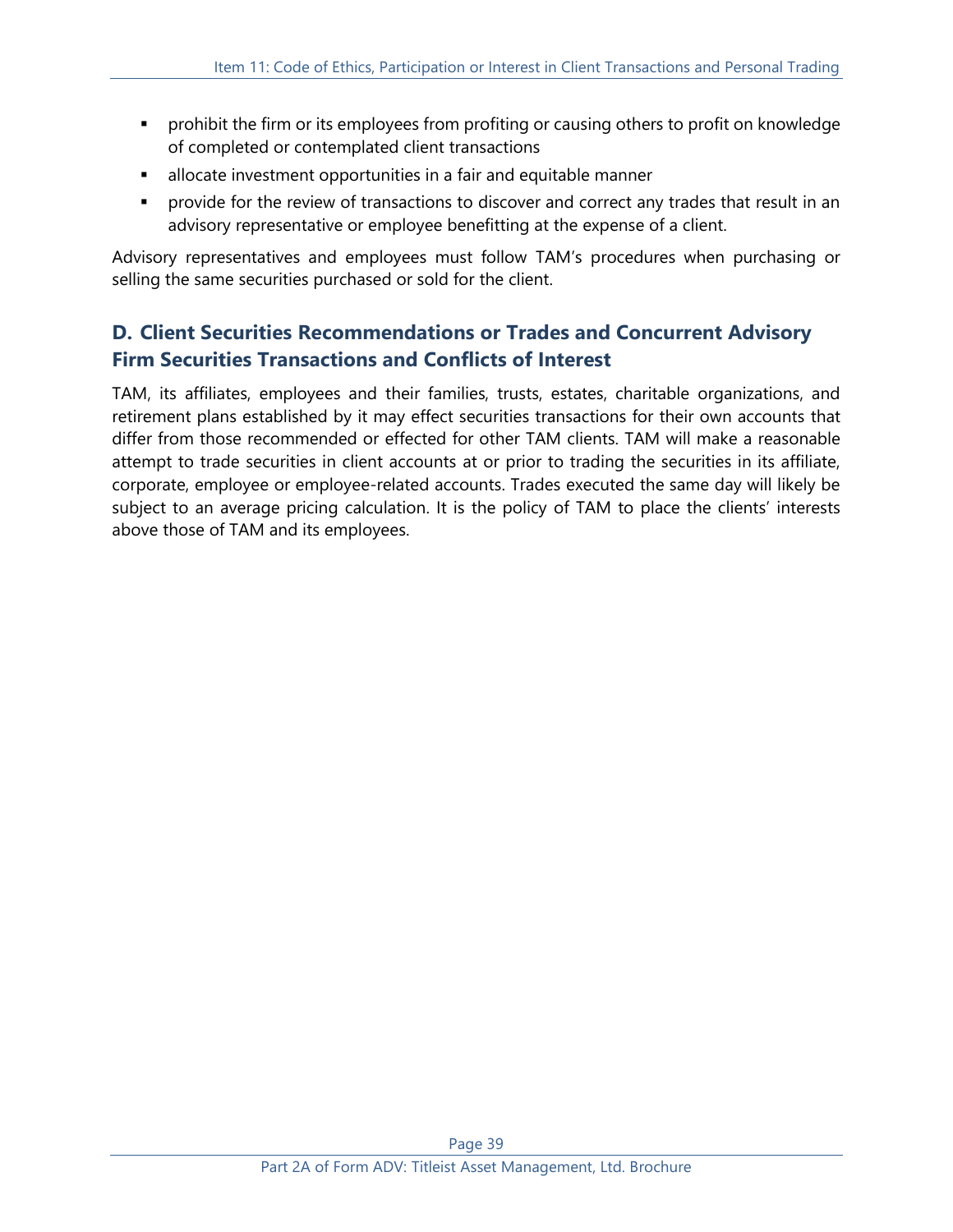- prohibit the firm or its employees from profiting or causing others to profit on knowledge of completed or contemplated client transactions
- allocate investment opportunities in a fair and equitable manner
- provide for the review of transactions to discover and correct any trades that result in an advisory representative or employee benefitting at the expense of a client.

Advisory representatives and employees must follow TAM's procedures when purchasing or selling the same securities purchased or sold for the client.

## D. Client Securities Recommendations or Trades and Concurrent Advisory Firm Securities Transactions and Conflicts of Interest

TAM, its affiliates, employees and their families, trusts, estates, charitable organizations, and retirement plans established by it may effect securities transactions for their own accounts that differ from those recommended or effected for other TAM clients. TAM will make a reasonable attempt to trade securities in client accounts at or prior to trading the securities in its affiliate, corporate, employee or employee-related accounts. Trades executed the same day will likely be subject to an average pricing calculation. It is the policy of TAM to place the clients' interests above those of TAM and its employees.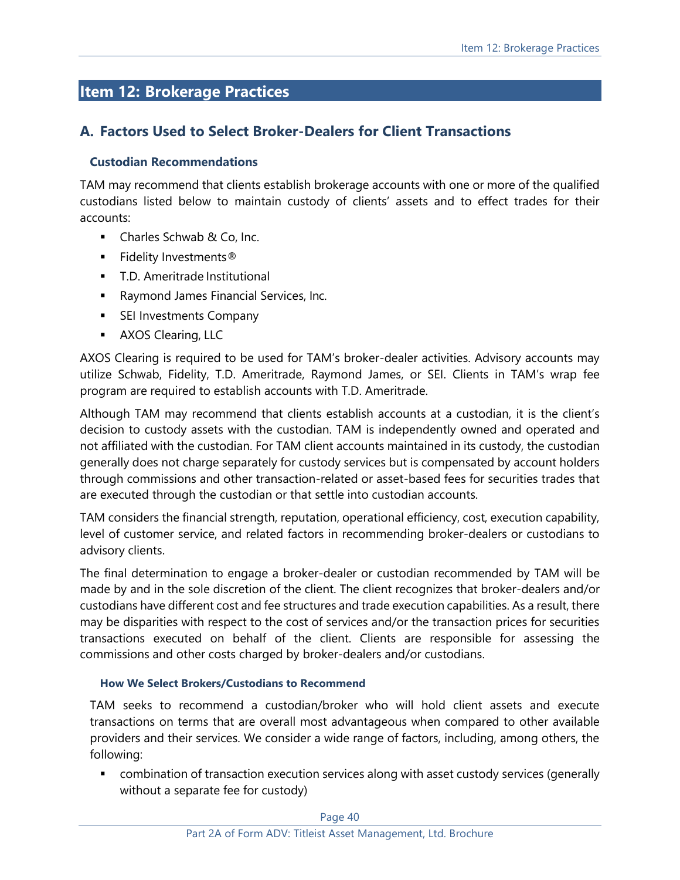## Item 12: Brokerage Practices

### A. Factors Used to Select Broker-Dealers for Client Transactions

#### Custodian Recommendations

TAM may recommend that clients establish brokerage accounts with one or more of the qualified custodians listed below to maintain custody of clients' assets and to effect trades for their accounts:

- Charles Schwab & Co, Inc.
- Fidelity Investments®
- T.D. Ameritrade Institutional
- Raymond James Financial Services, Inc.
- SEI Investments Company
- AXOS Clearing, LLC

AXOS Clearing is required to be used for TAM's broker-dealer activities. Advisory accounts may utilize Schwab, Fidelity, T.D. Ameritrade, Raymond James, or SEI. Clients in TAM's wrap fee program are required to establish accounts with T.D. Ameritrade.

Although TAM may recommend that clients establish accounts at a custodian, it is the client's decision to custody assets with the custodian. TAM is independently owned and operated and not affiliated with the custodian. For TAM client accounts maintained in its custody, the custodian generally does not charge separately for custody services but is compensated by account holders through commissions and other transaction-related or asset-based fees for securities trades that are executed through the custodian or that settle into custodian accounts.

TAM considers the financial strength, reputation, operational efficiency, cost, execution capability, level of customer service, and related factors in recommending broker-dealers or custodians to advisory clients.

The final determination to engage a broker-dealer or custodian recommended by TAM will be made by and in the sole discretion of the client. The client recognizes that broker-dealers and/or custodians have different cost and fee structures and trade execution capabilities. As a result, there may be disparities with respect to the cost of services and/or the transaction prices for securities transactions executed on behalf of the client. Clients are responsible for assessing the commissions and other costs charged by broker-dealers and/or custodians.

##### How We Select Brokers/Custodians to Recommend

TAM seeks to recommend a custodian/broker who will hold client assets and execute transactions on terms that are overall most advantageous when compared to other available providers and their services. We consider a wide range of factors, including, among others, the following:

- combination of transaction execution services along with asset custody services (generally without a separate fee for custody)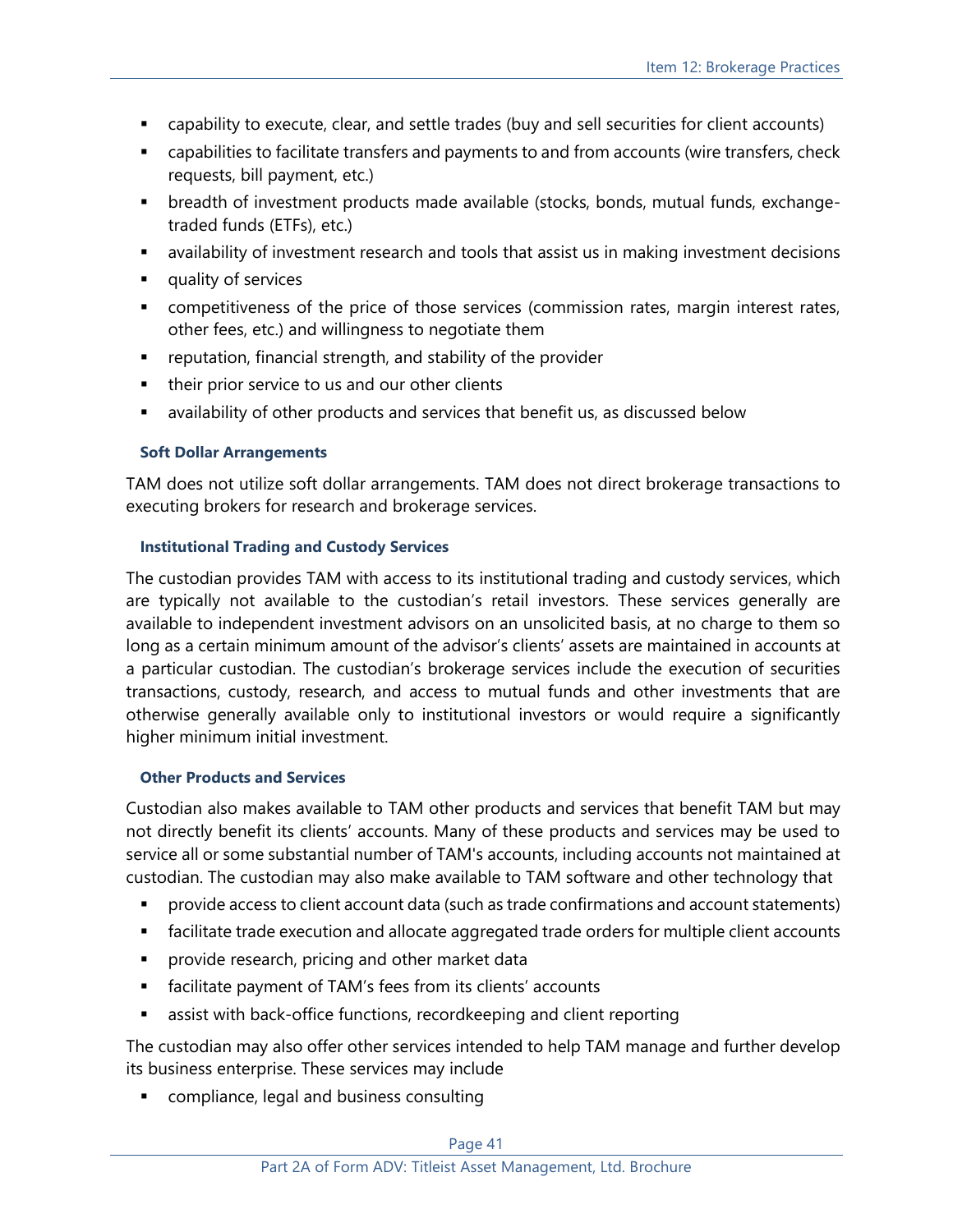- capability to execute, clear, and settle trades (buy and sell securities for client accounts)
- capabilities to facilitate transfers and payments to and from accounts (wire transfers, check requests, bill payment, etc.)
- breadth of investment products made available (stocks, bonds, mutual funds, exchange-traded funds (ETFs), etc.)
- availability of investment research and tools that assist us in making investment decisions
- quality of services
- competitiveness of the price of those services (commission rates, margin interest rates, other fees, etc.) and willingness to negotiate them
- reputation, financial strength, and stability of the provider
- their prior service to us and our other clients
- availability of other products and services that benefit us, as discussed below

### Soft Dollar Arrangements

TAM does not utilize soft dollar arrangements. TAM does not direct brokerage transactions to executing brokers for research and brokerage services.

### Institutional Trading and Custody Services

The custodian provides TAM with access to its institutional trading and custody services, which are typically not available to the custodian's retail investors. These services generally are available to independent investment advisors on an unsolicited basis, at no charge to them so long as a certain minimum amount of the advisor's clients' assets are maintained in accounts at a particular custodian. The custodian's brokerage services include the execution of securities transactions, custody, research, and access to mutual funds and other investments that are otherwise generally available only to institutional investors or would require a significantly higher minimum initial investment.

### Other Products and Services

Custodian also makes available to TAM other products and services that benefit TAM but may not directly benefit its clients' accounts. Many of these products and services may be used to service all or some substantial number of TAM's accounts, including accounts not maintained at custodian. The custodian may also make available to TAM software and other technology that

- provide access to client account data (such as trade confirmations and account statements)
- facilitate trade execution and allocate aggregated trade orders for multiple client accounts
- provide research, pricing and other market data
- facilitate payment of TAM's fees from its clients' accounts
- assist with back-office functions, recordkeeping and client reporting

The custodian may also offer other services intended to help TAM manage and further develop its business enterprise. These services may include

- compliance, legal and business consulting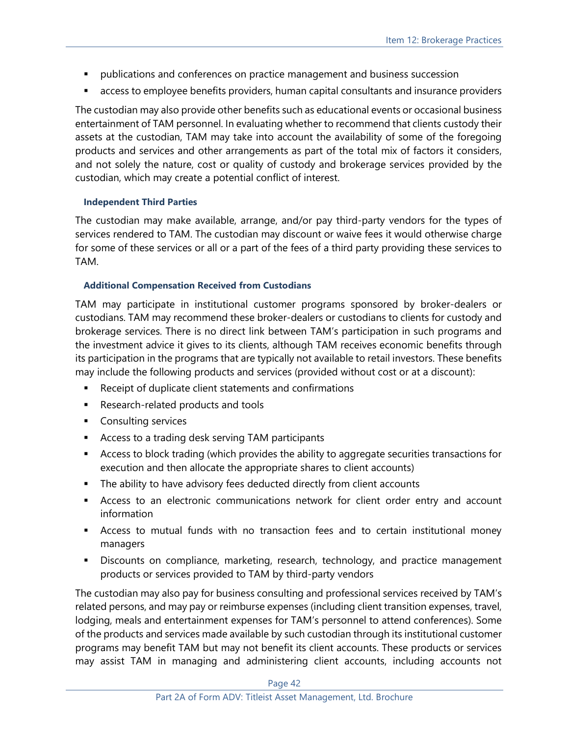- publications and conferences on practice management and business succession
- access to employee benefits providers, human capital consultants and insurance providers

The custodian may also provide other benefits such as educational events or occasional business entertainment of TAM personnel. In evaluating whether to recommend that clients custody their assets at the custodian, TAM may take into account the availability of some of the foregoing products and services and other arrangements as part of the total mix of factors it considers, and not solely the nature, cost or quality of custody and brokerage services provided by the custodian, which may create a potential conflict of interest.

#### Independent Third Parties

The custodian may make available, arrange, and/or pay third-party vendors for the types of services rendered to TAM. The custodian may discount or waive fees it would otherwise charge for some of these services or all or a part of the fees of a third party providing these services to TAM.

#### Additional Compensation Received from Custodians

TAM may participate in institutional customer programs sponsored by broker-dealers or custodians. TAM may recommend these broker-dealers or custodians to clients for custody and brokerage services. There is no direct link between TAM's participation in such programs and the investment advice it gives to its clients, although TAM receives economic benefits through its participation in the programs that are typically not available to retail investors. These benefits may include the following products and services (provided without cost or at a discount):

- Receipt of duplicate client statements and confirmations
- Research-related products and tools
- Consulting services
- Access to a trading desk serving TAM participants
- Access to block trading (which provides the ability to aggregate securities transactions for execution and then allocate the appropriate shares to client accounts)
- The ability to have advisory fees deducted directly from client accounts
- Access to an electronic communications network for client order entry and account information
- Access to mutual funds with no transaction fees and to certain institutional money managers
- Discounts on compliance, marketing, research, technology, and practice management products or services provided to TAM by third-party vendors

The custodian may also pay for business consulting and professional services received by TAM's related persons, and may pay or reimburse expenses (including client transition expenses, travel, lodging, meals and entertainment expenses for TAM's personnel to attend conferences). Some of the products and services made available by such custodian through its institutional customer programs may benefit TAM but may not benefit its client accounts. These products or services may assist TAM in managing and administering client accounts, including accounts not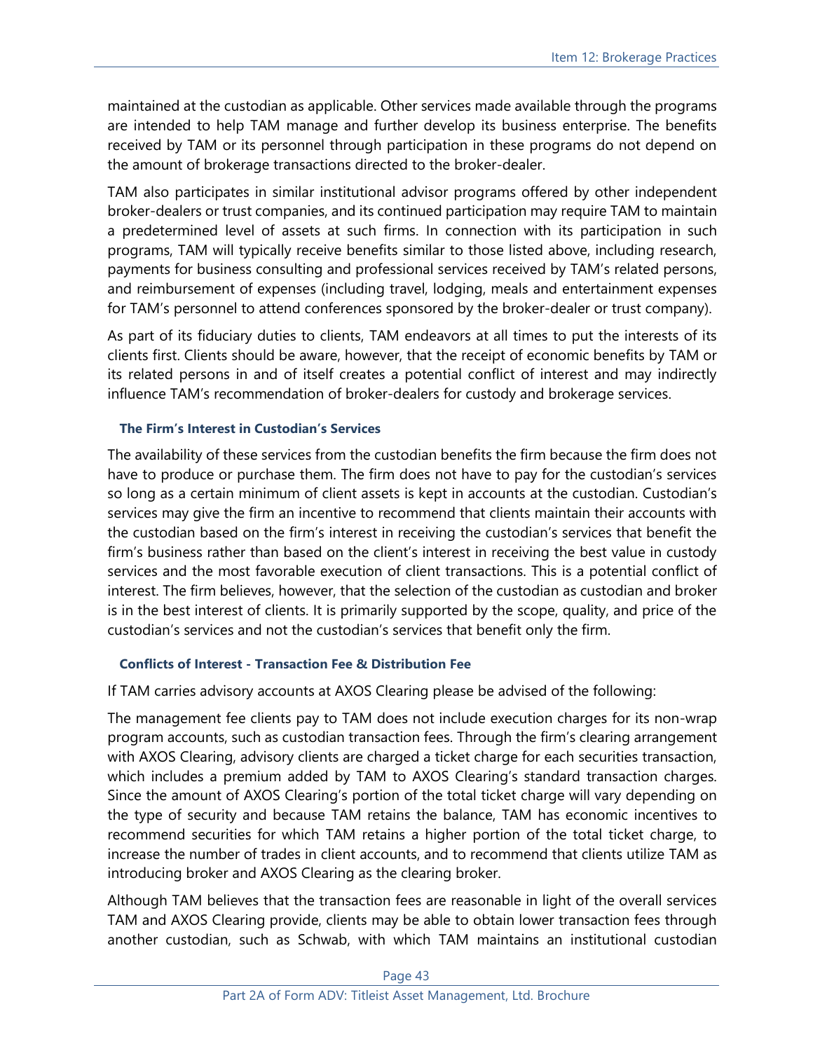maintained at the custodian as applicable. Other services made available through the programs are intended to help TAM manage and further develop its business enterprise. The benefits received by TAM or its personnel through participation in these programs do not depend on the amount of brokerage transactions directed to the broker-dealer.

TAM also participates in similar institutional advisor programs offered by other independent broker-dealers or trust companies, and its continued participation may require TAM to maintain a predetermined level of assets at such firms. In connection with its participation in such programs, TAM will typically receive benefits similar to those listed above, including research, payments for business consulting and professional services received by TAM's related persons, and reimbursement of expenses (including travel, lodging, meals and entertainment expenses for TAM's personnel to attend conferences sponsored by the broker-dealer or trust company).

As part of its fiduciary duties to clients, TAM endeavors at all times to put the interests of its clients first. Clients should be aware, however, that the receipt of economic benefits by TAM or its related persons in and of itself creates a potential conflict of interest and may indirectly influence TAM's recommendation of broker-dealers for custody and brokerage services.

#### The Firm's Interest in Custodian's Services

The availability of these services from the custodian benefits the firm because the firm does not have to produce or purchase them. The firm does not have to pay for the custodian's services so long as a certain minimum of client assets is kept in accounts at the custodian. Custodian's services may give the firm an incentive to recommend that clients maintain their accounts with the custodian based on the firm's interest in receiving the custodian's services that benefit the firm's business rather than based on the client's interest in receiving the best value in custody services and the most favorable execution of client transactions. This is a potential conflict of interest. The firm believes, however, that the selection of the custodian as custodian and broker is in the best interest of clients. It is primarily supported by the scope, quality, and price of the custodian's services and not the custodian's services that benefit only the firm.

#### Conflicts of Interest - Transaction Fee & Distribution Fee

If TAM carries advisory accounts at AXOS Clearing please be advised of the following:

The management fee clients pay to TAM does not include execution charges for its non-wrap program accounts, such as custodian transaction fees. Through the firm's clearing arrangement with AXOS Clearing, advisory clients are charged a ticket charge for each securities transaction, which includes a premium added by TAM to AXOS Clearing's standard transaction charges. Since the amount of AXOS Clearing's portion of the total ticket charge will vary depending on the type of security and because TAM retains the balance, TAM has economic incentives to recommend securities for which TAM retains a higher portion of the total ticket charge, to increase the number of trades in client accounts, and to recommend that clients utilize TAM as introducing broker and AXOS Clearing as the clearing broker.

Although TAM believes that the transaction fees are reasonable in light of the overall services TAM and AXOS Clearing provide, clients may be able to obtain lower transaction fees through another custodian, such as Schwab, with which TAM maintains an institutional custodian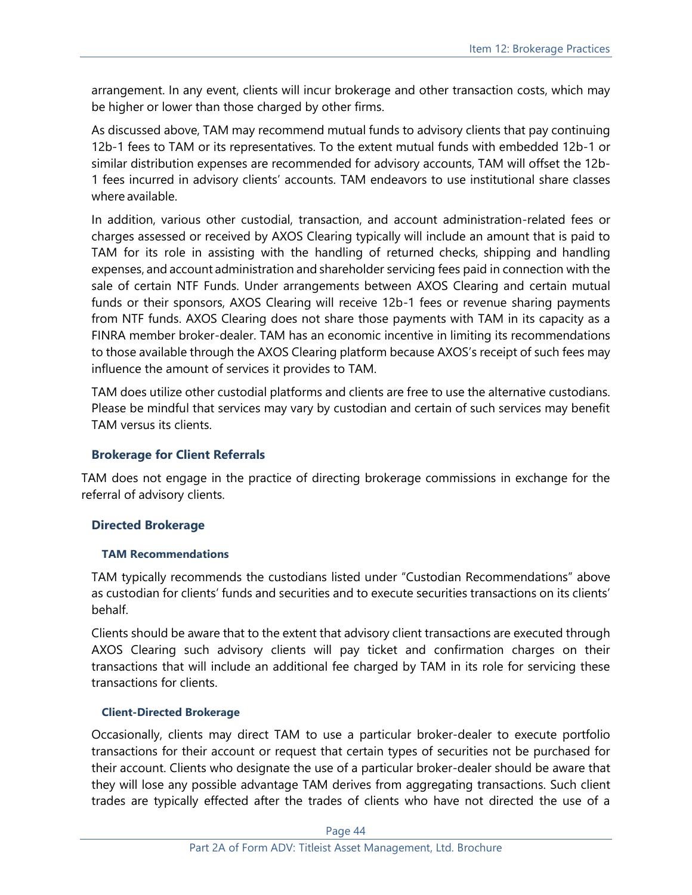arrangement. In any event, clients will incur brokerage and other transaction costs, which may be higher or lower than those charged by other firms.

As discussed above, TAM may recommend mutual funds to advisory clients that pay continuing 12b-1 fees to TAM or its representatives. To the extent mutual funds with embedded 12b-1 or similar distribution expenses are recommended for advisory accounts, TAM will offset the 12b-1 fees incurred in advisory clients' accounts. TAM endeavors to use institutional share classes where available.

In addition, various other custodial, transaction, and account administration-related fees or charges assessed or received by AXOS Clearing typically will include an amount that is paid to TAM for its role in assisting with the handling of returned checks, shipping and handling expenses, and account administration and shareholder servicing fees paid in connection with the sale of certain NTF Funds. Under arrangements between AXOS Clearing and certain mutual funds or their sponsors, AXOS Clearing will receive 12b-1 fees or revenue sharing payments from NTF funds. AXOS Clearing does not share those payments with TAM in its capacity as a FINRA member broker-dealer. TAM has an economic incentive in limiting its recommendations to those available through the AXOS Clearing platform because AXOS's receipt of such fees may influence the amount of services it provides to TAM.

TAM does utilize other custodial platforms and clients are free to use the alternative custodians. Please be mindful that services may vary by custodian and certain of such services may benefit TAM versus its clients.

### Brokerage for Client Referrals

TAM does not engage in the practice of directing brokerage commissions in exchange for the referral of advisory clients.

### Directed Brokerage

#### TAM Recommendations

TAM typically recommends the custodians listed under "Custodian Recommendations" above as custodian for clients' funds and securities and to execute securities transactions on its clients' behalf.

Clients should be aware that to the extent that advisory client transactions are executed through AXOS Clearing such advisory clients will pay ticket and confirmation charges on their transactions that will include an additional fee charged by TAM in its role for servicing these transactions for clients.

#### Client-Directed Brokerage

Occasionally, clients may direct TAM to use a particular broker-dealer to execute portfolio transactions for their account or request that certain types of securities not be purchased for their account. Clients who designate the use of a particular broker-dealer should be aware that they will lose any possible advantage TAM derives from aggregating transactions. Such client trades are typically effected after the trades of clients who have not directed the use of a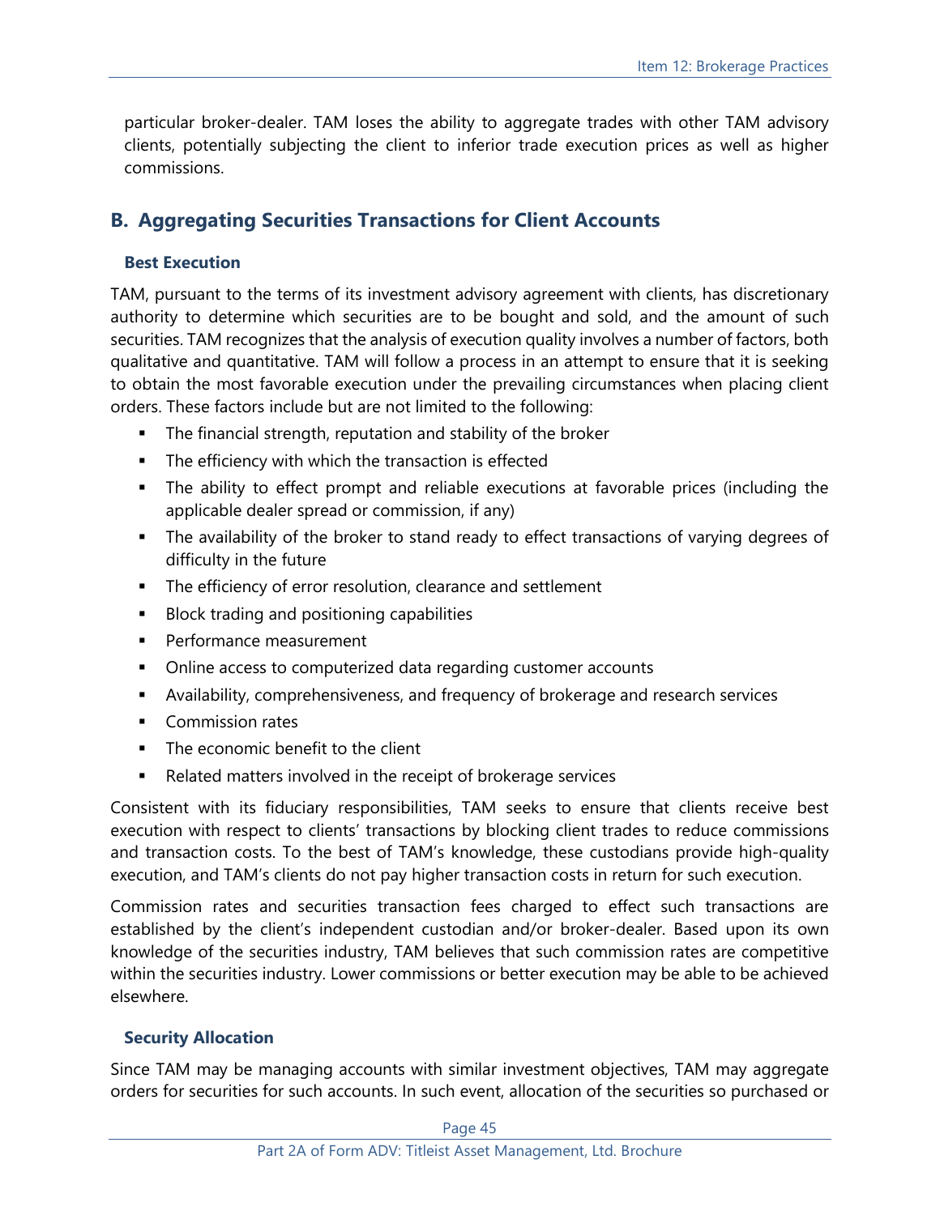particular broker-dealer. TAM loses the ability to aggregate trades with other TAM advisory clients, potentially subjecting the client to inferior trade execution prices as well as higher commissions.

## B. Aggregating Securities Transactions for Client Accounts

### Best Execution

TAM, pursuant to the terms of its investment advisory agreement with clients, has discretionary authority to determine which securities are to be bought and sold, and the amount of such securities. TAM recognizes that the analysis of execution quality involves a number of factors, both qualitative and quantitative. TAM will follow a process in an attempt to ensure that it is seeking to obtain the most favorable execution under the prevailing circumstances when placing client orders. These factors include but are not limited to the following:

- The financial strength, reputation and stability of the broker
- The efficiency with which the transaction is effected
- The ability to effect prompt and reliable executions at favorable prices (including the applicable dealer spread or commission, if any)
- The availability of the broker to stand ready to effect transactions of varying degrees of difficulty in the future
- The efficiency of error resolution, clearance and settlement
- Block trading and positioning capabilities
- Performance measurement
- Online access to computerized data regarding customer accounts
- Availability, comprehensiveness, and frequency of brokerage and research services
- Commission rates
- The economic benefit to the client
- Related matters involved in the receipt of brokerage services

Consistent with its fiduciary responsibilities, TAM seeks to ensure that clients receive best execution with respect to clients' transactions by blocking client trades to reduce commissions and transaction costs. To the best of TAM's knowledge, these custodians provide high-quality execution, and TAM's clients do not pay higher transaction costs in return for such execution.

Commission rates and securities transaction fees charged to effect such transactions are established by the client's independent custodian and/or broker-dealer. Based upon its own knowledge of the securities industry, TAM believes that such commission rates are competitive within the securities industry. Lower commissions or better execution may be able to be achieved elsewhere.

### Security Allocation

Since TAM may be managing accounts with similar investment objectives, TAM may aggregate orders for securities for such accounts. In such event, allocation of the securities so purchased or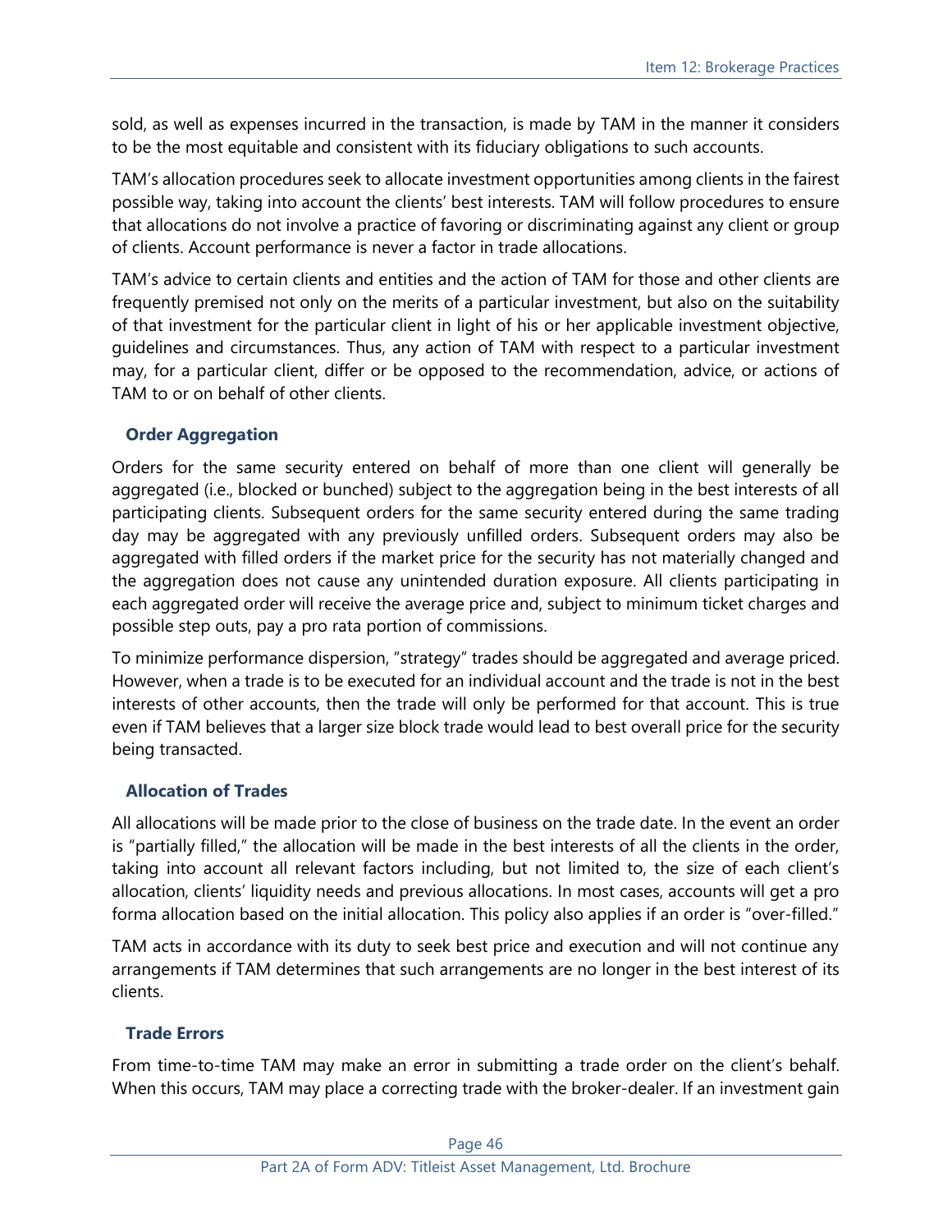sold, as well as expenses incurred in the transaction, is made by TAM in the manner it considers to be the most equitable and consistent with its fiduciary obligations to such accounts.

TAM's allocation procedures seek to allocate investment opportunities among clients in the fairest possible way, taking into account the clients' best interests. TAM will follow procedures to ensure that allocations do not involve a practice of favoring or discriminating against any client or group of clients. Account performance is never a factor in trade allocations.

TAM's advice to certain clients and entities and the action of TAM for those and other clients are frequently premised not only on the merits of a particular investment, but also on the suitability of that investment for the particular client in light of his or her applicable investment objective, guidelines and circumstances. Thus, any action of TAM with respect to a particular investment may, for a particular client, differ or be opposed to the recommendation, advice, or actions of TAM to or on behalf of other clients.

### Order Aggregation

Orders for the same security entered on behalf of more than one client will generally be aggregated (i.e., blocked or bunched) subject to the aggregation being in the best interests of all participating clients. Subsequent orders for the same security entered during the same trading day may be aggregated with any previously unfilled orders. Subsequent orders may also be aggregated with filled orders if the market price for the security has not materially changed and the aggregation does not cause any unintended duration exposure. All clients participating in each aggregated order will receive the average price and, subject to minimum ticket charges and possible step outs, pay a pro rata portion of commissions.

To minimize performance dispersion, "strategy" trades should be aggregated and average priced. However, when a trade is to be executed for an individual account and the trade is not in the best interests of other accounts, then the trade will only be performed for that account. This is true even if TAM believes that a larger size block trade would lead to best overall price for the security being transacted.

### Allocation of Trades

All allocations will be made prior to the close of business on the trade date. In the event an order is "partially filled," the allocation will be made in the best interests of all the clients in the order, taking into account all relevant factors including, but not limited to, the size of each client's allocation, clients' liquidity needs and previous allocations. In most cases, accounts will get a pro forma allocation based on the initial allocation. This policy also applies if an order is "over-filled."

TAM acts in accordance with its duty to seek best price and execution and will not continue any arrangements if TAM determines that such arrangements are no longer in the best interest of its clients.

### Trade Errors

From time-to-time TAM may make an error in submitting a trade order on the client's behalf. When this occurs, TAM may place a correcting trade with the broker-dealer. If an investment gain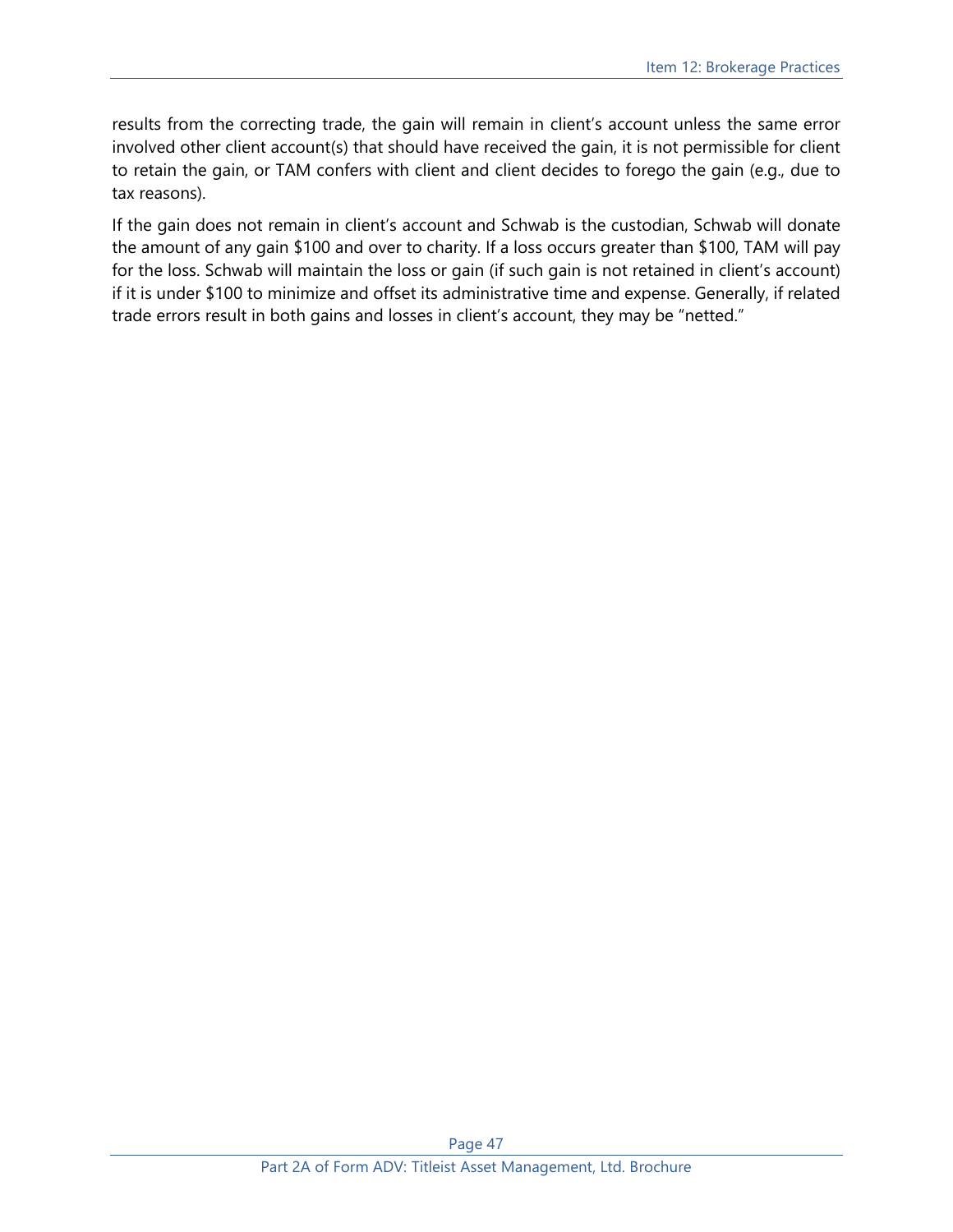results from the correcting trade, the gain will remain in client's account unless the same error involved other client account(s) that should have received the gain, it is not permissible for client to retain the gain, or TAM confers with client and client decides to forego the gain (e.g., due to tax reasons).

If the gain does not remain in client's account and Schwab is the custodian, Schwab will donate the amount of any gain $100 and over to charity. If a loss occurs greater than $100, TAM will pay for the loss. Schwab will maintain the loss or gain (if such gain is not retained in client's account) if it is under $100 to minimize and offset its administrative time and expense. Generally, if related trade errors result in both gains and losses in client's account, they may be "netted."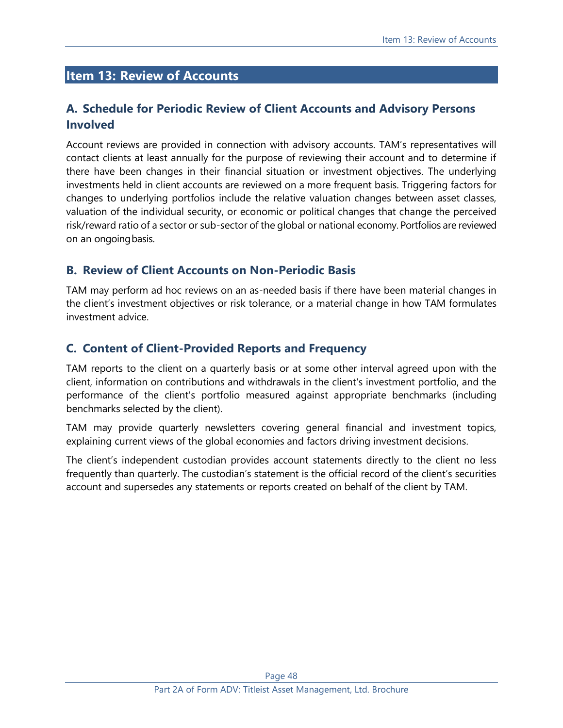## Item 13: Review of Accounts

### A. Schedule for Periodic Review of Client Accounts and Advisory Persons Involved

Account reviews are provided in connection with advisory accounts. TAM's representatives will contact clients at least annually for the purpose of reviewing their account and to determine if there have been changes in their financial situation or investment objectives. The underlying investments held in client accounts are reviewed on a more frequent basis. Triggering factors for changes to underlying portfolios include the relative valuation changes between asset classes, valuation of the individual security, or economic or political changes that change the perceived risk/reward ratio of a sector or sub-sector of the global or national economy. Portfolios are reviewed on an ongoing basis.

### B. Review of Client Accounts on Non-Periodic Basis

TAM may perform ad hoc reviews on an as-needed basis if there have been material changes in the client's investment objectives or risk tolerance, or a material change in how TAM formulates investment advice.

### C. Content of Client-Provided Reports and Frequency

TAM reports to the client on a quarterly basis or at some other interval agreed upon with the client, information on contributions and withdrawals in the client's investment portfolio, and the performance of the client's portfolio measured against appropriate benchmarks (including benchmarks selected by the client).

TAM may provide quarterly newsletters covering general financial and investment topics, explaining current views of the global economies and factors driving investment decisions.

The client's independent custodian provides account statements directly to the client no less frequently than quarterly. The custodian's statement is the official record of the client's securities account and supersedes any statements or reports created on behalf of the client by TAM.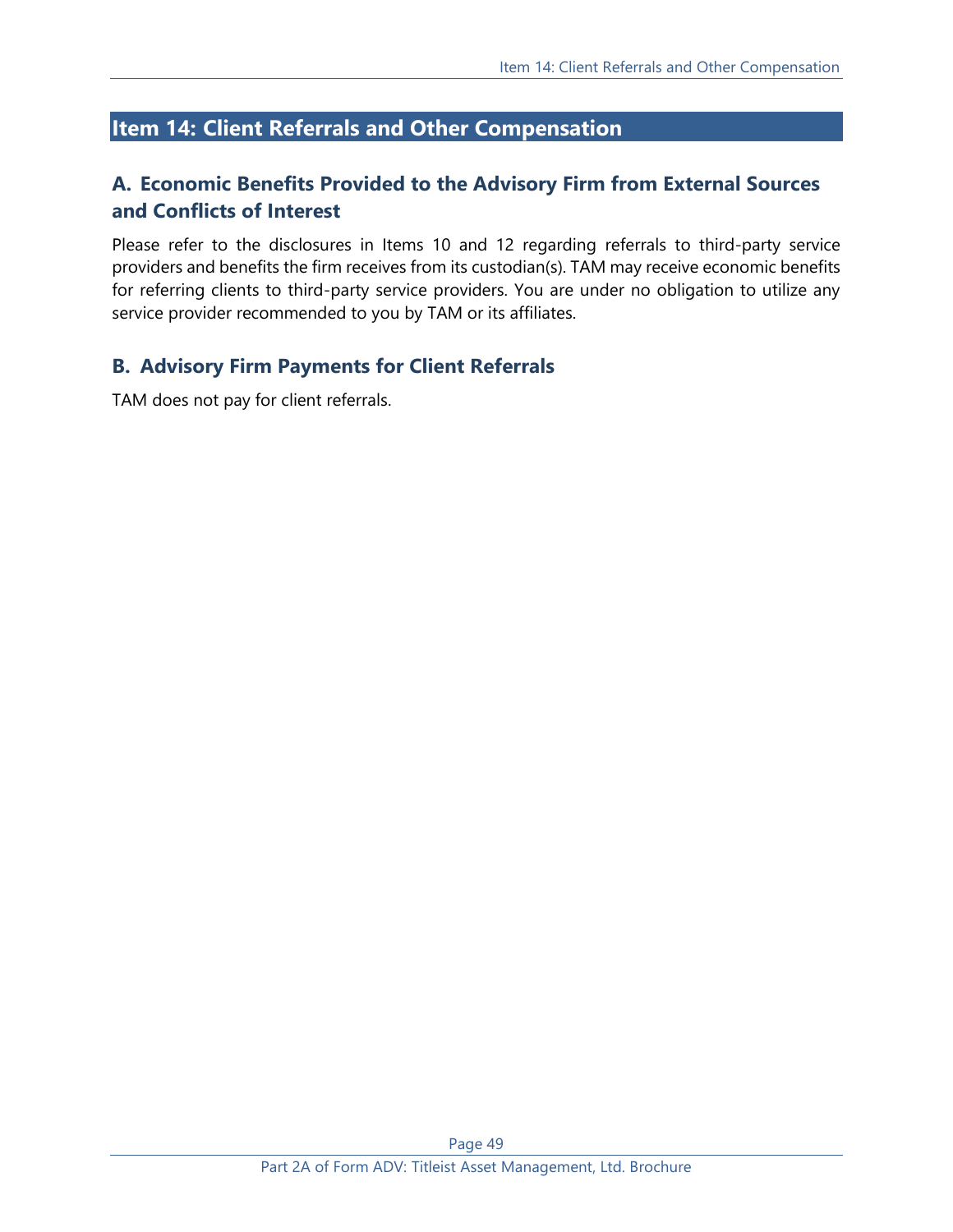## Item 14: Client Referrals and Other Compensation

### A. Economic Benefits Provided to the Advisory Firm from External Sources and Conflicts of Interest

Please refer to the disclosures in Items 10 and 12 regarding referrals to third-party service providers and benefits the firm receives from its custodian(s). TAM may receive economic benefits for referring clients to third-party service providers. You are under no obligation to utilize any service provider recommended to you by TAM or its affiliates.

### B. Advisory Firm Payments for Client Referrals

TAM does not pay for client referrals.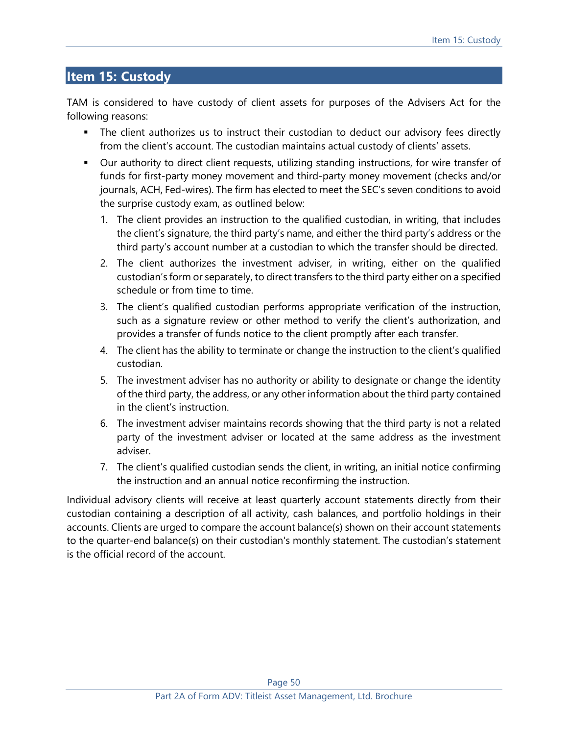## Item 15: Custody

TAM is considered to have custody of client assets for purposes of the Advisers Act for the following reasons:

- The client authorizes us to instruct their custodian to deduct our advisory fees directly from the client's account. The custodian maintains actual custody of clients' assets.
- Our authority to direct client requests, utilizing standing instructions, for wire transfer of funds for first-party money movement and third-party money movement (checks and/or journals, ACH, Fed-wires). The firm has elected to meet the SEC's seven conditions to avoid the surprise custody exam, as outlined below:
    1. The client provides an instruction to the qualified custodian, in writing, that includes the client's signature, the third party's name, and either the third party's address or the third party's account number at a custodian to which the transfer should be directed.
    2. The client authorizes the investment adviser, in writing, either on the qualified custodian's form or separately, to direct transfers to the third party either on a specified schedule or from time to time.
    3. The client's qualified custodian performs appropriate verification of the instruction, such as a signature review or other method to verify the client's authorization, and provides a transfer of funds notice to the client promptly after each transfer.
    4. The client has the ability to terminate or change the instruction to the client's qualified custodian.
    5. The investment adviser has no authority or ability to designate or change the identity of the third party, the address, or any other information about the third party contained in the client's instruction.
    6. The investment adviser maintains records showing that the third party is not a related party of the investment adviser or located at the same address as the investment adviser.
    7. The client's qualified custodian sends the client, in writing, an initial notice confirming the instruction and an annual notice reconfirming the instruction.

Individual advisory clients will receive at least quarterly account statements directly from their custodian containing a description of all activity, cash balances, and portfolio holdings in their accounts. Clients are urged to compare the account balance(s) shown on their account statements to the quarter-end balance(s) on their custodian's monthly statement. The custodian's statement is the official record of the account.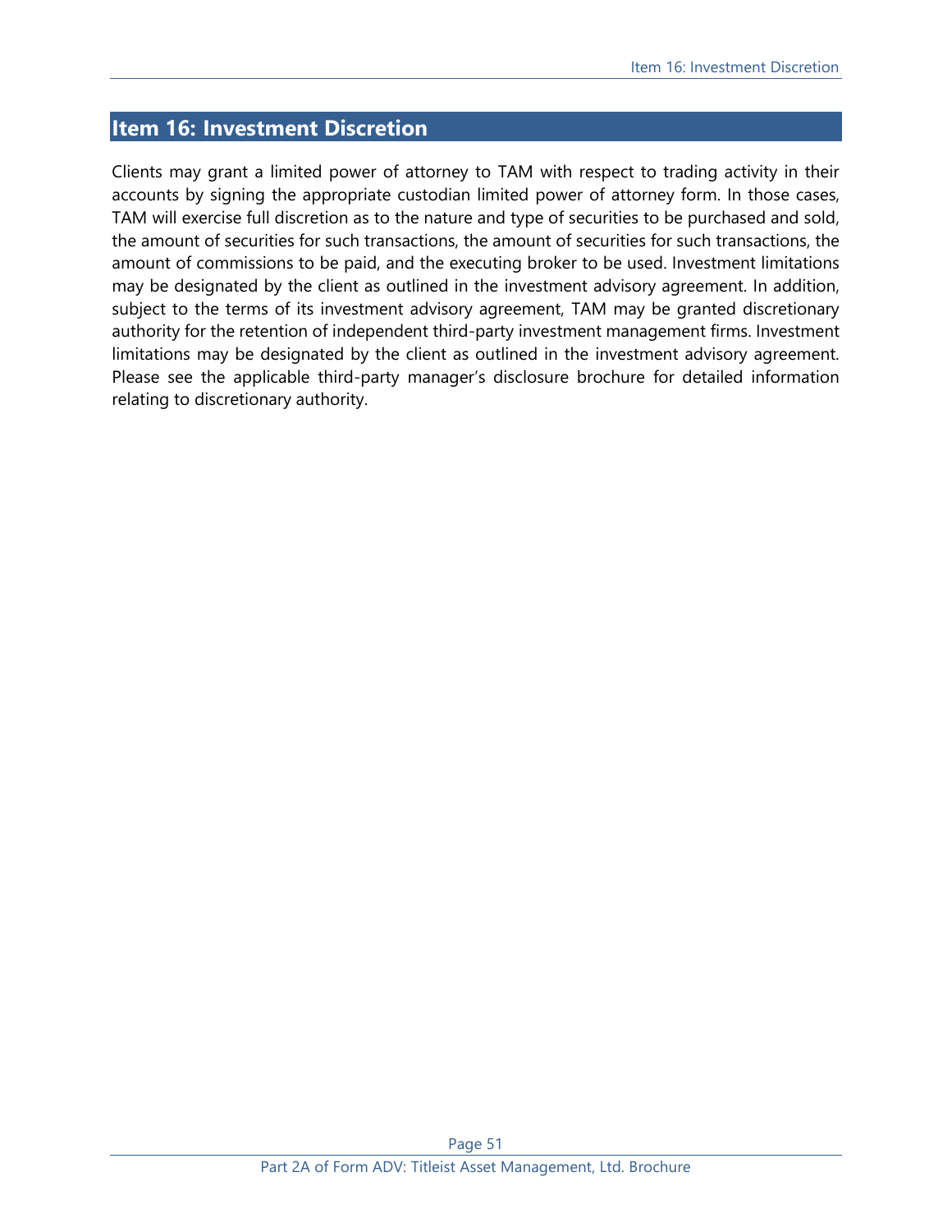## Item 16: Investment Discretion

Clients may grant a limited power of attorney to TAM with respect to trading activity in their accounts by signing the appropriate custodian limited power of attorney form. In those cases, TAM will exercise full discretion as to the nature and type of securities to be purchased and sold, the amount of securities for such transactions, the amount of securities for such transactions, the amount of commissions to be paid, and the executing broker to be used. Investment limitations may be designated by the client as outlined in the investment advisory agreement. In addition, subject to the terms of its investment advisory agreement, TAM may be granted discretionary authority for the retention of independent third-party investment management firms. Investment limitations may be designated by the client as outlined in the investment advisory agreement. Please see the applicable third-party manager's disclosure brochure for detailed information relating to discretionary authority.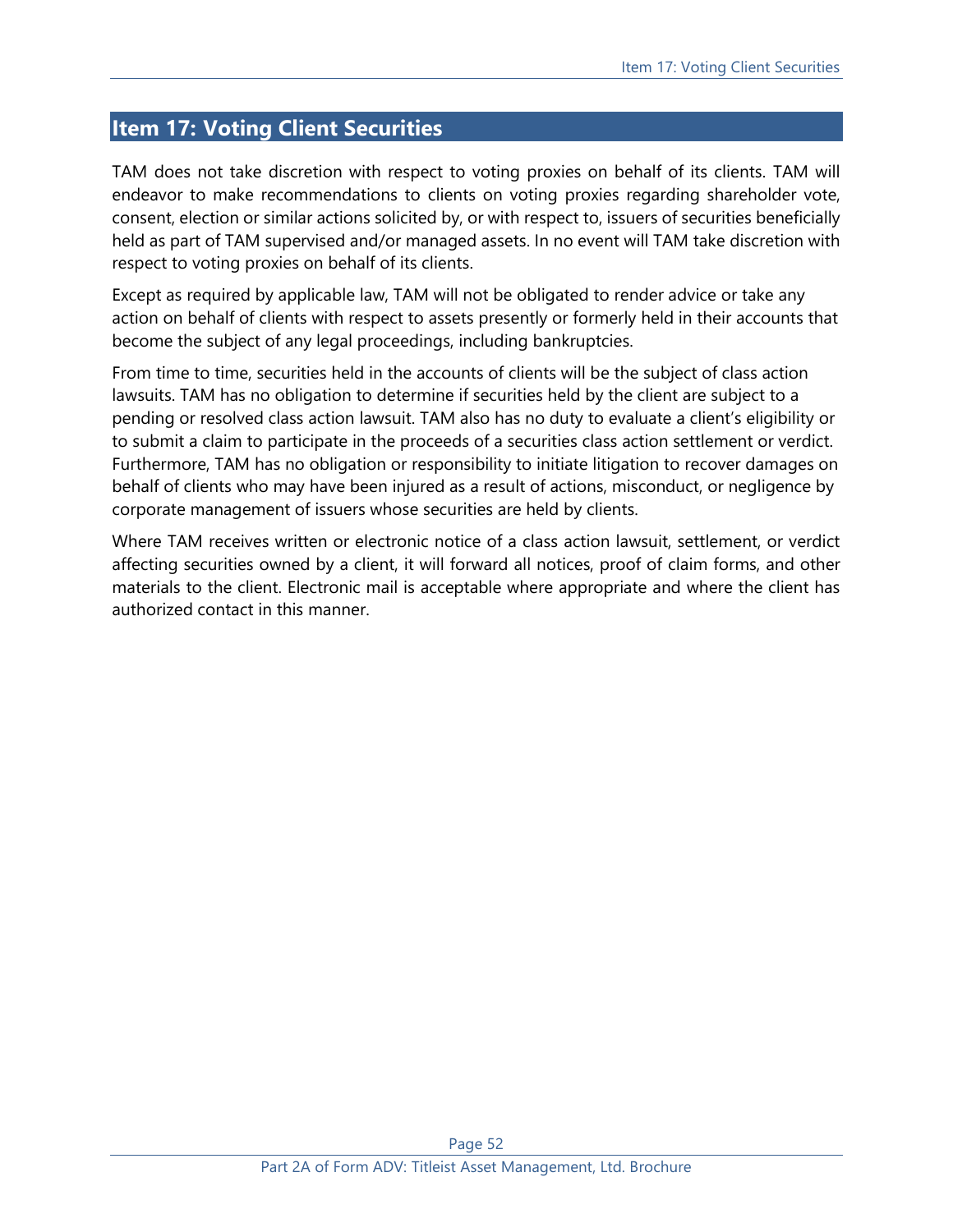## Item 17: Voting Client Securities

TAM does not take discretion with respect to voting proxies on behalf of its clients. TAM will endeavor to make recommendations to clients on voting proxies regarding shareholder vote, consent, election or similar actions solicited by, or with respect to, issuers of securities beneficially held as part of TAM supervised and/or managed assets. In no event will TAM take discretion with respect to voting proxies on behalf of its clients.

Except as required by applicable law, TAM will not be obligated to render advice or take any action on behalf of clients with respect to assets presently or formerly held in their accounts that become the subject of any legal proceedings, including bankruptcies.

From time to time, securities held in the accounts of clients will be the subject of class action lawsuits. TAM has no obligation to determine if securities held by the client are subject to a pending or resolved class action lawsuit. TAM also has no duty to evaluate a client's eligibility or to submit a claim to participate in the proceeds of a securities class action settlement or verdict. Furthermore, TAM has no obligation or responsibility to initiate litigation to recover damages on behalf of clients who may have been injured as a result of actions, misconduct, or negligence by corporate management of issuers whose securities are held by clients.

Where TAM receives written or electronic notice of a class action lawsuit, settlement, or verdict affecting securities owned by a client, it will forward all notices, proof of claim forms, and other materials to the client. Electronic mail is acceptable where appropriate and where the client has authorized contact in this manner.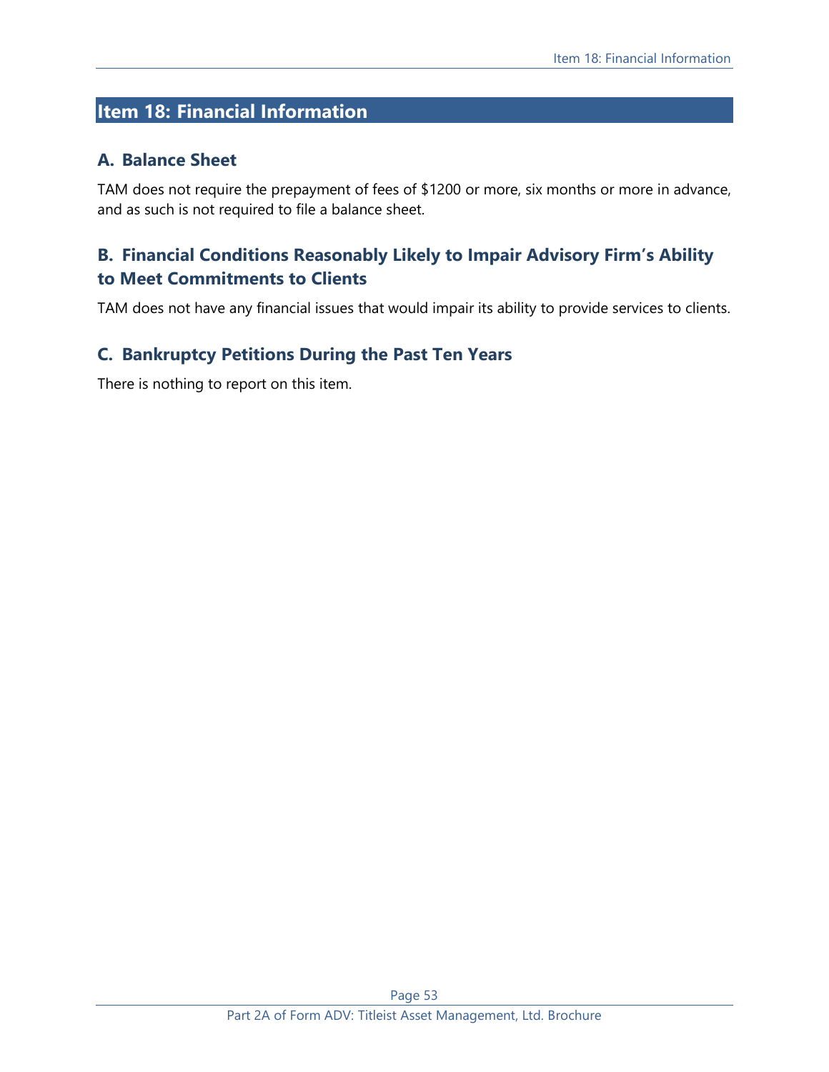# Item 18: Financial Information

## A. Balance Sheet

TAM does not require the prepayment of fees of $1200 or more, six months or more in advance, and as such is not required to file a balance sheet.

## B. Financial Conditions Reasonably Likely to Impair Advisory Firm's Ability to Meet Commitments to Clients

TAM does not have any financial issues that would impair its ability to provide services to clients.

## C. Bankruptcy Petitions During the Past Ten Years

There is nothing to report on this item.